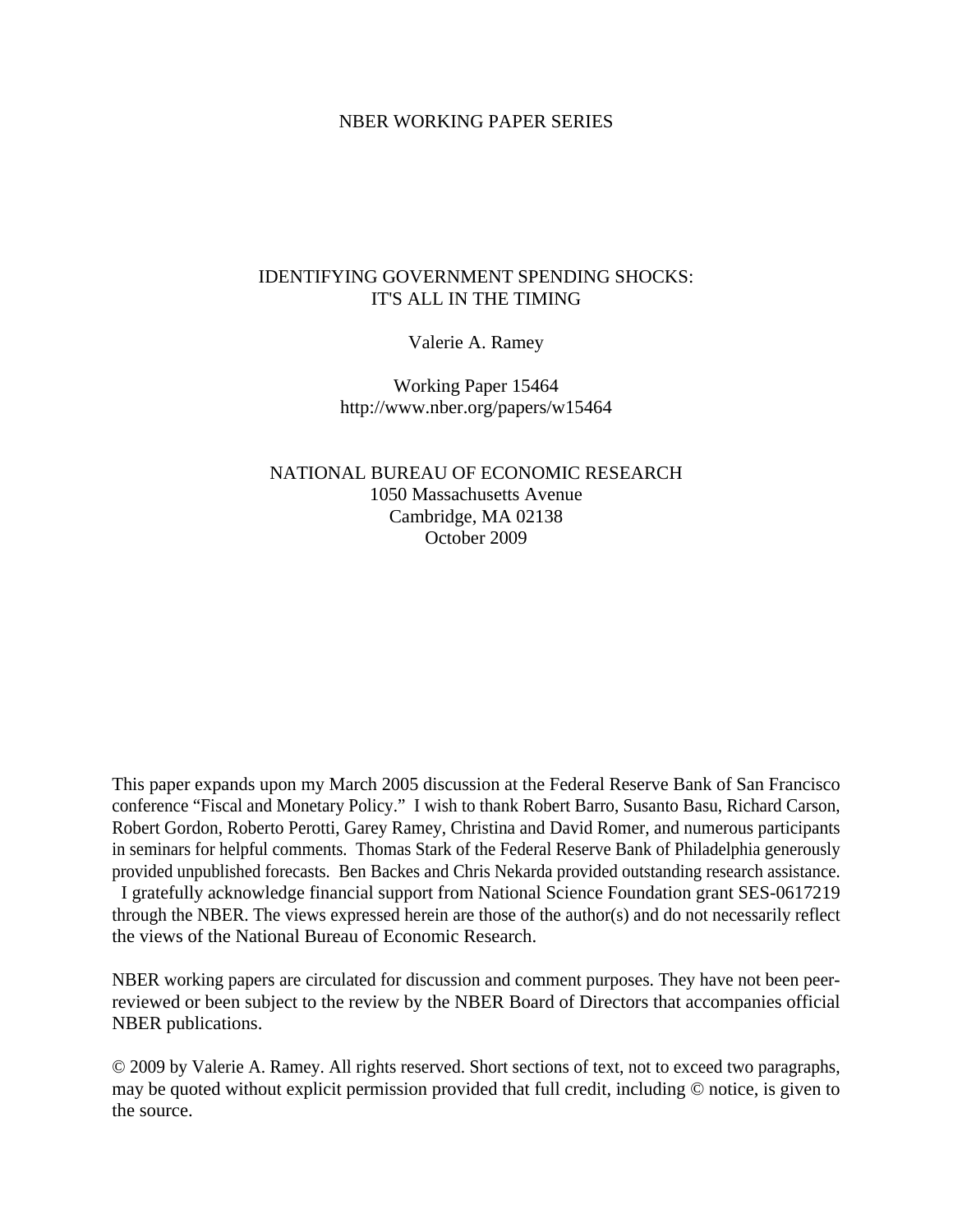NBER WORKING PAPER SERIES

# IDENTIFYING GOVERNMENT SPENDING SHOCKS: IT'S ALL IN THE TIMING

Valerie A. Ramey

Working Paper 15464
http://www.nber.org/papers/w15464

NATIONAL BUREAU OF ECONOMIC RESEARCH
1050 Massachusetts Avenue
Cambridge, MA 02138
October 2009

This paper expands upon my March 2005 discussion at the Federal Reserve Bank of San Francisco conference "Fiscal and Monetary Policy." I wish to thank Robert Barro, Susanto Basu, Richard Carson, Robert Gordon, Roberto Perotti, Garey Ramey, Christina and David Romer, and numerous participants in seminars for helpful comments. Thomas Stark of the Federal Reserve Bank of Philadelphia generously provided unpublished forecasts. Ben Backes and Chris Nekarda provided outstanding research assistance. I gratefully acknowledge financial support from National Science Foundation grant SES-0617219 through the NBER. The views expressed herein are those of the author(s) and do not necessarily reflect the views of the National Bureau of Economic Research.

NBER working papers are circulated for discussion and comment purposes. They have not been peer-reviewed or been subject to the review by the NBER Board of Directors that accompanies official NBER publications.

© 2009 by Valerie A. Ramey. All rights reserved. Short sections of text, not to exceed two paragraphs, may be quoted without explicit permission provided that full credit, including © notice, is given to the source.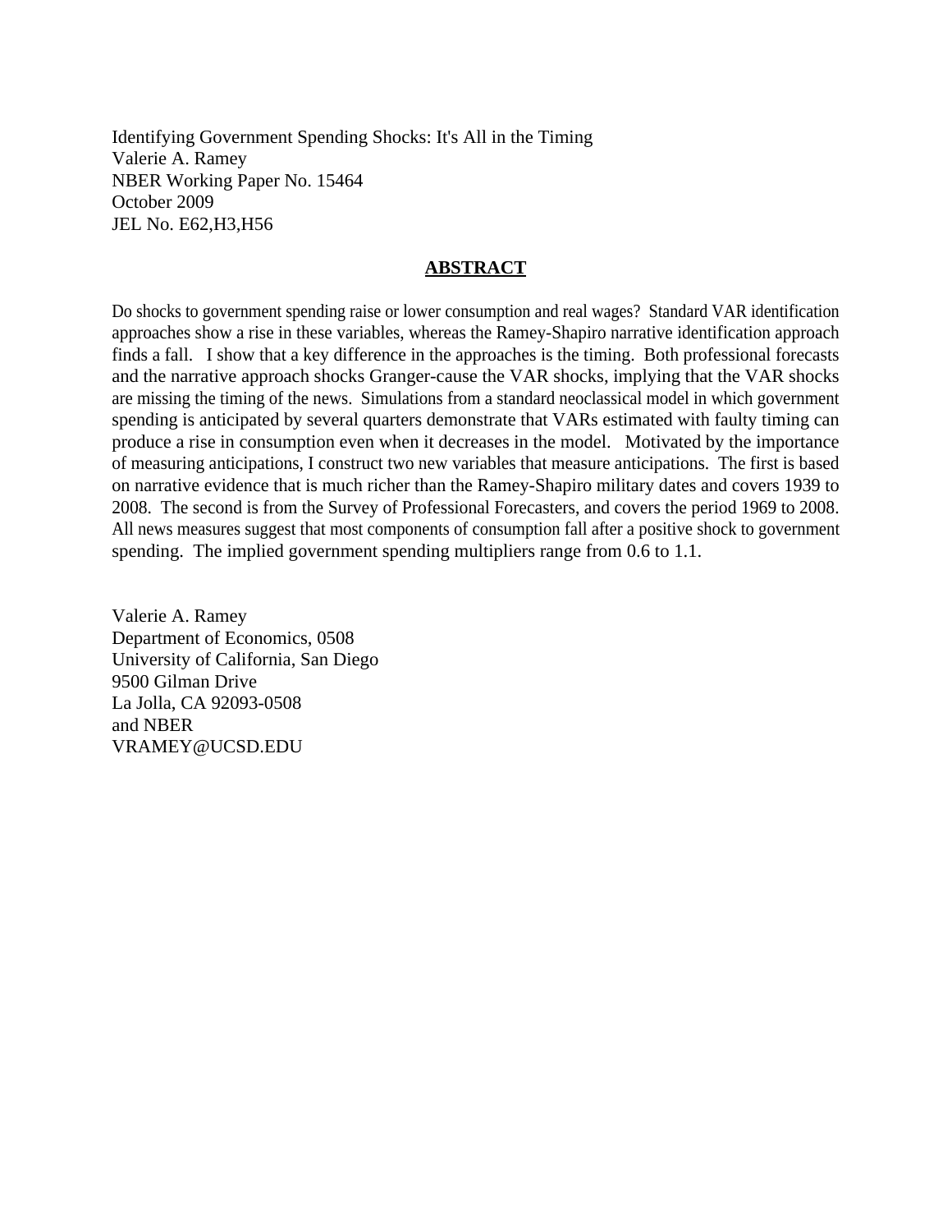Identifying Government Spending Shocks: It's All in the Timing
Valerie A. Ramey
NBER Working Paper No. 15464
October 2009
JEL No. E62,H3,H56

## ABSTRACT

Do shocks to government spending raise or lower consumption and real wages? Standard VAR identification approaches show a rise in these variables, whereas the Ramey-Shapiro narrative identification approach finds a fall. I show that a key difference in the approaches is the timing. Both professional forecasts and the narrative approach shocks Granger-cause the VAR shocks, implying that the VAR shocks are missing the timing of the news. Simulations from a standard neoclassical model in which government spending is anticipated by several quarters demonstrate that VARs estimated with faulty timing can produce a rise in consumption even when it decreases in the model. Motivated by the importance of measuring anticipations, I construct two new variables that measure anticipations. The first is based on narrative evidence that is much richer than the Ramey-Shapiro military dates and covers 1939 to 2008. The second is from the Survey of Professional Forecasters, and covers the period 1969 to 2008. All news measures suggest that most components of consumption fall after a positive shock to government spending. The implied government spending multipliers range from 0.6 to 1.1.

Valerie A. Ramey
Department of Economics, 0508
University of California, San Diego
9500 Gilman Drive
La Jolla, CA 92093-0508
and NBER
VRAMEY@UCSD.EDU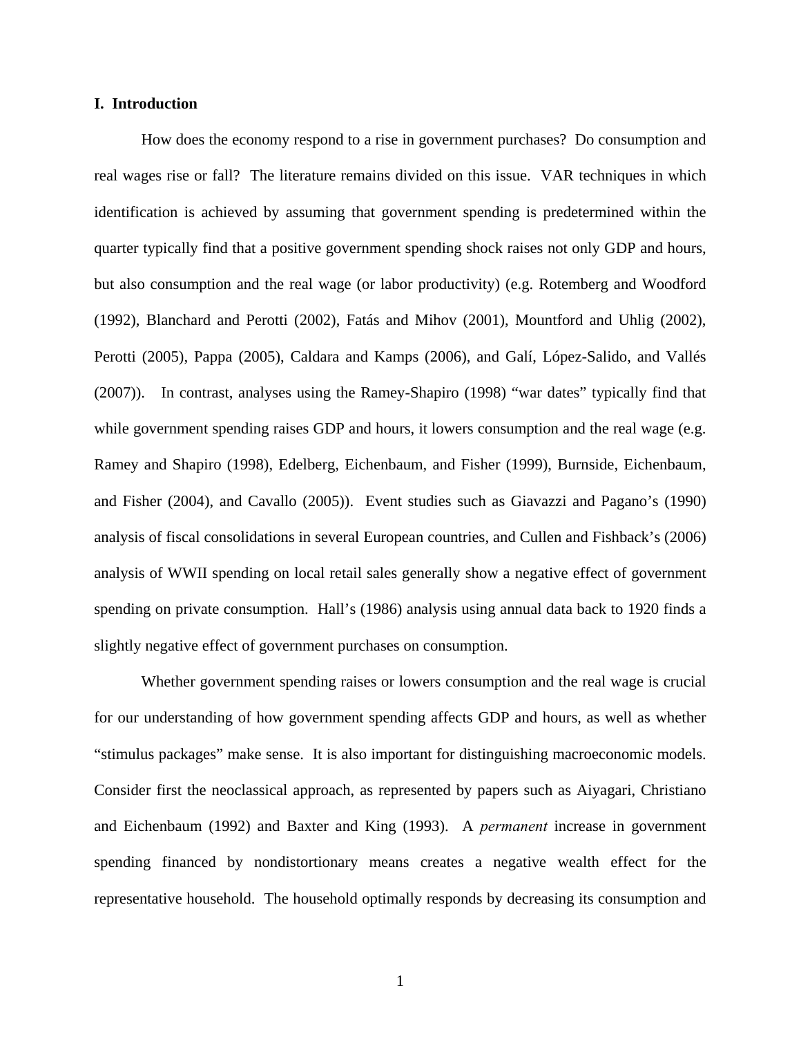## I. Introduction

How does the economy respond to a rise in government purchases? Do consumption and real wages rise or fall? The literature remains divided on this issue. VAR techniques in which identification is achieved by assuming that government spending is predetermined within the quarter typically find that a positive government spending shock raises not only GDP and hours, but also consumption and the real wage (or labor productivity) (e.g. Rotemberg and Woodford (1992), Blanchard and Perotti (2002), Fatás and Mihov (2001), Mountford and Uhlig (2002), Perotti (2005), Pappa (2005), Caldara and Kamps (2006), and Galí, López-Salido, and Vallés (2007)). In contrast, analyses using the Ramey-Shapiro (1998) "war dates" typically find that while government spending raises GDP and hours, it lowers consumption and the real wage (e.g. Ramey and Shapiro (1998), Edelberg, Eichenbaum, and Fisher (1999), Burnside, Eichenbaum, and Fisher (2004), and Cavallo (2005)). Event studies such as Giavazzi and Pagano's (1990) analysis of fiscal consolidations in several European countries, and Cullen and Fishback's (2006) analysis of WWII spending on local retail sales generally show a negative effect of government spending on private consumption. Hall's (1986) analysis using annual data back to 1920 finds a slightly negative effect of government purchases on consumption.

Whether government spending raises or lowers consumption and the real wage is crucial for our understanding of how government spending affects GDP and hours, as well as whether "stimulus packages" make sense. It is also important for distinguishing macroeconomic models. Consider first the neoclassical approach, as represented by papers such as Aiyagari, Christiano and Eichenbaum (1992) and Baxter and King (1993). A *permanent* increase in government spending financed by nondistortionary means creates a negative wealth effect for the representative household. The household optimally responds by decreasing its consumption and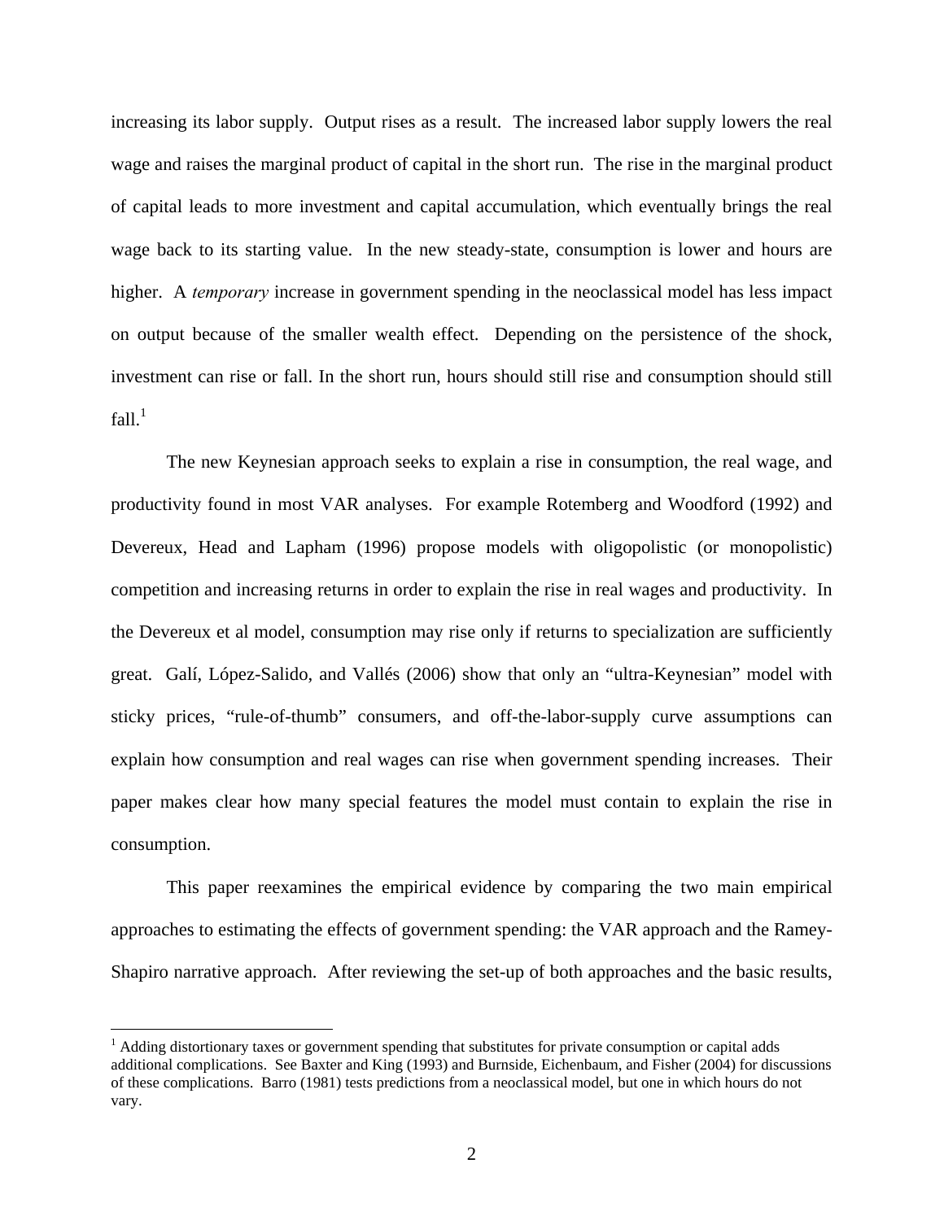increasing its labor supply. Output rises as a result. The increased labor supply lowers the real wage and raises the marginal product of capital in the short run. The rise in the marginal product of capital leads to more investment and capital accumulation, which eventually brings the real wage back to its starting value. In the new steady-state, consumption is lower and hours are higher. A *temporary* increase in government spending in the neoclassical model has less impact on output because of the smaller wealth effect. Depending on the persistence of the shock, investment can rise or fall. In the short run, hours should still rise and consumption should still fall.[1]

The new Keynesian approach seeks to explain a rise in consumption, the real wage, and productivity found in most VAR analyses. For example Rotemberg and Woodford (1992) and Devereux, Head and Lapham (1996) propose models with oligopolistic (or monopolistic) competition and increasing returns in order to explain the rise in real wages and productivity. In the Devereux et al model, consumption may rise only if returns to specialization are sufficiently great. Galí, López-Salido, and Vallés (2006) show that only an "ultra-Keynesian" model with sticky prices, "rule-of-thumb" consumers, and off-the-labor-supply curve assumptions can explain how consumption and real wages can rise when government spending increases. Their paper makes clear how many special features the model must contain to explain the rise in consumption.

This paper reexamines the empirical evidence by comparing the two main empirical approaches to estimating the effects of government spending: the VAR approach and the Ramey-Shapiro narrative approach. After reviewing the set-up of both approaches and the basic results,

[1] Adding distortionary taxes or government spending that substitutes for private consumption or capital adds additional complications. See Baxter and King (1993) and Burnside, Eichenbaum, and Fisher (2004) for discussions of these complications. Barro (1981) tests predictions from a neoclassical model, but one in which hours do not vary.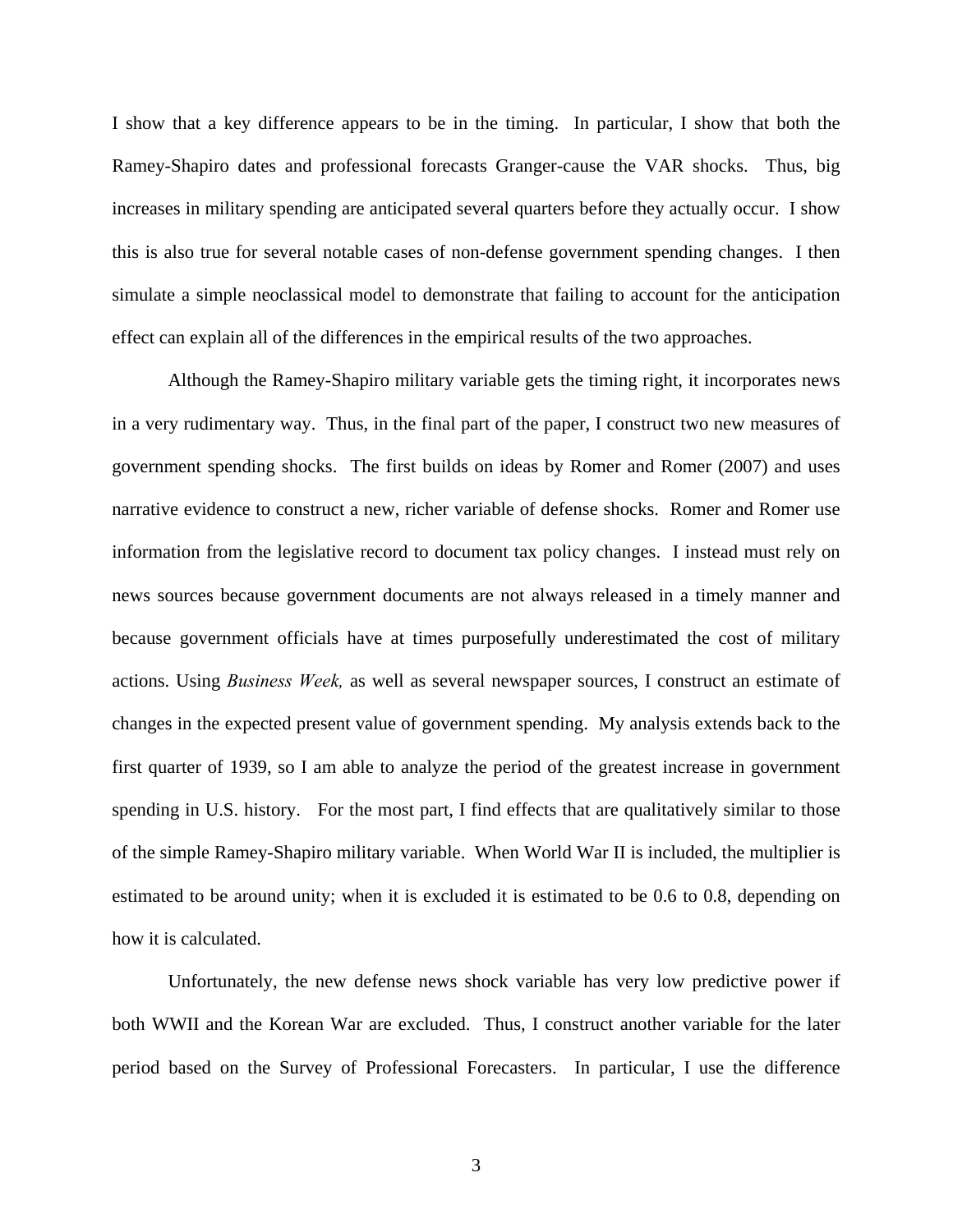I show that a key difference appears to be in the timing. In particular, I show that both the Ramey-Shapiro dates and professional forecasts Granger-cause the VAR shocks. Thus, big increases in military spending are anticipated several quarters before they actually occur. I show this is also true for several notable cases of non-defense government spending changes. I then simulate a simple neoclassical model to demonstrate that failing to account for the anticipation effect can explain all of the differences in the empirical results of the two approaches.

Although the Ramey-Shapiro military variable gets the timing right, it incorporates news in a very rudimentary way. Thus, in the final part of the paper, I construct two new measures of government spending shocks. The first builds on ideas by Romer and Romer (2007) and uses narrative evidence to construct a new, richer variable of defense shocks. Romer and Romer use information from the legislative record to document tax policy changes. I instead must rely on news sources because government documents are not always released in a timely manner and because government officials have at times purposefully underestimated the cost of military actions. Using *Business Week,* as well as several newspaper sources, I construct an estimate of changes in the expected present value of government spending. My analysis extends back to the first quarter of 1939, so I am able to analyze the period of the greatest increase in government spending in U.S. history. For the most part, I find effects that are qualitatively similar to those of the simple Ramey-Shapiro military variable. When World War II is included, the multiplier is estimated to be around unity; when it is excluded it is estimated to be 0.6 to 0.8, depending on how it is calculated.

Unfortunately, the new defense news shock variable has very low predictive power if both WWII and the Korean War are excluded. Thus, I construct another variable for the later period based on the Survey of Professional Forecasters. In particular, I use the difference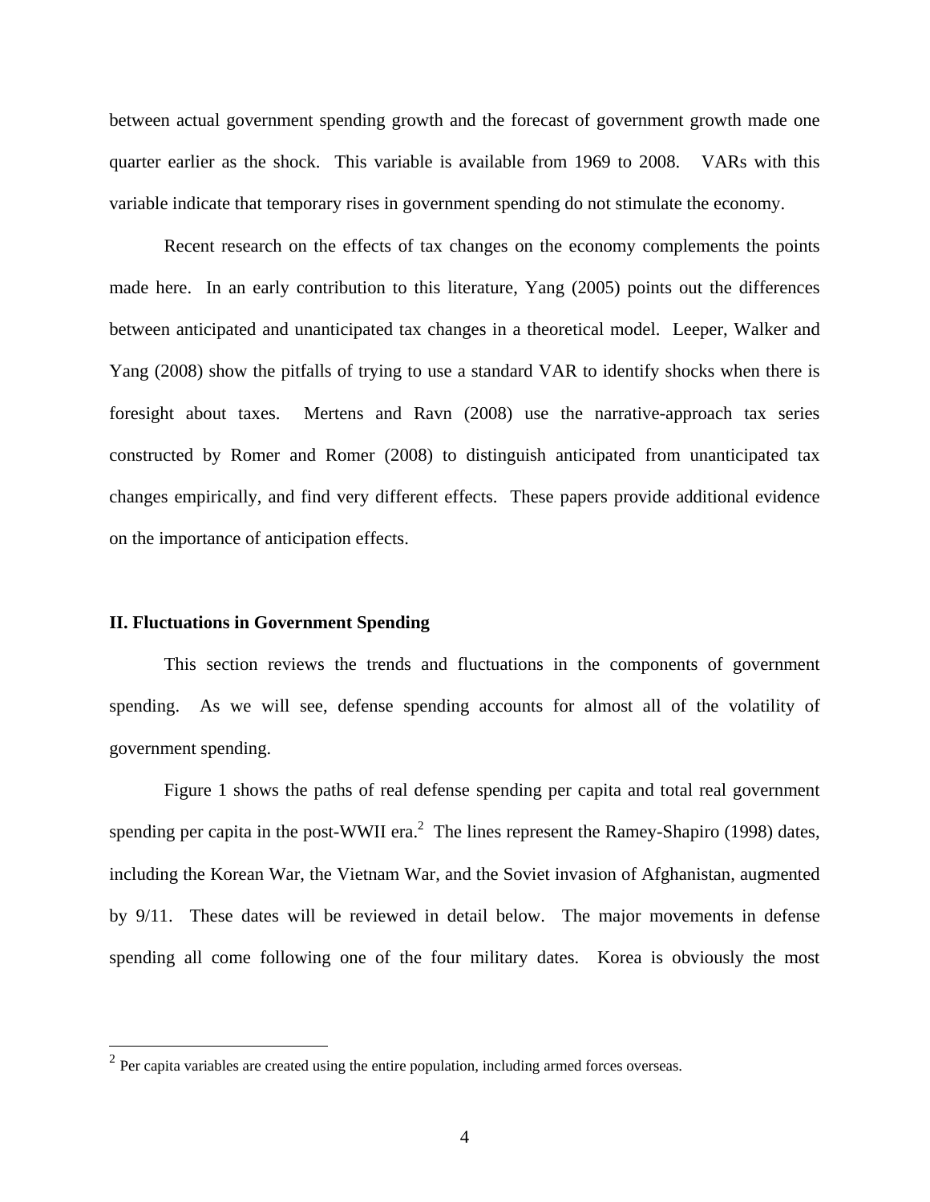between actual government spending growth and the forecast of government growth made one quarter earlier as the shock. This variable is available from 1969 to 2008. VARs with this variable indicate that temporary rises in government spending do not stimulate the economy.

Recent research on the effects of tax changes on the economy complements the points made here. In an early contribution to this literature, Yang (2005) points out the differences between anticipated and unanticipated tax changes in a theoretical model. Leeper, Walker and Yang (2008) show the pitfalls of trying to use a standard VAR to identify shocks when there is foresight about taxes. Mertens and Ravn (2008) use the narrative-approach tax series constructed by Romer and Romer (2008) to distinguish anticipated from unanticipated tax changes empirically, and find very different effects. These papers provide additional evidence on the importance of anticipation effects.

## II. Fluctuations in Government Spending

This section reviews the trends and fluctuations in the components of government spending. As we will see, defense spending accounts for almost all of the volatility of government spending.

Figure 1 shows the paths of real defense spending per capita and total real government spending per capita in the post-WWII era.[2] The lines represent the Ramey-Shapiro (1998) dates, including the Korean War, the Vietnam War, and the Soviet invasion of Afghanistan, augmented by 9/11. These dates will be reviewed in detail below. The major movements in defense spending all come following one of the four military dates. Korea is obviously the most

[2] Per capita variables are created using the entire population, including armed forces overseas.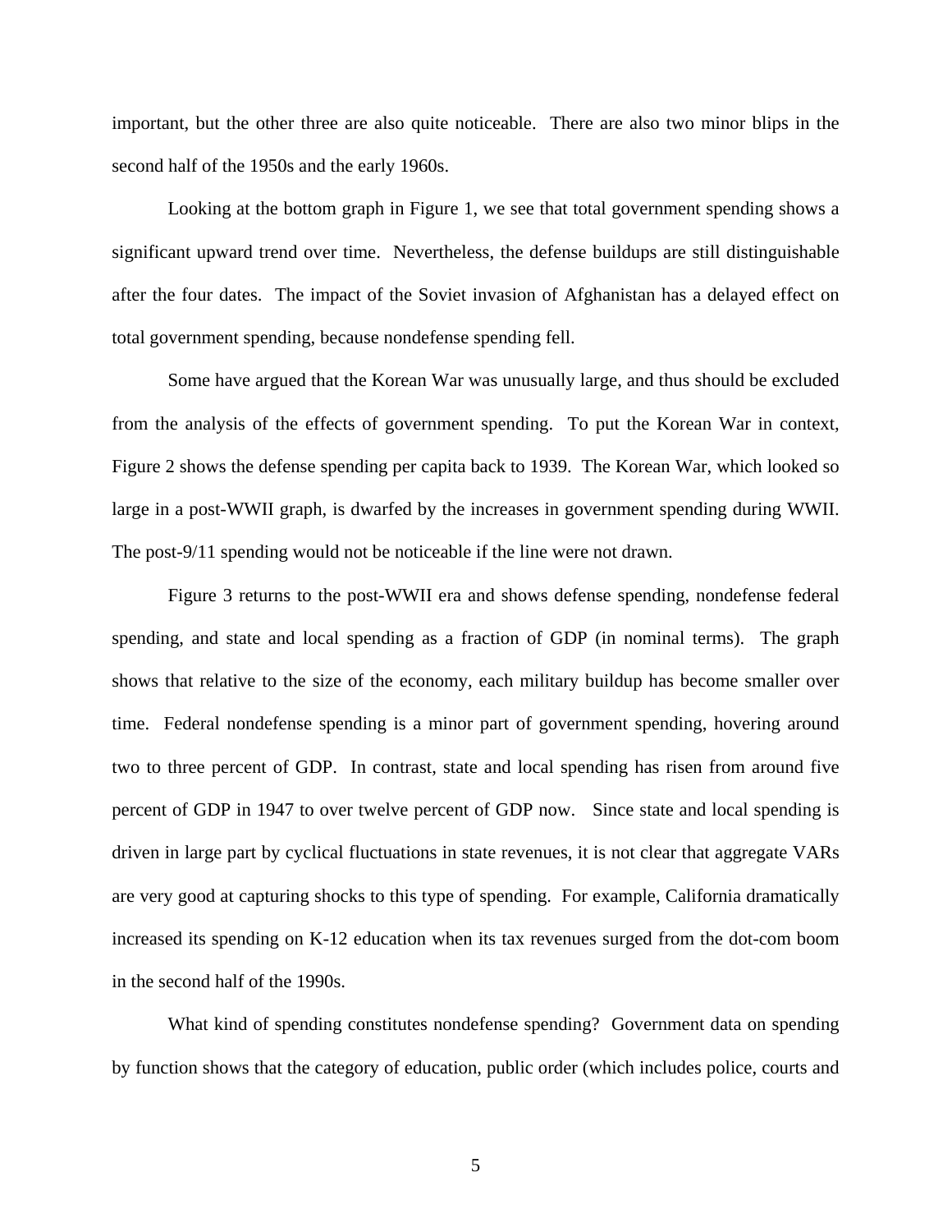important, but the other three are also quite noticeable. There are also two minor blips in the second half of the 1950s and the early 1960s.

Looking at the bottom graph in Figure 1, we see that total government spending shows a significant upward trend over time. Nevertheless, the defense buildups are still distinguishable after the four dates. The impact of the Soviet invasion of Afghanistan has a delayed effect on total government spending, because nondefense spending fell.

Some have argued that the Korean War was unusually large, and thus should be excluded from the analysis of the effects of government spending. To put the Korean War in context, Figure 2 shows the defense spending per capita back to 1939. The Korean War, which looked so large in a post-WWII graph, is dwarfed by the increases in government spending during WWII. The post-9/11 spending would not be noticeable if the line were not drawn.

Figure 3 returns to the post-WWII era and shows defense spending, nondefense federal spending, and state and local spending as a fraction of GDP (in nominal terms). The graph shows that relative to the size of the economy, each military buildup has become smaller over time. Federal nondefense spending is a minor part of government spending, hovering around two to three percent of GDP. In contrast, state and local spending has risen from around five percent of GDP in 1947 to over twelve percent of GDP now. Since state and local spending is driven in large part by cyclical fluctuations in state revenues, it is not clear that aggregate VARs are very good at capturing shocks to this type of spending. For example, California dramatically increased its spending on K-12 education when its tax revenues surged from the dot-com boom in the second half of the 1990s.

What kind of spending constitutes nondefense spending? Government data on spending by function shows that the category of education, public order (which includes police, courts and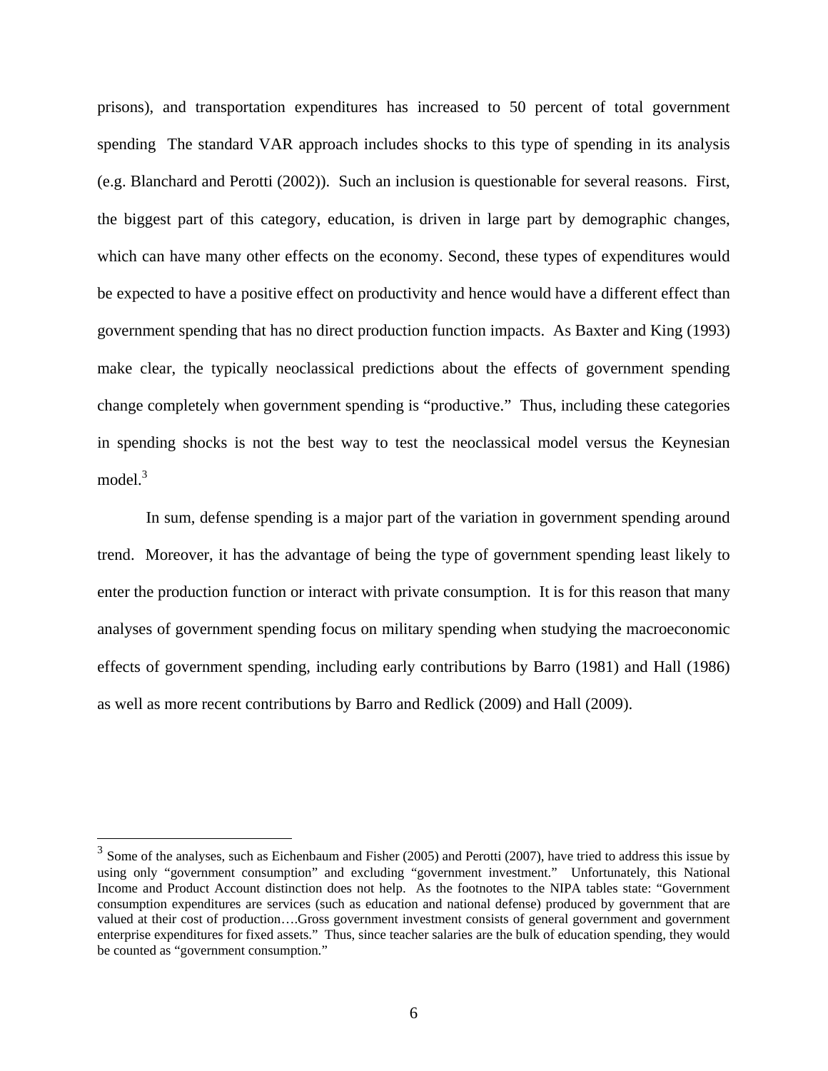prisons), and transportation expenditures has increased to 50 percent of total government spending  The standard VAR approach includes shocks to this type of spending in its analysis (e.g. Blanchard and Perotti (2002)).  Such an inclusion is questionable for several reasons.  First, the biggest part of this category, education, is driven in large part by demographic changes, which can have many other effects on the economy. Second, these types of expenditures would be expected to have a positive effect on productivity and hence would have a different effect than government spending that has no direct production function impacts.  As Baxter and King (1993) make clear, the typically neoclassical predictions about the effects of government spending change completely when government spending is "productive."  Thus, including these categories in spending shocks is not the best way to test the neoclassical model versus the Keynesian model.[3]

In sum, defense spending is a major part of the variation in government spending around trend.  Moreover, it has the advantage of being the type of government spending least likely to enter the production function or interact with private consumption.  It is for this reason that many analyses of government spending focus on military spending when studying the macroeconomic effects of government spending, including early contributions by Barro (1981) and Hall (1986) as well as more recent contributions by Barro and Redlick (2009) and Hall (2009).

---

[3] Some of the analyses, such as Eichenbaum and Fisher (2005) and Perotti (2007), have tried to address this issue by using only "government consumption" and excluding "government investment."  Unfortunately, this National Income and Product Account distinction does not help.  As the footnotes to the NIPA tables state: "Government consumption expenditures are services (such as education and national defense) produced by government that are valued at their cost of production….Gross government investment consists of general government and government enterprise expenditures for fixed assets."  Thus, since teacher salaries are the bulk of education spending, they would be counted as "government consumption."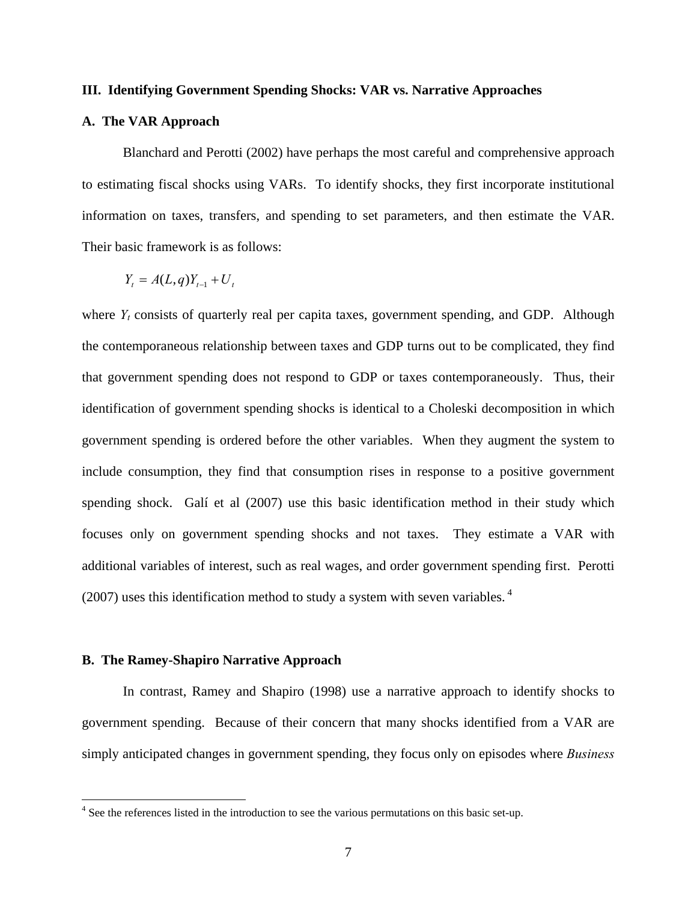## III. Identifying Government Spending Shocks: VAR vs. Narrative Approaches

### A. The VAR Approach

Blanchard and Perotti (2002) have perhaps the most careful and comprehensive approach to estimating fiscal shocks using VARs. To identify shocks, they first incorporate institutional information on taxes, transfers, and spending to set parameters, and then estimate the VAR. Their basic framework is as follows:

$$Y_t = A(L,q)Y_{t-1} + U_t$$

where $Y_t$ consists of quarterly real per capita taxes, government spending, and GDP. Although the contemporaneous relationship between taxes and GDP turns out to be complicated, they find that government spending does not respond to GDP or taxes contemporaneously. Thus, their identification of government spending shocks is identical to a Choleski decomposition in which government spending is ordered before the other variables. When they augment the system to include consumption, they find that consumption rises in response to a positive government spending shock. Galí et al (2007) use this basic identification method in their study which focuses only on government spending shocks and not taxes. They estimate a VAR with additional variables of interest, such as real wages, and order government spending first. Perotti (2007) uses this identification method to study a system with seven variables.[4]

### B. The Ramey-Shapiro Narrative Approach

In contrast, Ramey and Shapiro (1998) use a narrative approach to identify shocks to government spending. Because of their concern that many shocks identified from a VAR are simply anticipated changes in government spending, they focus only on episodes where *Business*

[4] See the references listed in the introduction to see the various permutations on this basic set-up.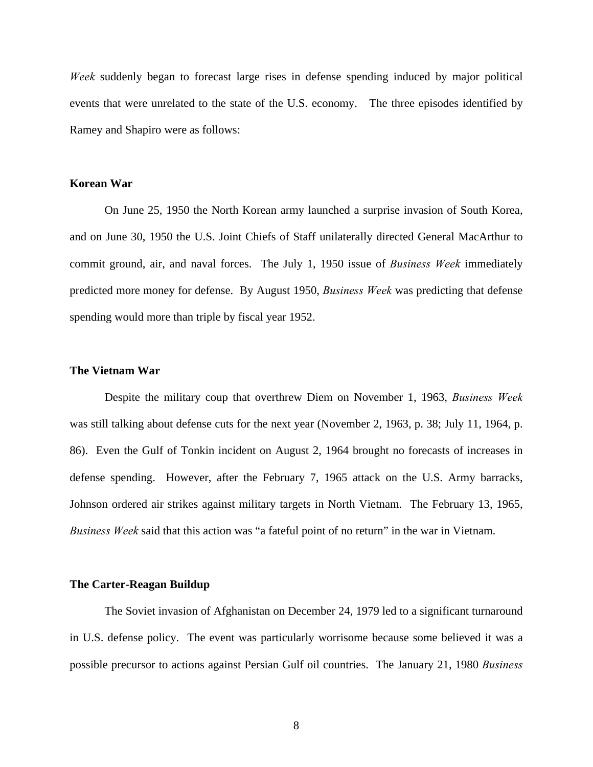*Week* suddenly began to forecast large rises in defense spending induced by major political events that were unrelated to the state of the U.S. economy. The three episodes identified by Ramey and Shapiro were as follows:

**Korean War**

On June 25, 1950 the North Korean army launched a surprise invasion of South Korea, and on June 30, 1950 the U.S. Joint Chiefs of Staff unilaterally directed General MacArthur to commit ground, air, and naval forces. The July 1, 1950 issue of *Business Week* immediately predicted more money for defense. By August 1950, *Business Week* was predicting that defense spending would more than triple by fiscal year 1952.

**The Vietnam War**

Despite the military coup that overthrew Diem on November 1, 1963, *Business Week* was still talking about defense cuts for the next year (November 2, 1963, p. 38; July 11, 1964, p. 86). Even the Gulf of Tonkin incident on August 2, 1964 brought no forecasts of increases in defense spending. However, after the February 7, 1965 attack on the U.S. Army barracks, Johnson ordered air strikes against military targets in North Vietnam. The February 13, 1965, *Business Week* said that this action was "a fateful point of no return" in the war in Vietnam.

**The Carter-Reagan Buildup**

The Soviet invasion of Afghanistan on December 24, 1979 led to a significant turnaround in U.S. defense policy. The event was particularly worrisome because some believed it was a possible precursor to actions against Persian Gulf oil countries. The January 21, 1980 *Business*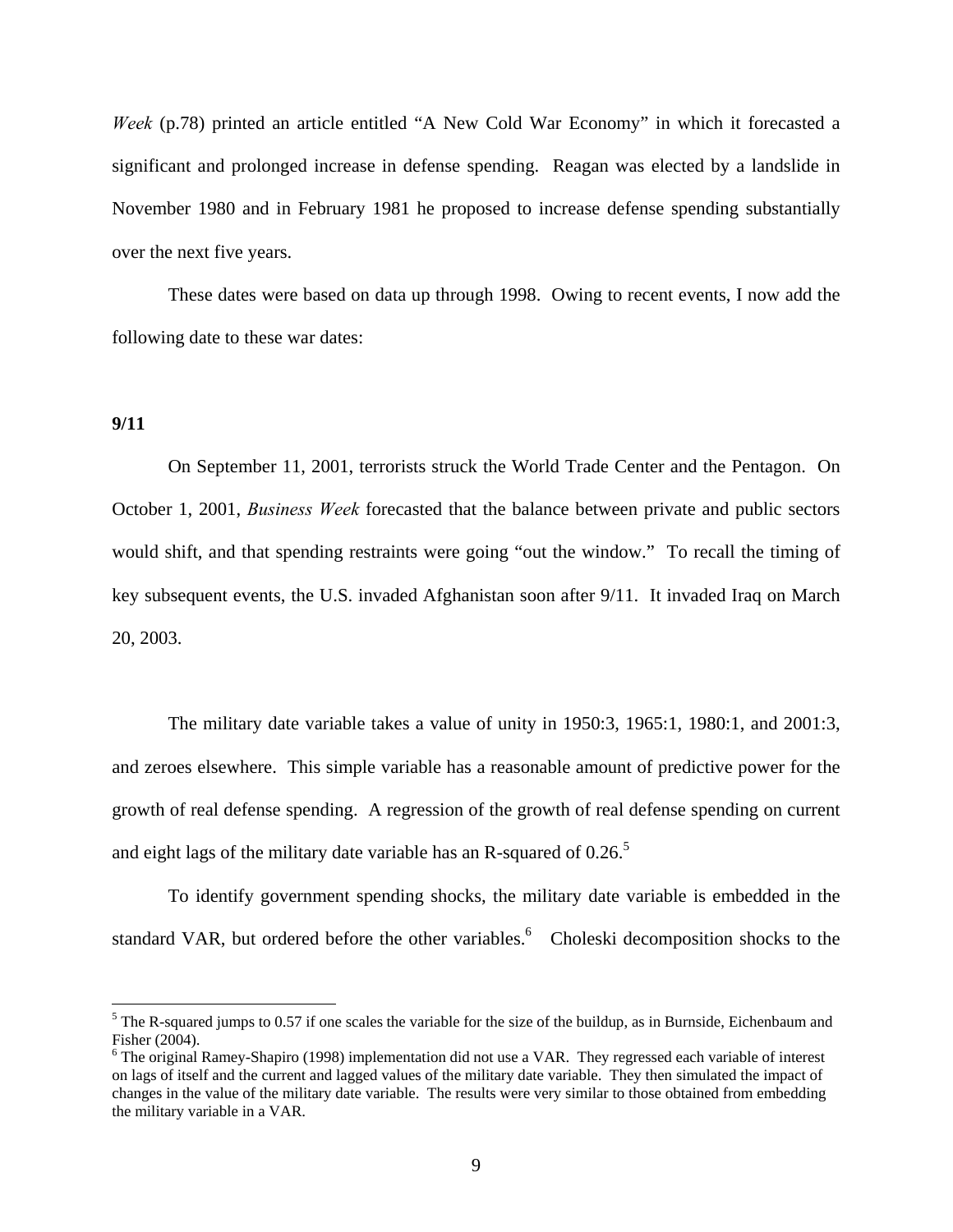*Week* (p.78) printed an article entitled "A New Cold War Economy" in which it forecasted a significant and prolonged increase in defense spending. Reagan was elected by a landslide in November 1980 and in February 1981 he proposed to increase defense spending substantially over the next five years.

These dates were based on data up through 1998. Owing to recent events, I now add the following date to these war dates:

**9/11**

On September 11, 2001, terrorists struck the World Trade Center and the Pentagon. On October 1, 2001, *Business Week* forecasted that the balance between private and public sectors would shift, and that spending restraints were going "out the window." To recall the timing of key subsequent events, the U.S. invaded Afghanistan soon after 9/11. It invaded Iraq on March 20, 2003.

The military date variable takes a value of unity in 1950:3, 1965:1, 1980:1, and 2001:3, and zeroes elsewhere. This simple variable has a reasonable amount of predictive power for the growth of real defense spending. A regression of the growth of real defense spending on current and eight lags of the military date variable has an R-squared of 0.26.[5]

To identify government spending shocks, the military date variable is embedded in the standard VAR, but ordered before the other variables.[6] Choleski decomposition shocks to the

---

[5] The R-squared jumps to 0.57 if one scales the variable for the size of the buildup, as in Burnside, Eichenbaum and Fisher (2004).

[6] The original Ramey-Shapiro (1998) implementation did not use a VAR. They regressed each variable of interest on lags of itself and the current and lagged values of the military date variable. They then simulated the impact of changes in the value of the military date variable. The results were very similar to those obtained from embedding the military variable in a VAR.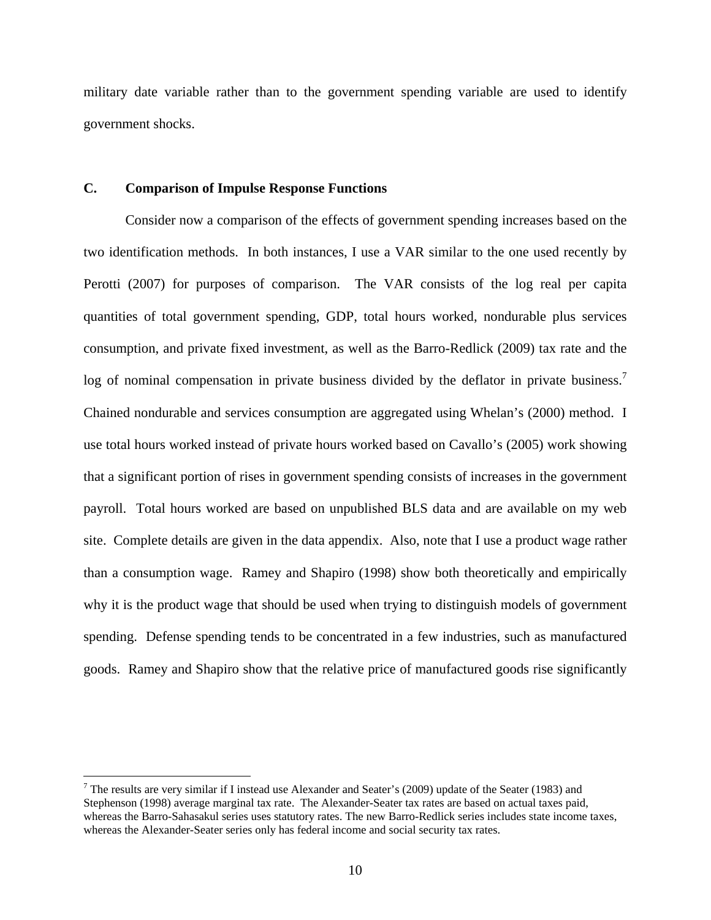military date variable rather than to the government spending variable are used to identify government shocks.

### C. Comparison of Impulse Response Functions

Consider now a comparison of the effects of government spending increases based on the two identification methods. In both instances, I use a VAR similar to the one used recently by Perotti (2007) for purposes of comparison. The VAR consists of the log real per capita quantities of total government spending, GDP, total hours worked, nondurable plus services consumption, and private fixed investment, as well as the Barro-Redlick (2009) tax rate and the log of nominal compensation in private business divided by the deflator in private business.[7] Chained nondurable and services consumption are aggregated using Whelan's (2000) method. I use total hours worked instead of private hours worked based on Cavallo's (2005) work showing that a significant portion of rises in government spending consists of increases in the government payroll. Total hours worked are based on unpublished BLS data and are available on my web site. Complete details are given in the data appendix. Also, note that I use a product wage rather than a consumption wage. Ramey and Shapiro (1998) show both theoretically and empirically why it is the product wage that should be used when trying to distinguish models of government spending. Defense spending tends to be concentrated in a few industries, such as manufactured goods. Ramey and Shapiro show that the relative price of manufactured goods rise significantly

---

[7] The results are very similar if I instead use Alexander and Seater's (2009) update of the Seater (1983) and Stephenson (1998) average marginal tax rate. The Alexander-Seater tax rates are based on actual taxes paid, whereas the Barro-Sahasakul series uses statutory rates. The new Barro-Redlick series includes state income taxes, whereas the Alexander-Seater series only has federal income and social security tax rates.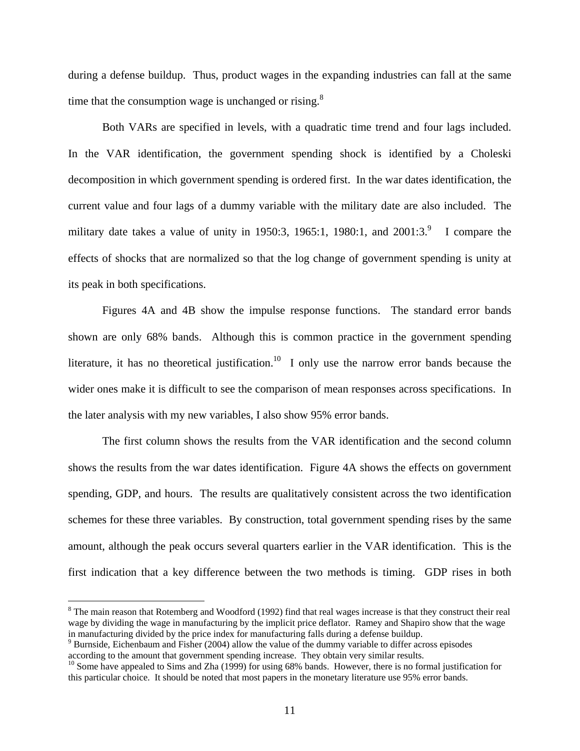during a defense buildup. Thus, product wages in the expanding industries can fall at the same time that the consumption wage is unchanged or rising.[8]

Both VARs are specified in levels, with a quadratic time trend and four lags included. In the VAR identification, the government spending shock is identified by a Choleski decomposition in which government spending is ordered first. In the war dates identification, the current value and four lags of a dummy variable with the military date are also included. The military date takes a value of unity in 1950:3, 1965:1, 1980:1, and 2001:3.[9] I compare the effects of shocks that are normalized so that the log change of government spending is unity at its peak in both specifications.

Figures 4A and 4B show the impulse response functions. The standard error bands shown are only 68% bands. Although this is common practice in the government spending literature, it has no theoretical justification.[10] I only use the narrow error bands because the wider ones make it is difficult to see the comparison of mean responses across specifications. In the later analysis with my new variables, I also show 95% error bands.

The first column shows the results from the VAR identification and the second column shows the results from the war dates identification. Figure 4A shows the effects on government spending, GDP, and hours. The results are qualitatively consistent across the two identification schemes for these three variables. By construction, total government spending rises by the same amount, although the peak occurs several quarters earlier in the VAR identification. This is the first indication that a key difference between the two methods is timing. GDP rises in both

---

[8] The main reason that Rotemberg and Woodford (1992) find that real wages increase is that they construct their real wage by dividing the wage in manufacturing by the implicit price deflator. Ramey and Shapiro show that the wage in manufacturing divided by the price index for manufacturing falls during a defense buildup.

[9] Burnside, Eichenbaum and Fisher (2004) allow the value of the dummy variable to differ across episodes according to the amount that government spending increase. They obtain very similar results.

[10] Some have appealed to Sims and Zha (1999) for using 68% bands. However, there is no formal justification for this particular choice. It should be noted that most papers in the monetary literature use 95% error bands.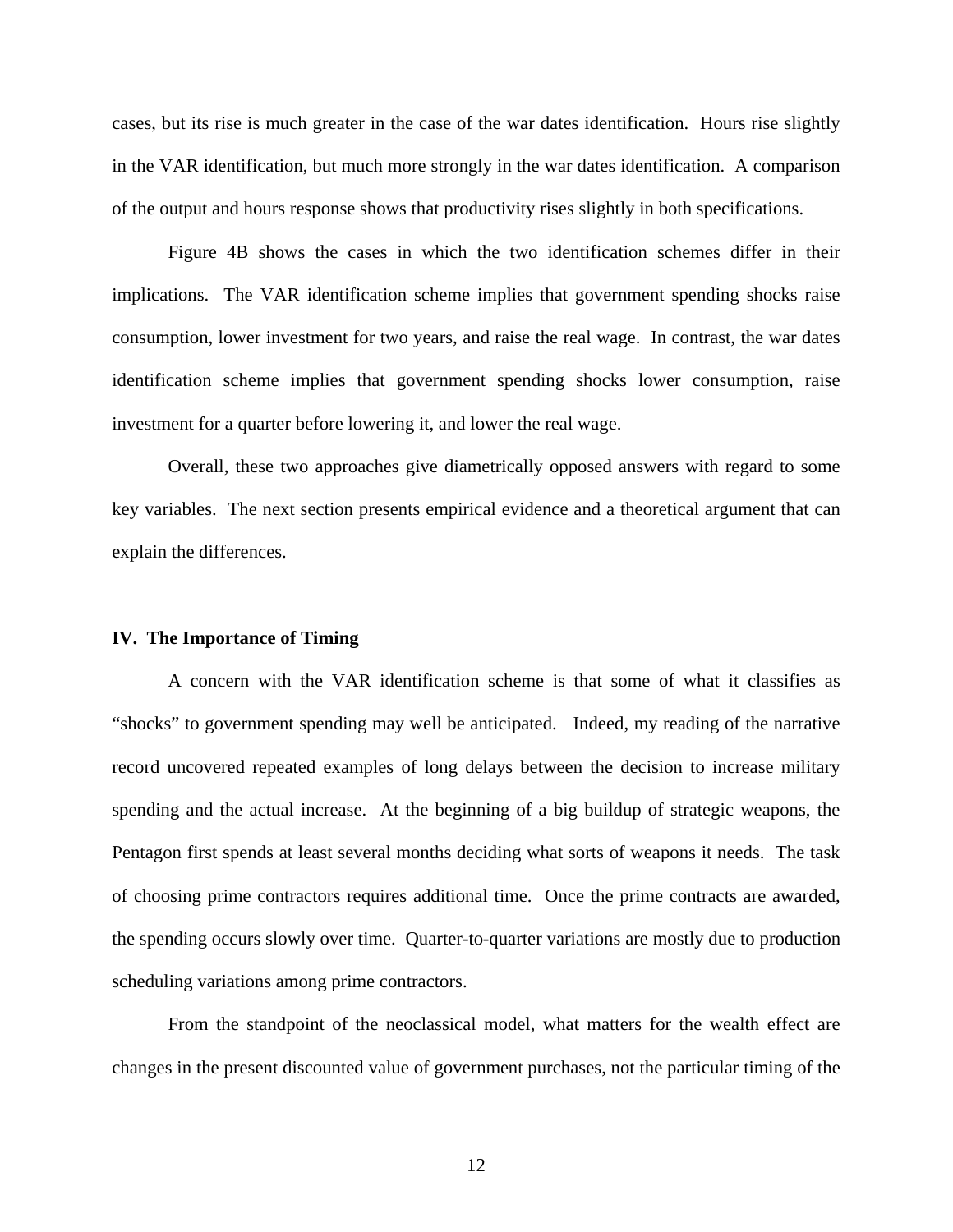cases, but its rise is much greater in the case of the war dates identification. Hours rise slightly in the VAR identification, but much more strongly in the war dates identification. A comparison of the output and hours response shows that productivity rises slightly in both specifications.

Figure 4B shows the cases in which the two identification schemes differ in their implications. The VAR identification scheme implies that government spending shocks raise consumption, lower investment for two years, and raise the real wage. In contrast, the war dates identification scheme implies that government spending shocks lower consumption, raise investment for a quarter before lowering it, and lower the real wage.

Overall, these two approaches give diametrically opposed answers with regard to some key variables. The next section presents empirical evidence and a theoretical argument that can explain the differences.

## IV. The Importance of Timing

A concern with the VAR identification scheme is that some of what it classifies as "shocks" to government spending may well be anticipated. Indeed, my reading of the narrative record uncovered repeated examples of long delays between the decision to increase military spending and the actual increase. At the beginning of a big buildup of strategic weapons, the Pentagon first spends at least several months deciding what sorts of weapons it needs. The task of choosing prime contractors requires additional time. Once the prime contracts are awarded, the spending occurs slowly over time. Quarter-to-quarter variations are mostly due to production scheduling variations among prime contractors.

From the standpoint of the neoclassical model, what matters for the wealth effect are changes in the present discounted value of government purchases, not the particular timing of the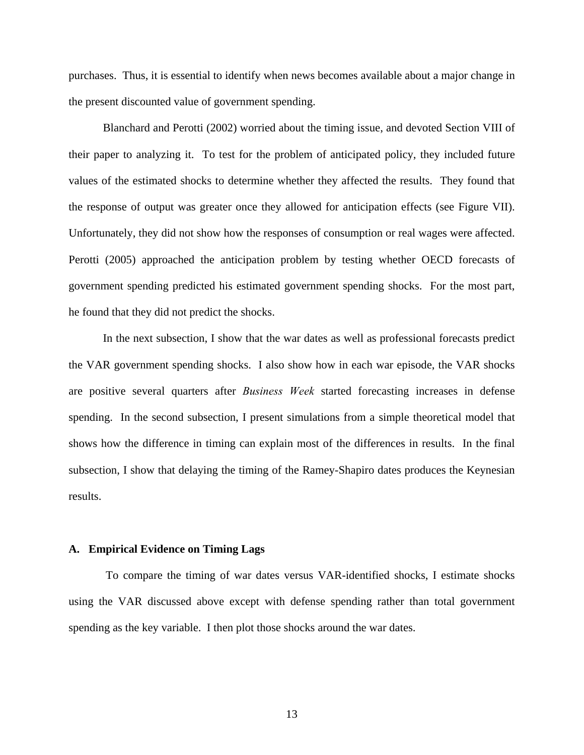purchases. Thus, it is essential to identify when news becomes available about a major change in the present discounted value of government spending.

Blanchard and Perotti (2002) worried about the timing issue, and devoted Section VIII of their paper to analyzing it. To test for the problem of anticipated policy, they included future values of the estimated shocks to determine whether they affected the results. They found that the response of output was greater once they allowed for anticipation effects (see Figure VII). Unfortunately, they did not show how the responses of consumption or real wages were affected. Perotti (2005) approached the anticipation problem by testing whether OECD forecasts of government spending predicted his estimated government spending shocks. For the most part, he found that they did not predict the shocks.

In the next subsection, I show that the war dates as well as professional forecasts predict the VAR government spending shocks. I also show how in each war episode, the VAR shocks are positive several quarters after *Business Week* started forecasting increases in defense spending. In the second subsection, I present simulations from a simple theoretical model that shows how the difference in timing can explain most of the differences in results. In the final subsection, I show that delaying the timing of the Ramey-Shapiro dates produces the Keynesian results.

### A. Empirical Evidence on Timing Lags

To compare the timing of war dates versus VAR-identified shocks, I estimate shocks using the VAR discussed above except with defense spending rather than total government spending as the key variable. I then plot those shocks around the war dates.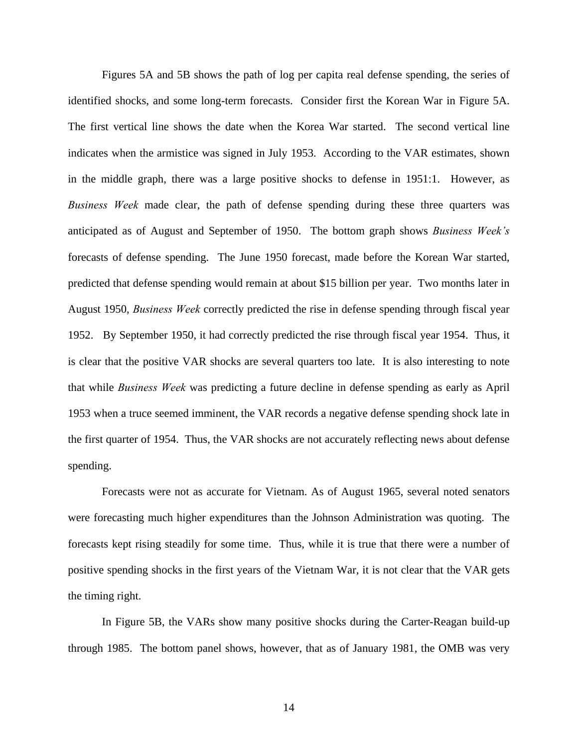Figures 5A and 5B shows the path of log per capita real defense spending, the series of identified shocks, and some long-term forecasts. Consider first the Korean War in Figure 5A. The first vertical line shows the date when the Korea War started. The second vertical line indicates when the armistice was signed in July 1953. According to the VAR estimates, shown in the middle graph, there was a large positive shocks to defense in 1951:1. However, as *Business Week* made clear, the path of defense spending during these three quarters was anticipated as of August and September of 1950. The bottom graph shows *Business Week's* forecasts of defense spending. The June 1950 forecast, made before the Korean War started, predicted that defense spending would remain at about $15 billion per year. Two months later in August 1950, *Business Week* correctly predicted the rise in defense spending through fiscal year 1952. By September 1950, it had correctly predicted the rise through fiscal year 1954. Thus, it is clear that the positive VAR shocks are several quarters too late. It is also interesting to note that while *Business Week* was predicting a future decline in defense spending as early as April 1953 when a truce seemed imminent, the VAR records a negative defense spending shock late in the first quarter of 1954. Thus, the VAR shocks are not accurately reflecting news about defense spending.

Forecasts were not as accurate for Vietnam. As of August 1965, several noted senators were forecasting much higher expenditures than the Johnson Administration was quoting. The forecasts kept rising steadily for some time. Thus, while it is true that there were a number of positive spending shocks in the first years of the Vietnam War, it is not clear that the VAR gets the timing right.

In Figure 5B, the VARs show many positive shocks during the Carter-Reagan build-up through 1985. The bottom panel shows, however, that as of January 1981, the OMB was very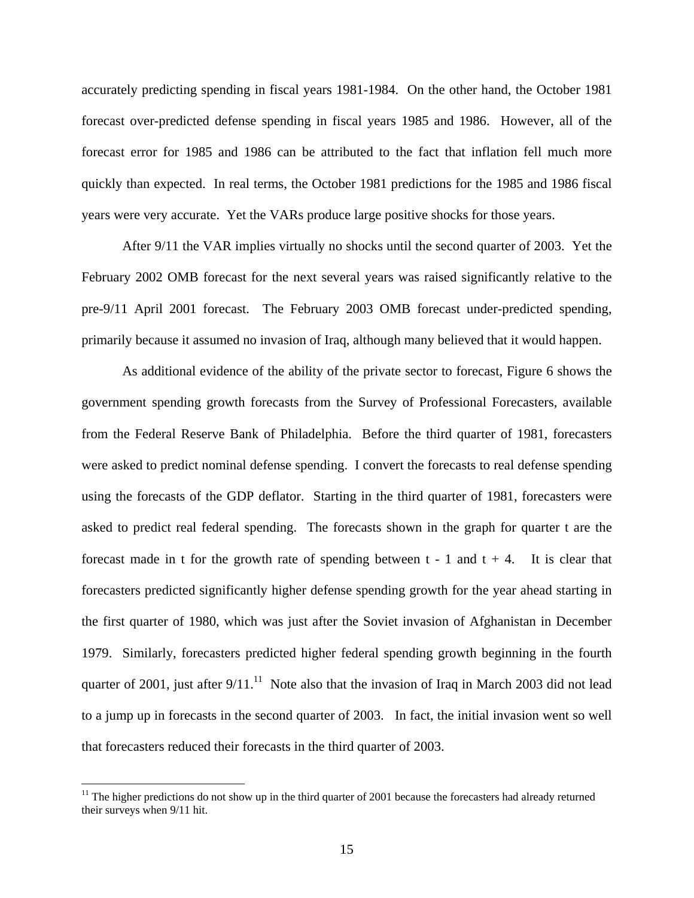accurately predicting spending in fiscal years 1981-1984. On the other hand, the October 1981 forecast over-predicted defense spending in fiscal years 1985 and 1986. However, all of the forecast error for 1985 and 1986 can be attributed to the fact that inflation fell much more quickly than expected. In real terms, the October 1981 predictions for the 1985 and 1986 fiscal years were very accurate. Yet the VARs produce large positive shocks for those years.

After 9/11 the VAR implies virtually no shocks until the second quarter of 2003. Yet the February 2002 OMB forecast for the next several years was raised significantly relative to the pre-9/11 April 2001 forecast. The February 2003 OMB forecast under-predicted spending, primarily because it assumed no invasion of Iraq, although many believed that it would happen.

As additional evidence of the ability of the private sector to forecast, Figure 6 shows the government spending growth forecasts from the Survey of Professional Forecasters, available from the Federal Reserve Bank of Philadelphia. Before the third quarter of 1981, forecasters were asked to predict nominal defense spending. I convert the forecasts to real defense spending using the forecasts of the GDP deflator. Starting in the third quarter of 1981, forecasters were asked to predict real federal spending. The forecasts shown in the graph for quarter t are the forecast made in t for the growth rate of spending between t - 1 and t + 4. It is clear that forecasters predicted significantly higher defense spending growth for the year ahead starting in the first quarter of 1980, which was just after the Soviet invasion of Afghanistan in December 1979. Similarly, forecasters predicted higher federal spending growth beginning in the fourth quarter of 2001, just after 9/11.[11] Note also that the invasion of Iraq in March 2003 did not lead to a jump up in forecasts in the second quarter of 2003. In fact, the initial invasion went so well that forecasters reduced their forecasts in the third quarter of 2003.

[11] The higher predictions do not show up in the third quarter of 2001 because the forecasters had already returned their surveys when 9/11 hit.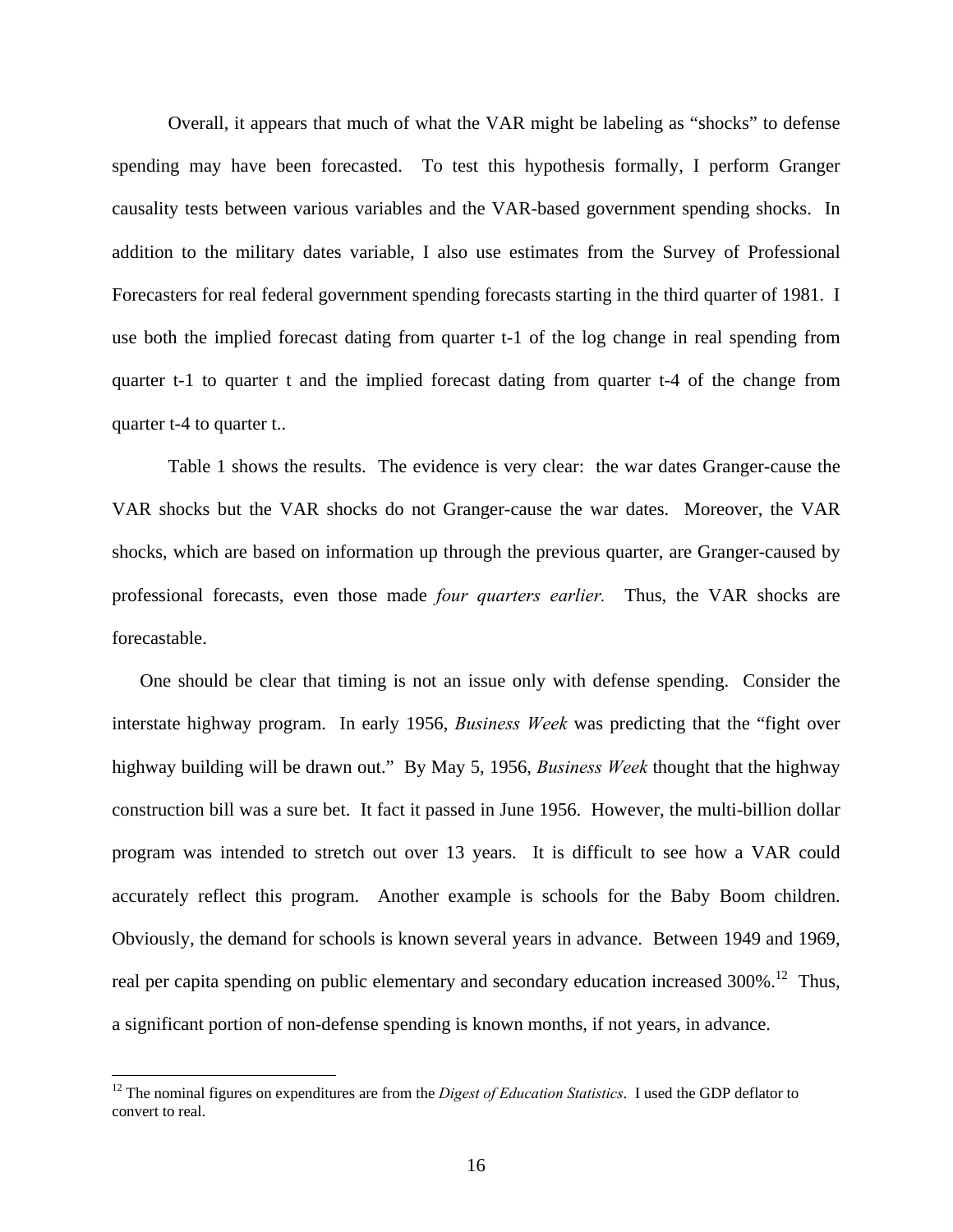Overall, it appears that much of what the VAR might be labeling as "shocks" to defense spending may have been forecasted. To test this hypothesis formally, I perform Granger causality tests between various variables and the VAR-based government spending shocks. In addition to the military dates variable, I also use estimates from the Survey of Professional Forecasters for real federal government spending forecasts starting in the third quarter of 1981. I use both the implied forecast dating from quarter t-1 of the log change in real spending from quarter t-1 to quarter t and the implied forecast dating from quarter t-4 of the change from quarter t-4 to quarter t..

Table 1 shows the results. The evidence is very clear: the war dates Granger-cause the VAR shocks but the VAR shocks do not Granger-cause the war dates. Moreover, the VAR shocks, which are based on information up through the previous quarter, are Granger-caused by professional forecasts, even those made *four quarters earlier.* Thus, the VAR shocks are forecastable.

One should be clear that timing is not an issue only with defense spending. Consider the interstate highway program. In early 1956, *Business Week* was predicting that the "fight over highway building will be drawn out." By May 5, 1956, *Business Week* thought that the highway construction bill was a sure bet. It fact it passed in June 1956. However, the multi-billion dollar program was intended to stretch out over 13 years. It is difficult to see how a VAR could accurately reflect this program. Another example is schools for the Baby Boom children. Obviously, the demand for schools is known several years in advance. Between 1949 and 1969, real per capita spending on public elementary and secondary education increased 300%.[12] Thus, a significant portion of non-defense spending is known months, if not years, in advance.

[12] The nominal figures on expenditures are from the *Digest of Education Statistics*. I used the GDP deflator to convert to real.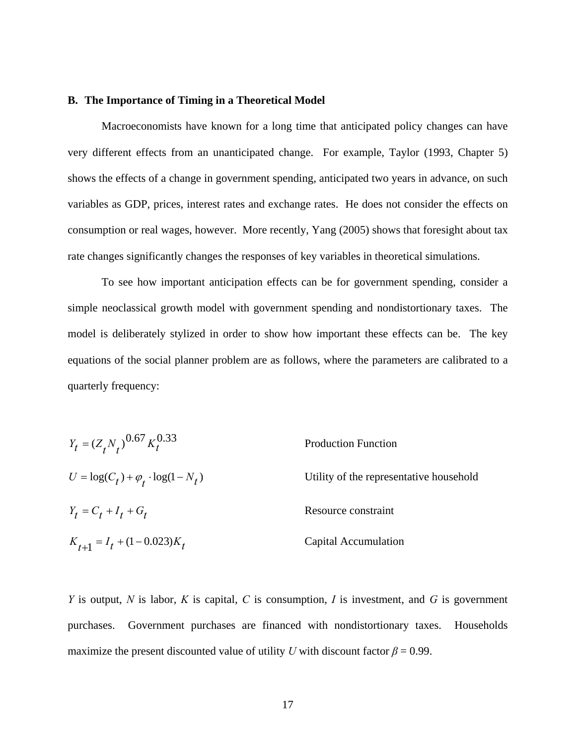### B. The Importance of Timing in a Theoretical Model

Macroeconomists have known for a long time that anticipated policy changes can have very different effects from an unanticipated change. For example, Taylor (1993, Chapter 5) shows the effects of a change in government spending, anticipated two years in advance, on such variables as GDP, prices, interest rates and exchange rates. He does not consider the effects on consumption or real wages, however. More recently, Yang (2005) shows that foresight about tax rate changes significantly changes the responses of key variables in theoretical simulations.

To see how important anticipation effects can be for government spending, consider a simple neoclassical growth model with government spending and nondistortionary taxes. The model is deliberately stylized in order to show how important these effects can be. The key equations of the social planner problem are as follows, where the parameters are calibrated to a quarterly frequency:

| | |
|---|---|
| $Y_t = (Z_t N_t)^{0.67} K_t^{0.33}$ | Production Function |
| $U = \log(C_t) + \varphi_t \cdot \log(1 - N_t)$ | Utility of the representative household |
| $Y_t = C_t + I_t + G_t$ | Resource constraint |
| $K_{t+1} = I_t + (1 - 0.023)K_t$ | Capital Accumulation |

*Y* is output, *N* is labor, *K* is capital, *C* is consumption, *I* is investment, and *G* is government purchases. Government purchases are financed with nondistortionary taxes. Households maximize the present discounted value of utility *U* with discount factor $\beta = 0.99$.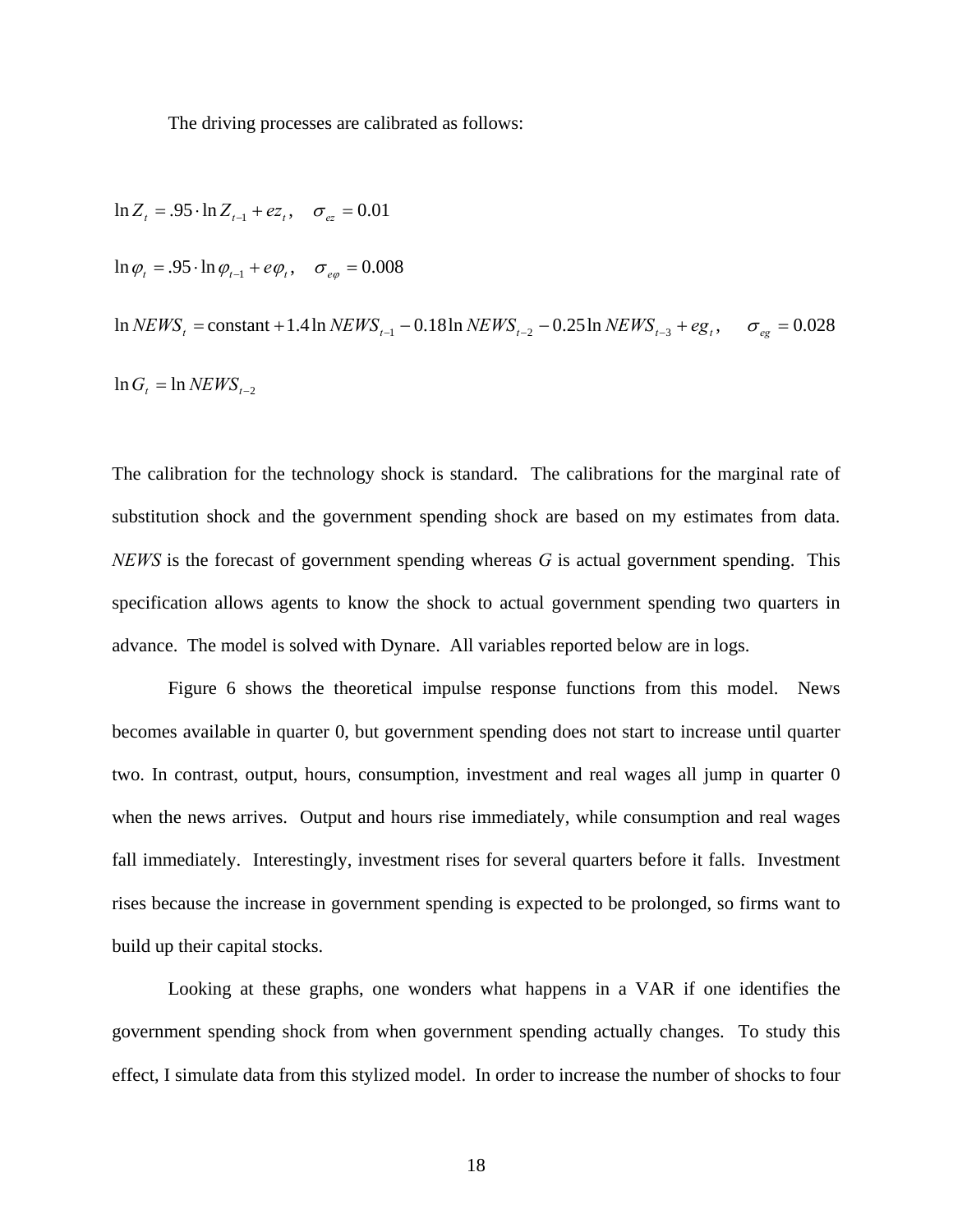The driving processes are calibrated as follows:

$$\ln Z_t = .95 \cdot \ln Z_{t-1} + ez_t, \quad \sigma_{ez} = 0.01$$

$$\ln \varphi_t = .95 \cdot \ln \varphi_{t-1} + e\varphi_t, \quad \sigma_{e\varphi} = 0.008$$

$$\ln NEWS_t = \text{constant} + 1.4 \ln NEWS_{t-1} - 0.18 \ln NEWS_{t-2} - 0.25 \ln NEWS_{t-3} + eg_t, \quad \sigma_{eg} = 0.028$$

$$\ln G_t = \ln NEWS_{t-2}$$

The calibration for the technology shock is standard. The calibrations for the marginal rate of substitution shock and the government spending shock are based on my estimates from data. *NEWS* is the forecast of government spending whereas *G* is actual government spending. This specification allows agents to know the shock to actual government spending two quarters in advance. The model is solved with Dynare. All variables reported below are in logs.

Figure 6 shows the theoretical impulse response functions from this model. News becomes available in quarter 0, but government spending does not start to increase until quarter two. In contrast, output, hours, consumption, investment and real wages all jump in quarter 0 when the news arrives. Output and hours rise immediately, while consumption and real wages fall immediately. Interestingly, investment rises for several quarters before it falls. Investment rises because the increase in government spending is expected to be prolonged, so firms want to build up their capital stocks.

Looking at these graphs, one wonders what happens in a VAR if one identifies the government spending shock from when government spending actually changes. To study this effect, I simulate data from this stylized model. In order to increase the number of shocks to four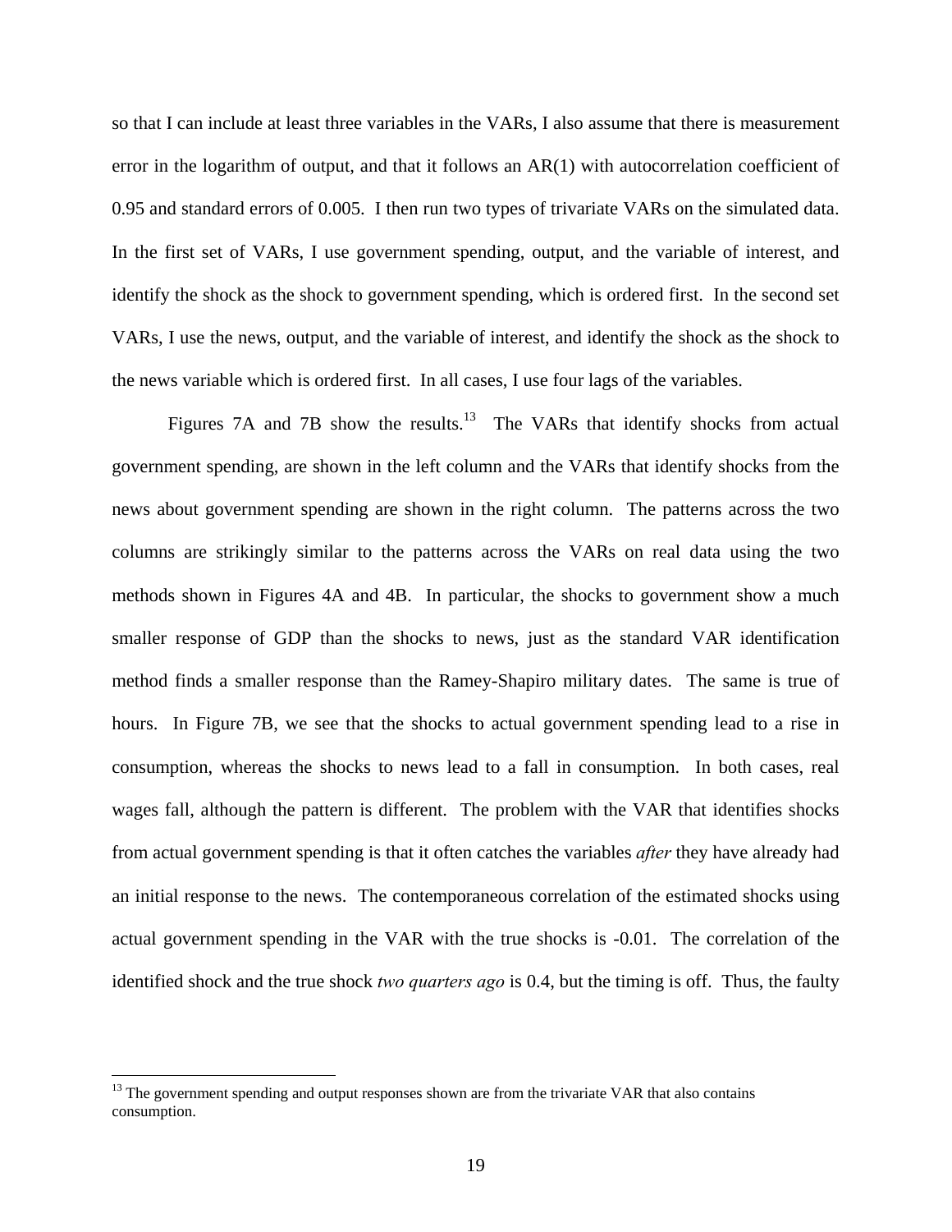so that I can include at least three variables in the VARs, I also assume that there is measurement error in the logarithm of output, and that it follows an AR(1) with autocorrelation coefficient of 0.95 and standard errors of 0.005. I then run two types of trivariate VARs on the simulated data. In the first set of VARs, I use government spending, output, and the variable of interest, and identify the shock as the shock to government spending, which is ordered first. In the second set VARs, I use the news, output, and the variable of interest, and identify the shock as the shock to the news variable which is ordered first. In all cases, I use four lags of the variables.

Figures 7A and 7B show the results.[13] The VARs that identify shocks from actual government spending, are shown in the left column and the VARs that identify shocks from the news about government spending are shown in the right column. The patterns across the two columns are strikingly similar to the patterns across the VARs on real data using the two methods shown in Figures 4A and 4B. In particular, the shocks to government show a much smaller response of GDP than the shocks to news, just as the standard VAR identification method finds a smaller response than the Ramey-Shapiro military dates. The same is true of hours. In Figure 7B, we see that the shocks to actual government spending lead to a rise in consumption, whereas the shocks to news lead to a fall in consumption. In both cases, real wages fall, although the pattern is different. The problem with the VAR that identifies shocks from actual government spending is that it often catches the variables *after* they have already had an initial response to the news. The contemporaneous correlation of the estimated shocks using actual government spending in the VAR with the true shocks is -0.01. The correlation of the identified shock and the true shock *two quarters ago* is 0.4, but the timing is off. Thus, the faulty

[13] The government spending and output responses shown are from the trivariate VAR that also contains consumption.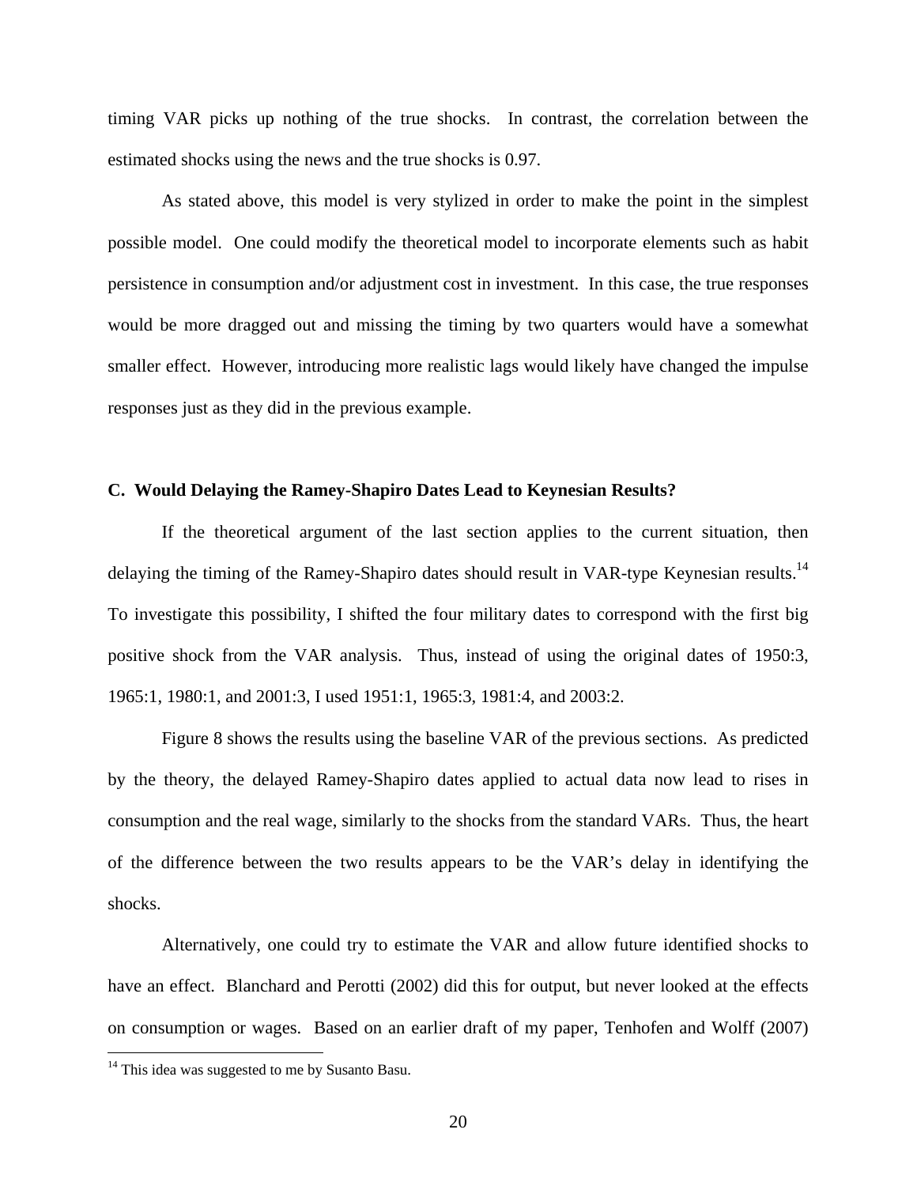timing VAR picks up nothing of the true shocks. In contrast, the correlation between the estimated shocks using the news and the true shocks is 0.97.

As stated above, this model is very stylized in order to make the point in the simplest possible model. One could modify the theoretical model to incorporate elements such as habit persistence in consumption and/or adjustment cost in investment. In this case, the true responses would be more dragged out and missing the timing by two quarters would have a somewhat smaller effect. However, introducing more realistic lags would likely have changed the impulse responses just as they did in the previous example.

### C. Would Delaying the Ramey-Shapiro Dates Lead to Keynesian Results?

If the theoretical argument of the last section applies to the current situation, then delaying the timing of the Ramey-Shapiro dates should result in VAR-type Keynesian results.[14] To investigate this possibility, I shifted the four military dates to correspond with the first big positive shock from the VAR analysis. Thus, instead of using the original dates of 1950:3, 1965:1, 1980:1, and 2001:3, I used 1951:1, 1965:3, 1981:4, and 2003:2.

Figure 8 shows the results using the baseline VAR of the previous sections. As predicted by the theory, the delayed Ramey-Shapiro dates applied to actual data now lead to rises in consumption and the real wage, similarly to the shocks from the standard VARs. Thus, the heart of the difference between the two results appears to be the VAR's delay in identifying the shocks.

Alternatively, one could try to estimate the VAR and allow future identified shocks to have an effect. Blanchard and Perotti (2002) did this for output, but never looked at the effects on consumption or wages. Based on an earlier draft of my paper, Tenhofen and Wolff (2007)

[14] This idea was suggested to me by Susanto Basu.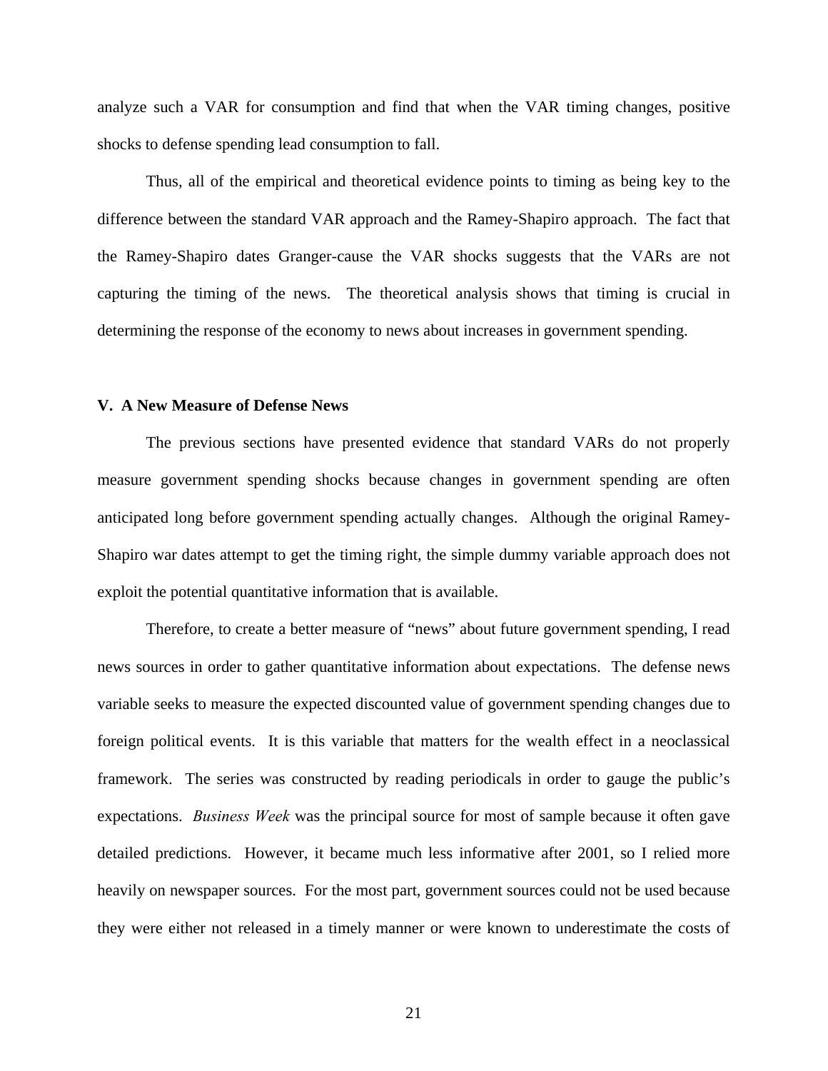analyze such a VAR for consumption and find that when the VAR timing changes, positive shocks to defense spending lead consumption to fall.

Thus, all of the empirical and theoretical evidence points to timing as being key to the difference between the standard VAR approach and the Ramey-Shapiro approach. The fact that the Ramey-Shapiro dates Granger-cause the VAR shocks suggests that the VARs are not capturing the timing of the news. The theoretical analysis shows that timing is crucial in determining the response of the economy to news about increases in government spending.

## V. A New Measure of Defense News

The previous sections have presented evidence that standard VARs do not properly measure government spending shocks because changes in government spending are often anticipated long before government spending actually changes. Although the original Ramey-Shapiro war dates attempt to get the timing right, the simple dummy variable approach does not exploit the potential quantitative information that is available.

Therefore, to create a better measure of "news" about future government spending, I read news sources in order to gather quantitative information about expectations. The defense news variable seeks to measure the expected discounted value of government spending changes due to foreign political events. It is this variable that matters for the wealth effect in a neoclassical framework. The series was constructed by reading periodicals in order to gauge the public's expectations. *Business Week* was the principal source for most of sample because it often gave detailed predictions. However, it became much less informative after 2001, so I relied more heavily on newspaper sources. For the most part, government sources could not be used because they were either not released in a timely manner or were known to underestimate the costs of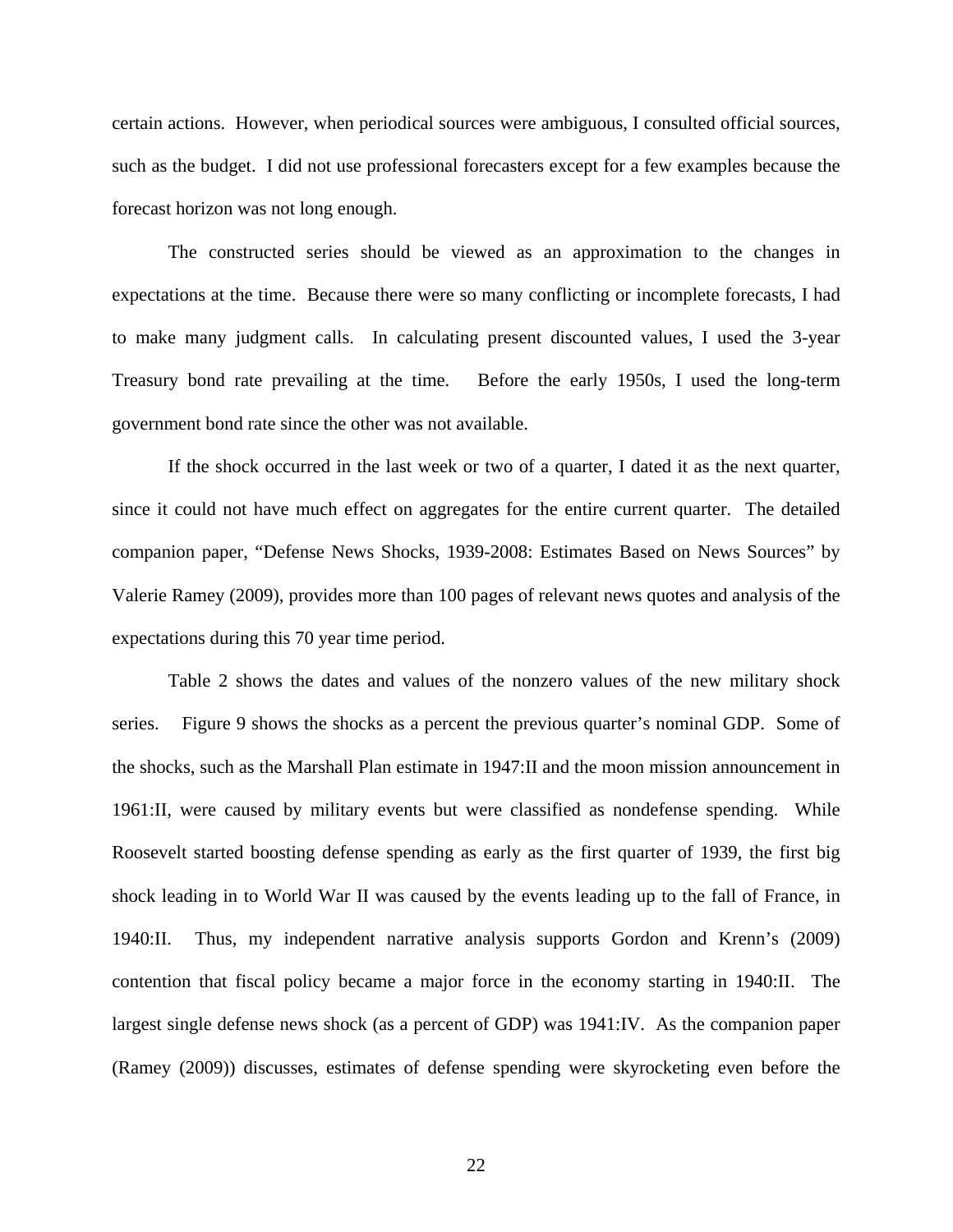certain actions. However, when periodical sources were ambiguous, I consulted official sources, such as the budget. I did not use professional forecasters except for a few examples because the forecast horizon was not long enough.

The constructed series should be viewed as an approximation to the changes in expectations at the time. Because there were so many conflicting or incomplete forecasts, I had to make many judgment calls. In calculating present discounted values, I used the 3-year Treasury bond rate prevailing at the time. Before the early 1950s, I used the long-term government bond rate since the other was not available.

If the shock occurred in the last week or two of a quarter, I dated it as the next quarter, since it could not have much effect on aggregates for the entire current quarter. The detailed companion paper, "Defense News Shocks, 1939-2008: Estimates Based on News Sources" by Valerie Ramey (2009), provides more than 100 pages of relevant news quotes and analysis of the expectations during this 70 year time period.

Table 2 shows the dates and values of the nonzero values of the new military shock series. Figure 9 shows the shocks as a percent the previous quarter's nominal GDP. Some of the shocks, such as the Marshall Plan estimate in 1947:II and the moon mission announcement in 1961:II, were caused by military events but were classified as nondefense spending. While Roosevelt started boosting defense spending as early as the first quarter of 1939, the first big shock leading in to World War II was caused by the events leading up to the fall of France, in 1940:II. Thus, my independent narrative analysis supports Gordon and Krenn's (2009) contention that fiscal policy became a major force in the economy starting in 1940:II. The largest single defense news shock (as a percent of GDP) was 1941:IV. As the companion paper (Ramey (2009)) discusses, estimates of defense spending were skyrocketing even before the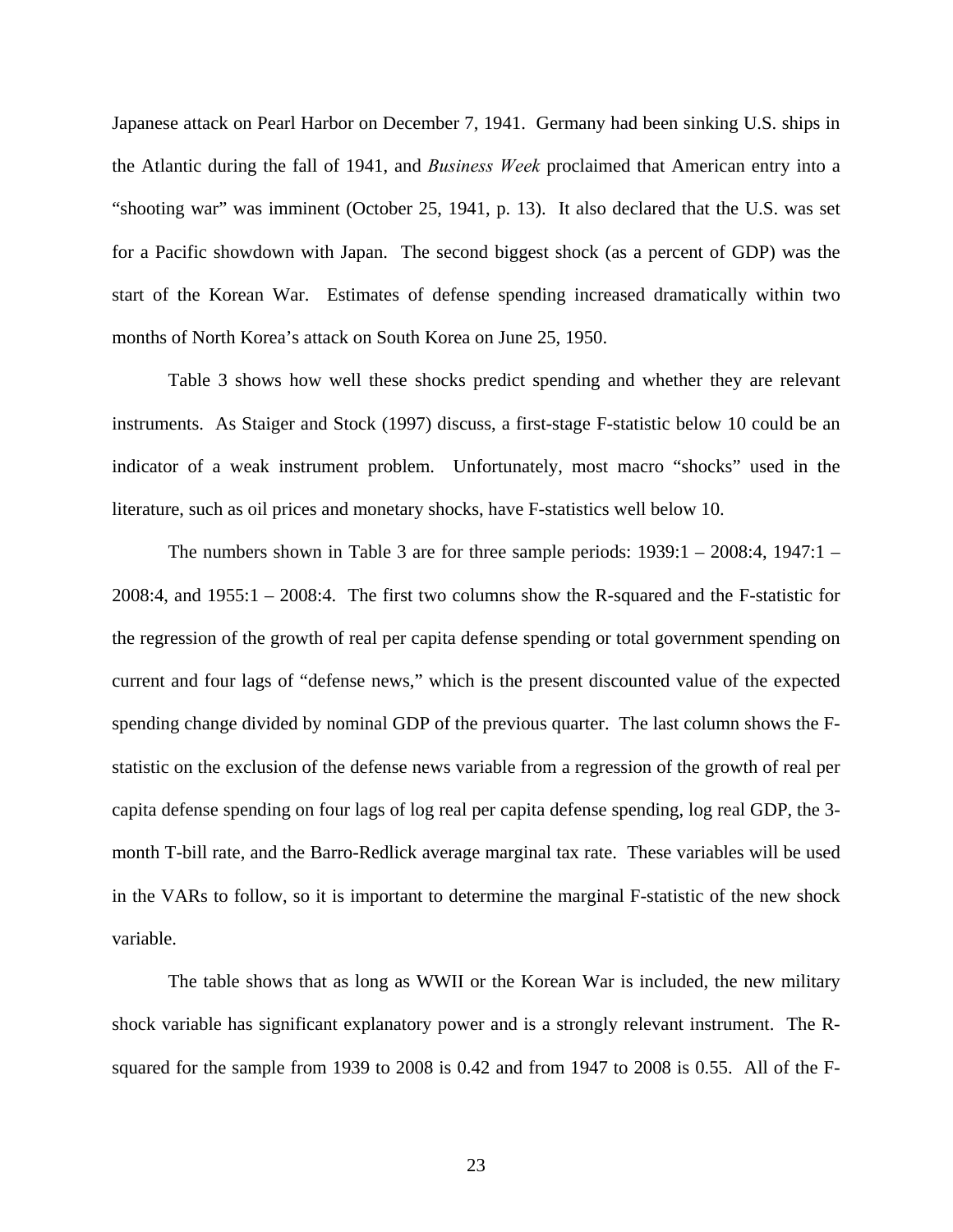Japanese attack on Pearl Harbor on December 7, 1941. Germany had been sinking U.S. ships in the Atlantic during the fall of 1941, and *Business Week* proclaimed that American entry into a "shooting war" was imminent (October 25, 1941, p. 13). It also declared that the U.S. was set for a Pacific showdown with Japan. The second biggest shock (as a percent of GDP) was the start of the Korean War. Estimates of defense spending increased dramatically within two months of North Korea's attack on South Korea on June 25, 1950.

Table 3 shows how well these shocks predict spending and whether they are relevant instruments. As Staiger and Stock (1997) discuss, a first-stage F-statistic below 10 could be an indicator of a weak instrument problem. Unfortunately, most macro "shocks" used in the literature, such as oil prices and monetary shocks, have F-statistics well below 10.

The numbers shown in Table 3 are for three sample periods: 1939:1 – 2008:4, 1947:1 – 2008:4, and 1955:1 – 2008:4. The first two columns show the R-squared and the F-statistic for the regression of the growth of real per capita defense spending or total government spending on current and four lags of "defense news," which is the present discounted value of the expected spending change divided by nominal GDP of the previous quarter. The last column shows the F-statistic on the exclusion of the defense news variable from a regression of the growth of real per capita defense spending on four lags of log real per capita defense spending, log real GDP, the 3-month T-bill rate, and the Barro-Redlick average marginal tax rate. These variables will be used in the VARs to follow, so it is important to determine the marginal F-statistic of the new shock variable.

The table shows that as long as WWII or the Korean War is included, the new military shock variable has significant explanatory power and is a strongly relevant instrument. The R-squared for the sample from 1939 to 2008 is 0.42 and from 1947 to 2008 is 0.55. All of the F-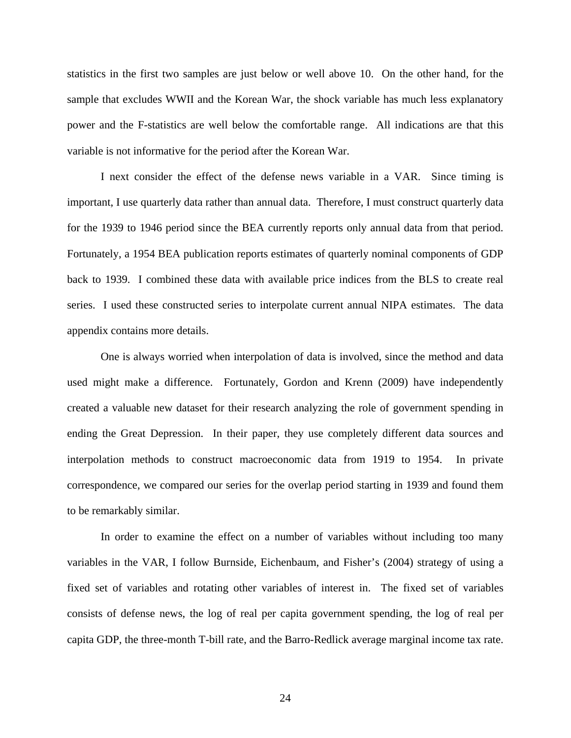statistics in the first two samples are just below or well above 10. On the other hand, for the sample that excludes WWII and the Korean War, the shock variable has much less explanatory power and the F-statistics are well below the comfortable range. All indications are that this variable is not informative for the period after the Korean War.

I next consider the effect of the defense news variable in a VAR. Since timing is important, I use quarterly data rather than annual data. Therefore, I must construct quarterly data for the 1939 to 1946 period since the BEA currently reports only annual data from that period. Fortunately, a 1954 BEA publication reports estimates of quarterly nominal components of GDP back to 1939. I combined these data with available price indices from the BLS to create real series. I used these constructed series to interpolate current annual NIPA estimates. The data appendix contains more details.

One is always worried when interpolation of data is involved, since the method and data used might make a difference. Fortunately, Gordon and Krenn (2009) have independently created a valuable new dataset for their research analyzing the role of government spending in ending the Great Depression. In their paper, they use completely different data sources and interpolation methods to construct macroeconomic data from 1919 to 1954. In private correspondence, we compared our series for the overlap period starting in 1939 and found them to be remarkably similar.

In order to examine the effect on a number of variables without including too many variables in the VAR, I follow Burnside, Eichenbaum, and Fisher's (2004) strategy of using a fixed set of variables and rotating other variables of interest in. The fixed set of variables consists of defense news, the log of real per capita government spending, the log of real per capita GDP, the three-month T-bill rate, and the Barro-Redlick average marginal income tax rate.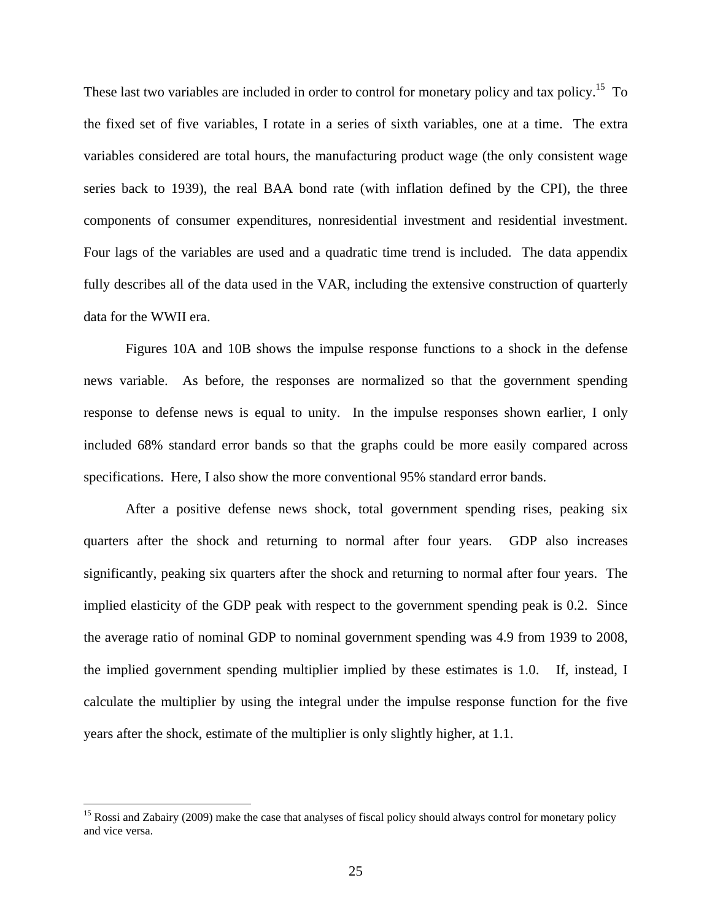These last two variables are included in order to control for monetary policy and tax policy.[15] To the fixed set of five variables, I rotate in a series of sixth variables, one at a time. The extra variables considered are total hours, the manufacturing product wage (the only consistent wage series back to 1939), the real BAA bond rate (with inflation defined by the CPI), the three components of consumer expenditures, nonresidential investment and residential investment. Four lags of the variables are used and a quadratic time trend is included. The data appendix fully describes all of the data used in the VAR, including the extensive construction of quarterly data for the WWII era.

Figures 10A and 10B shows the impulse response functions to a shock in the defense news variable. As before, the responses are normalized so that the government spending response to defense news is equal to unity. In the impulse responses shown earlier, I only included 68% standard error bands so that the graphs could be more easily compared across specifications. Here, I also show the more conventional 95% standard error bands.

After a positive defense news shock, total government spending rises, peaking six quarters after the shock and returning to normal after four years. GDP also increases significantly, peaking six quarters after the shock and returning to normal after four years. The implied elasticity of the GDP peak with respect to the government spending peak is 0.2. Since the average ratio of nominal GDP to nominal government spending was 4.9 from 1939 to 2008, the implied government spending multiplier implied by these estimates is 1.0. If, instead, I calculate the multiplier by using the integral under the impulse response function for the five years after the shock, estimate of the multiplier is only slightly higher, at 1.1.

[15] Rossi and Zabairy (2009) make the case that analyses of fiscal policy should always control for monetary policy and vice versa.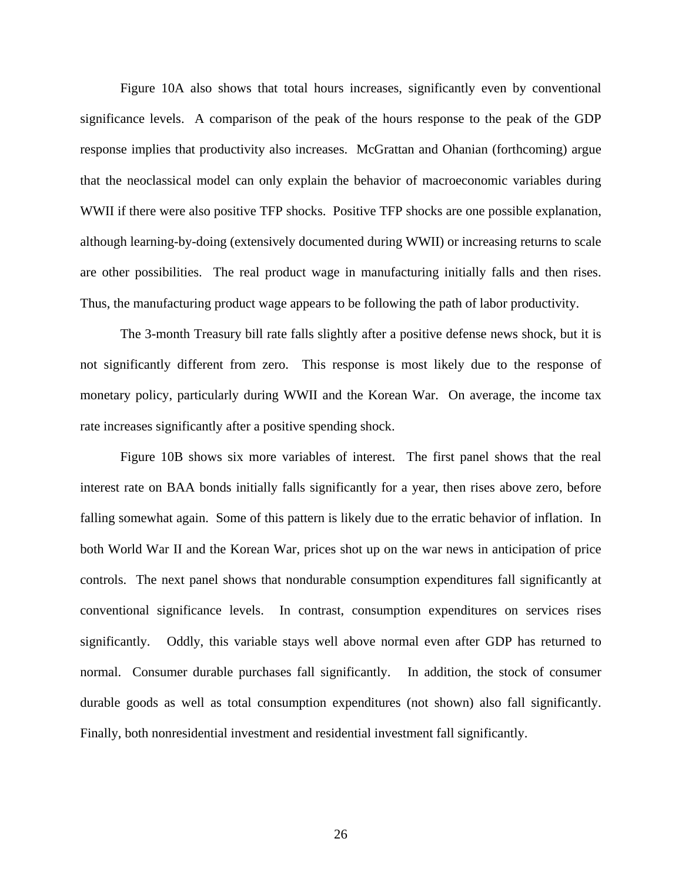Figure 10A also shows that total hours increases, significantly even by conventional significance levels. A comparison of the peak of the hours response to the peak of the GDP response implies that productivity also increases. McGrattan and Ohanian (forthcoming) argue that the neoclassical model can only explain the behavior of macroeconomic variables during WWII if there were also positive TFP shocks. Positive TFP shocks are one possible explanation, although learning-by-doing (extensively documented during WWII) or increasing returns to scale are other possibilities. The real product wage in manufacturing initially falls and then rises. Thus, the manufacturing product wage appears to be following the path of labor productivity.

The 3-month Treasury bill rate falls slightly after a positive defense news shock, but it is not significantly different from zero. This response is most likely due to the response of monetary policy, particularly during WWII and the Korean War. On average, the income tax rate increases significantly after a positive spending shock.

Figure 10B shows six more variables of interest. The first panel shows that the real interest rate on BAA bonds initially falls significantly for a year, then rises above zero, before falling somewhat again. Some of this pattern is likely due to the erratic behavior of inflation. In both World War II and the Korean War, prices shot up on the war news in anticipation of price controls. The next panel shows that nondurable consumption expenditures fall significantly at conventional significance levels. In contrast, consumption expenditures on services rises significantly. Oddly, this variable stays well above normal even after GDP has returned to normal. Consumer durable purchases fall significantly. In addition, the stock of consumer durable goods as well as total consumption expenditures (not shown) also fall significantly. Finally, both nonresidential investment and residential investment fall significantly.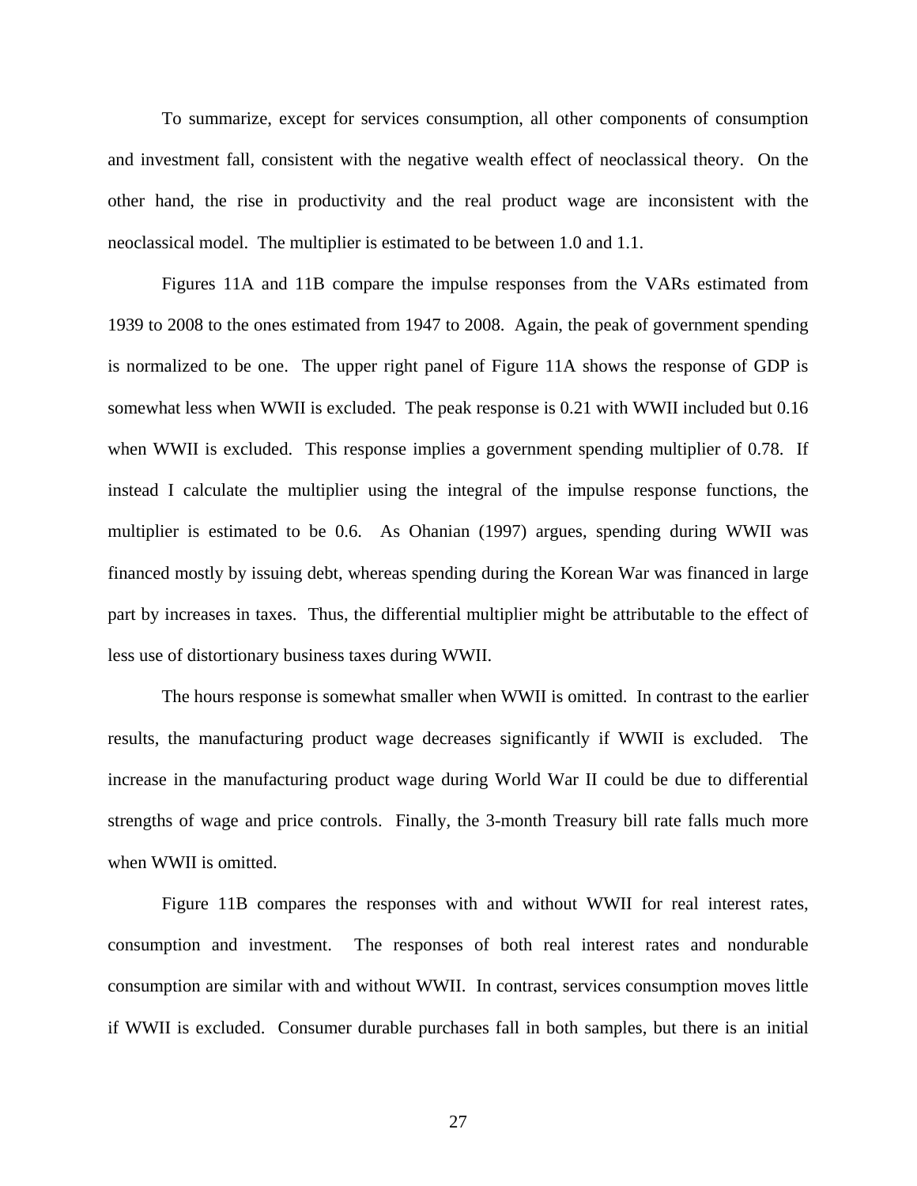To summarize, except for services consumption, all other components of consumption and investment fall, consistent with the negative wealth effect of neoclassical theory. On the other hand, the rise in productivity and the real product wage are inconsistent with the neoclassical model. The multiplier is estimated to be between 1.0 and 1.1.

Figures 11A and 11B compare the impulse responses from the VARs estimated from 1939 to 2008 to the ones estimated from 1947 to 2008. Again, the peak of government spending is normalized to be one. The upper right panel of Figure 11A shows the response of GDP is somewhat less when WWII is excluded. The peak response is 0.21 with WWII included but 0.16 when WWII is excluded. This response implies a government spending multiplier of 0.78. If instead I calculate the multiplier using the integral of the impulse response functions, the multiplier is estimated to be 0.6. As Ohanian (1997) argues, spending during WWII was financed mostly by issuing debt, whereas spending during the Korean War was financed in large part by increases in taxes. Thus, the differential multiplier might be attributable to the effect of less use of distortionary business taxes during WWII.

The hours response is somewhat smaller when WWII is omitted. In contrast to the earlier results, the manufacturing product wage decreases significantly if WWII is excluded. The increase in the manufacturing product wage during World War II could be due to differential strengths of wage and price controls. Finally, the 3-month Treasury bill rate falls much more when WWII is omitted.

Figure 11B compares the responses with and without WWII for real interest rates, consumption and investment. The responses of both real interest rates and nondurable consumption are similar with and without WWII. In contrast, services consumption moves little if WWII is excluded. Consumer durable purchases fall in both samples, but there is an initial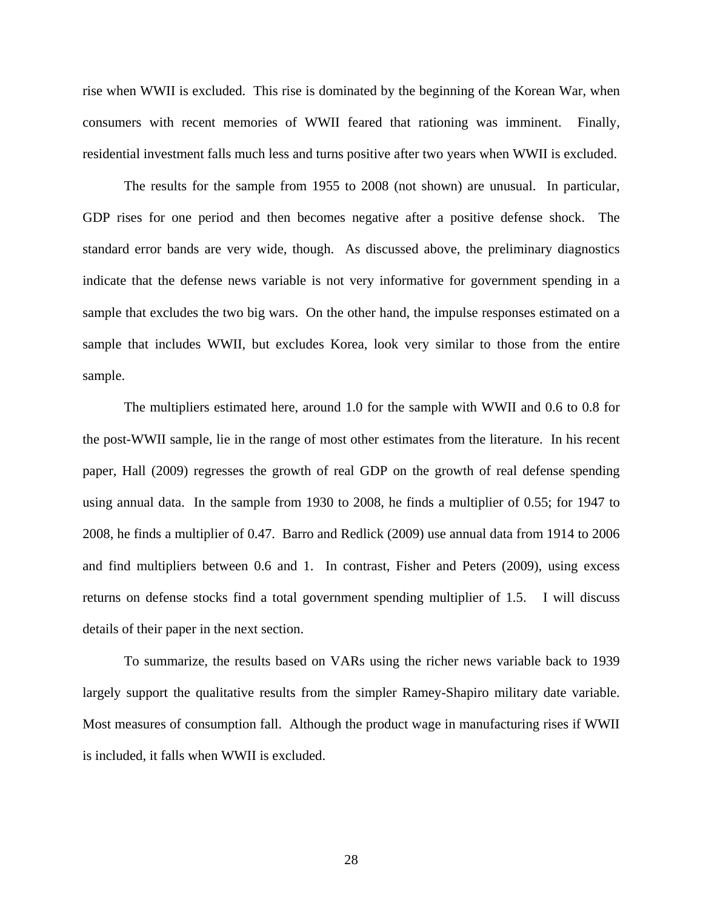rise when WWII is excluded. This rise is dominated by the beginning of the Korean War, when consumers with recent memories of WWII feared that rationing was imminent. Finally, residential investment falls much less and turns positive after two years when WWII is excluded.

The results for the sample from 1955 to 2008 (not shown) are unusual. In particular, GDP rises for one period and then becomes negative after a positive defense shock. The standard error bands are very wide, though. As discussed above, the preliminary diagnostics indicate that the defense news variable is not very informative for government spending in a sample that excludes the two big wars. On the other hand, the impulse responses estimated on a sample that includes WWII, but excludes Korea, look very similar to those from the entire sample.

The multipliers estimated here, around 1.0 for the sample with WWII and 0.6 to 0.8 for the post-WWII sample, lie in the range of most other estimates from the literature. In his recent paper, Hall (2009) regresses the growth of real GDP on the growth of real defense spending using annual data. In the sample from 1930 to 2008, he finds a multiplier of 0.55; for 1947 to 2008, he finds a multiplier of 0.47. Barro and Redlick (2009) use annual data from 1914 to 2006 and find multipliers between 0.6 and 1. In contrast, Fisher and Peters (2009), using excess returns on defense stocks find a total government spending multiplier of 1.5. I will discuss details of their paper in the next section.

To summarize, the results based on VARs using the richer news variable back to 1939 largely support the qualitative results from the simpler Ramey-Shapiro military date variable. Most measures of consumption fall. Although the product wage in manufacturing rises if WWII is included, it falls when WWII is excluded.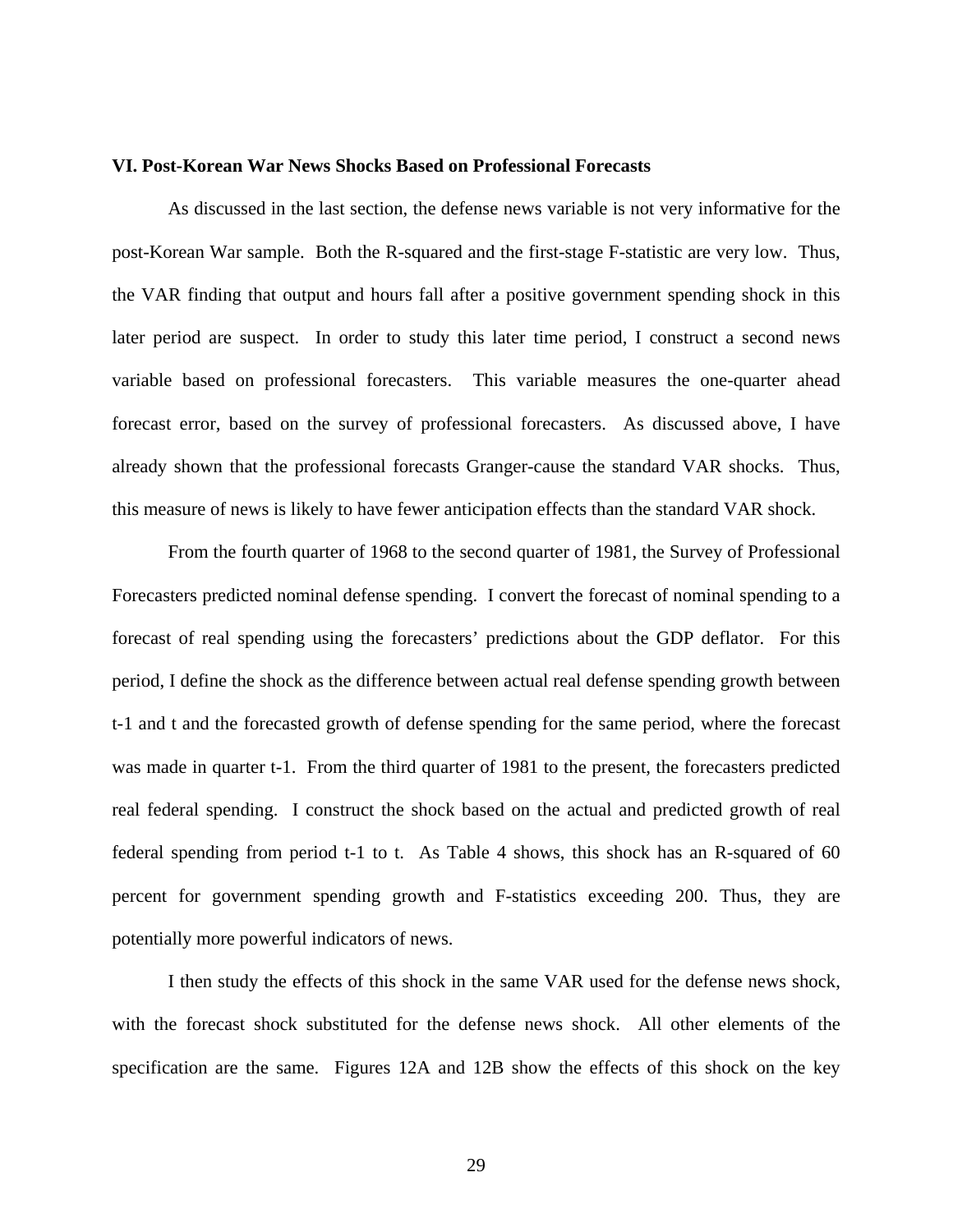### VI. Post-Korean War News Shocks Based on Professional Forecasts

As discussed in the last section, the defense news variable is not very informative for the post-Korean War sample. Both the R-squared and the first-stage F-statistic are very low. Thus, the VAR finding that output and hours fall after a positive government spending shock in this later period are suspect. In order to study this later time period, I construct a second news variable based on professional forecasters. This variable measures the one-quarter ahead forecast error, based on the survey of professional forecasters. As discussed above, I have already shown that the professional forecasts Granger-cause the standard VAR shocks. Thus, this measure of news is likely to have fewer anticipation effects than the standard VAR shock.

From the fourth quarter of 1968 to the second quarter of 1981, the Survey of Professional Forecasters predicted nominal defense spending. I convert the forecast of nominal spending to a forecast of real spending using the forecasters' predictions about the GDP deflator. For this period, I define the shock as the difference between actual real defense spending growth between t-1 and t and the forecasted growth of defense spending for the same period, where the forecast was made in quarter t-1. From the third quarter of 1981 to the present, the forecasters predicted real federal spending. I construct the shock based on the actual and predicted growth of real federal spending from period t-1 to t. As Table 4 shows, this shock has an R-squared of 60 percent for government spending growth and F-statistics exceeding 200. Thus, they are potentially more powerful indicators of news.

I then study the effects of this shock in the same VAR used for the defense news shock, with the forecast shock substituted for the defense news shock. All other elements of the specification are the same. Figures 12A and 12B show the effects of this shock on the key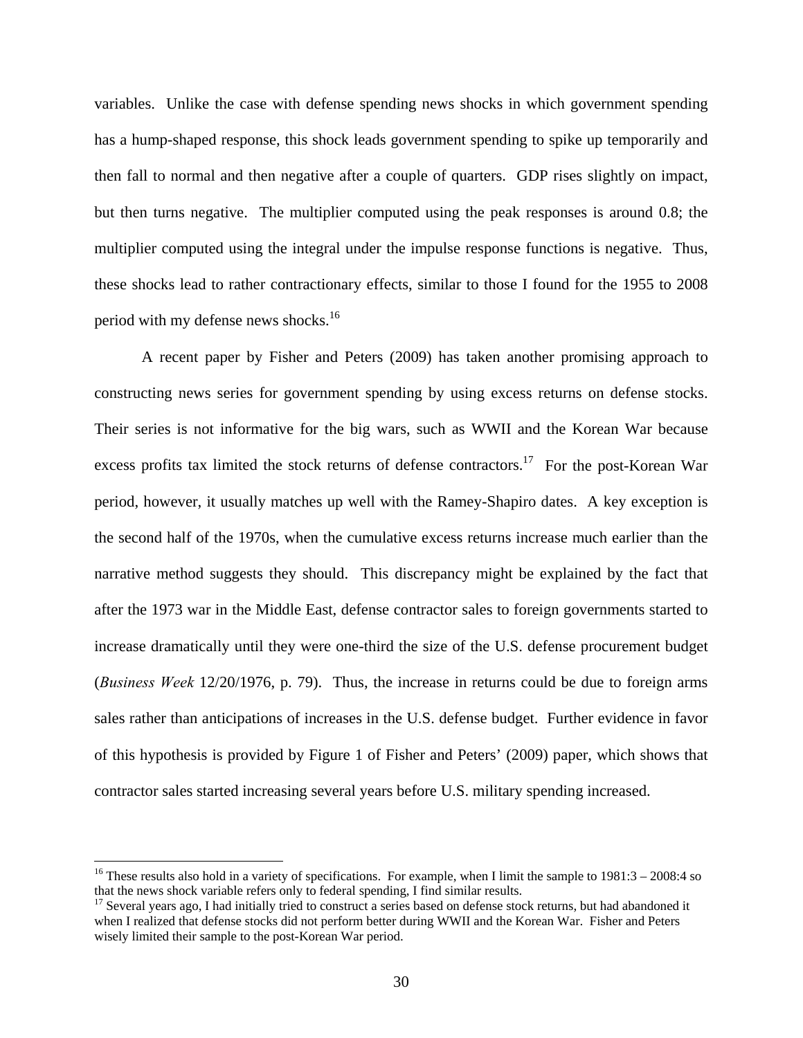variables. Unlike the case with defense spending news shocks in which government spending has a hump-shaped response, this shock leads government spending to spike up temporarily and then fall to normal and then negative after a couple of quarters. GDP rises slightly on impact, but then turns negative. The multiplier computed using the peak responses is around 0.8; the multiplier computed using the integral under the impulse response functions is negative. Thus, these shocks lead to rather contractionary effects, similar to those I found for the 1955 to 2008 period with my defense news shocks.[16]

A recent paper by Fisher and Peters (2009) has taken another promising approach to constructing news series for government spending by using excess returns on defense stocks. Their series is not informative for the big wars, such as WWII and the Korean War because excess profits tax limited the stock returns of defense contractors.[17] For the post-Korean War period, however, it usually matches up well with the Ramey-Shapiro dates. A key exception is the second half of the 1970s, when the cumulative excess returns increase much earlier than the narrative method suggests they should. This discrepancy might be explained by the fact that after the 1973 war in the Middle East, defense contractor sales to foreign governments started to increase dramatically until they were one-third the size of the U.S. defense procurement budget (*Business Week* 12/20/1976, p. 79). Thus, the increase in returns could be due to foreign arms sales rather than anticipations of increases in the U.S. defense budget. Further evidence in favor of this hypothesis is provided by Figure 1 of Fisher and Peters' (2009) paper, which shows that contractor sales started increasing several years before U.S. military spending increased.

---

[16] These results also hold in a variety of specifications. For example, when I limit the sample to 1981:3 – 2008:4 so that the news shock variable refers only to federal spending, I find similar results.

[17] Several years ago, I had initially tried to construct a series based on defense stock returns, but had abandoned it when I realized that defense stocks did not perform better during WWII and the Korean War. Fisher and Peters wisely limited their sample to the post-Korean War period.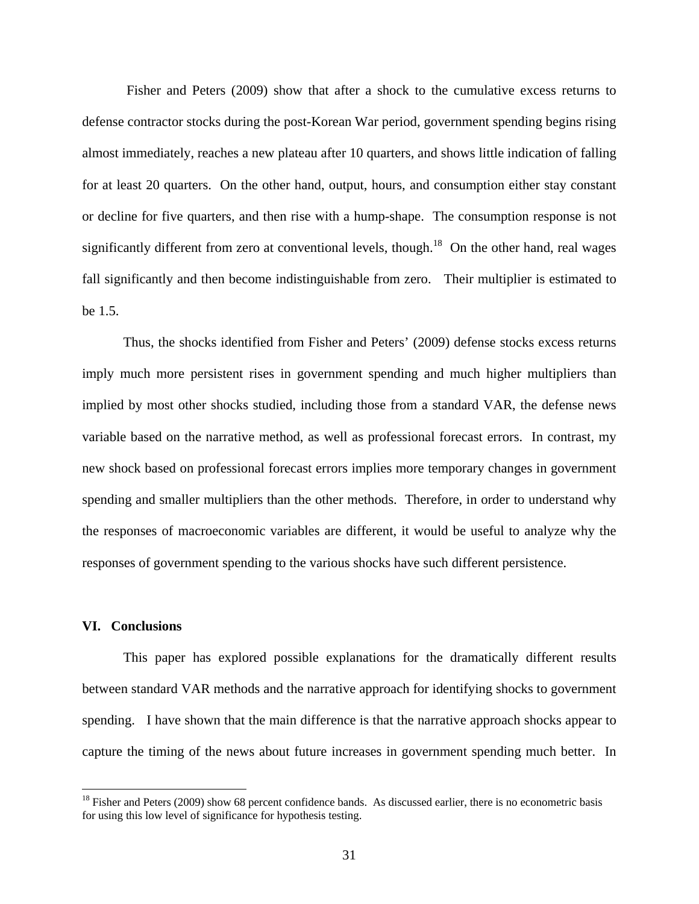Fisher and Peters (2009) show that after a shock to the cumulative excess returns to defense contractor stocks during the post-Korean War period, government spending begins rising almost immediately, reaches a new plateau after 10 quarters, and shows little indication of falling for at least 20 quarters. On the other hand, output, hours, and consumption either stay constant or decline for five quarters, and then rise with a hump-shape. The consumption response is not significantly different from zero at conventional levels, though.[18] On the other hand, real wages fall significantly and then become indistinguishable from zero. Their multiplier is estimated to be 1.5.

Thus, the shocks identified from Fisher and Peters' (2009) defense stocks excess returns imply much more persistent rises in government spending and much higher multipliers than implied by most other shocks studied, including those from a standard VAR, the defense news variable based on the narrative method, as well as professional forecast errors. In contrast, my new shock based on professional forecast errors implies more temporary changes in government spending and smaller multipliers than the other methods. Therefore, in order to understand why the responses of macroeconomic variables are different, it would be useful to analyze why the responses of government spending to the various shocks have such different persistence.

## VI. Conclusions

This paper has explored possible explanations for the dramatically different results between standard VAR methods and the narrative approach for identifying shocks to government spending. I have shown that the main difference is that the narrative approach shocks appear to capture the timing of the news about future increases in government spending much better. In

[18] Fisher and Peters (2009) show 68 percent confidence bands. As discussed earlier, there is no econometric basis for using this low level of significance for hypothesis testing.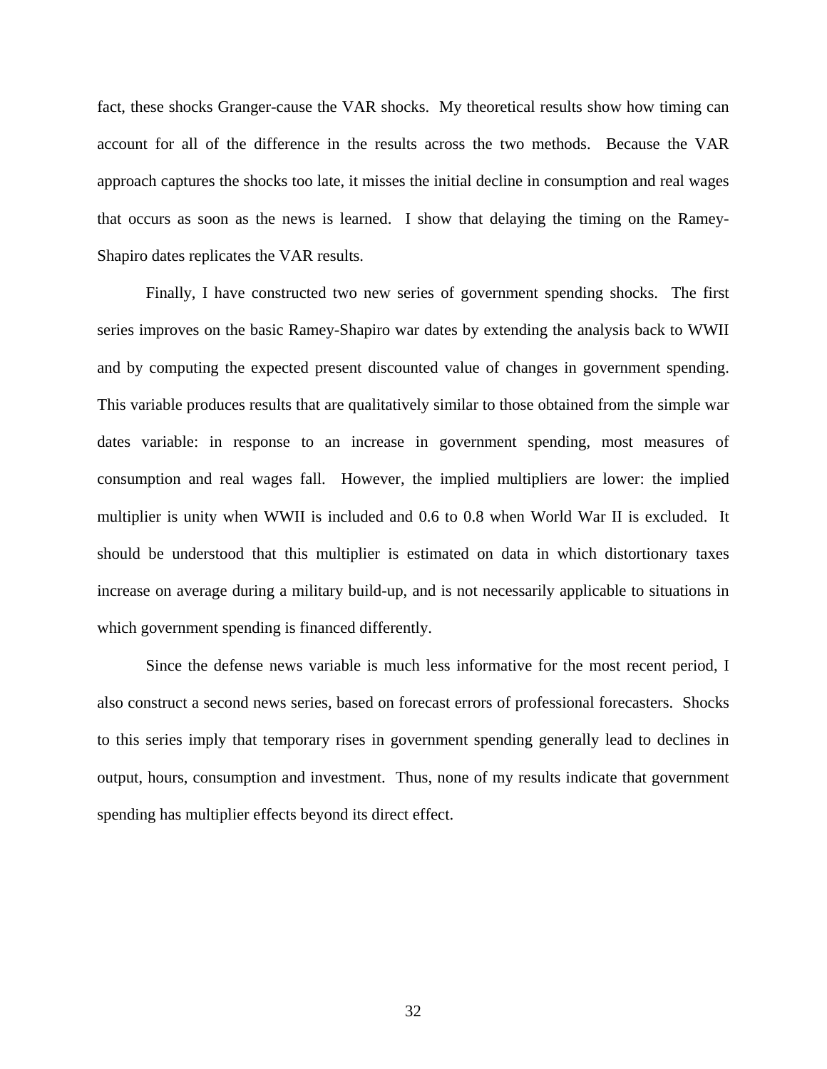fact, these shocks Granger-cause the VAR shocks. My theoretical results show how timing can account for all of the difference in the results across the two methods. Because the VAR approach captures the shocks too late, it misses the initial decline in consumption and real wages that occurs as soon as the news is learned. I show that delaying the timing on the Ramey-Shapiro dates replicates the VAR results.

Finally, I have constructed two new series of government spending shocks. The first series improves on the basic Ramey-Shapiro war dates by extending the analysis back to WWII and by computing the expected present discounted value of changes in government spending. This variable produces results that are qualitatively similar to those obtained from the simple war dates variable: in response to an increase in government spending, most measures of consumption and real wages fall. However, the implied multipliers are lower: the implied multiplier is unity when WWII is included and 0.6 to 0.8 when World War II is excluded. It should be understood that this multiplier is estimated on data in which distortionary taxes increase on average during a military build-up, and is not necessarily applicable to situations in which government spending is financed differently.

Since the defense news variable is much less informative for the most recent period, I also construct a second news series, based on forecast errors of professional forecasters. Shocks to this series imply that temporary rises in government spending generally lead to declines in output, hours, consumption and investment. Thus, none of my results indicate that government spending has multiplier effects beyond its direct effect.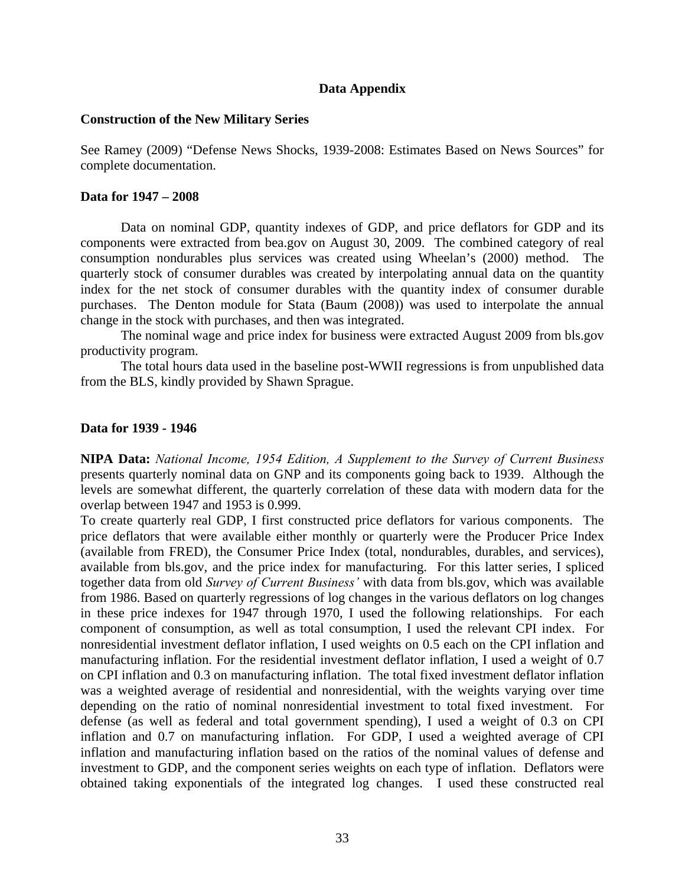## Data Appendix

### Construction of the New Military Series

See Ramey (2009) "Defense News Shocks, 1939-2008: Estimates Based on News Sources" for complete documentation.

### Data for 1947 – 2008

Data on nominal GDP, quantity indexes of GDP, and price deflators for GDP and its components were extracted from bea.gov on August 30, 2009. The combined category of real consumption nondurables plus services was created using Wheelan's (2000) method. The quarterly stock of consumer durables was created by interpolating annual data on the quantity index for the net stock of consumer durables with the quantity index of consumer durable purchases. The Denton module for Stata (Baum (2008)) was used to interpolate the annual change in the stock with purchases, and then was integrated.

The nominal wage and price index for business were extracted August 2009 from bls.gov productivity program.

The total hours data used in the baseline post-WWII regressions is from unpublished data from the BLS, kindly provided by Shawn Sprague.

### Data for 1939 - 1946

**NIPA Data:** *National Income, 1954 Edition, A Supplement to the Survey of Current Business* presents quarterly nominal data on GNP and its components going back to 1939. Although the levels are somewhat different, the quarterly correlation of these data with modern data for the overlap between 1947 and 1953 is 0.999.

To create quarterly real GDP, I first constructed price deflators for various components. The price deflators that were available either monthly or quarterly were the Producer Price Index (available from FRED), the Consumer Price Index (total, nondurables, durables, and services), available from bls.gov, and the price index for manufacturing. For this latter series, I spliced together data from old *Survey of Current Business'* with data from bls.gov, which was available from 1986. Based on quarterly regressions of log changes in the various deflators on log changes in these price indexes for 1947 through 1970, I used the following relationships. For each component of consumption, as well as total consumption, I used the relevant CPI index. For nonresidential investment deflator inflation, I used weights on 0.5 each on the CPI inflation and manufacturing inflation. For the residential investment deflator inflation, I used a weight of 0.7 on CPI inflation and 0.3 on manufacturing inflation. The total fixed investment deflator inflation was a weighted average of residential and nonresidential, with the weights varying over time depending on the ratio of nominal nonresidential investment to total fixed investment. For defense (as well as federal and total government spending), I used a weight of 0.3 on CPI inflation and 0.7 on manufacturing inflation. For GDP, I used a weighted average of CPI inflation and manufacturing inflation based on the ratios of the nominal values of defense and investment to GDP, and the component series weights on each type of inflation. Deflators were obtained taking exponentials of the integrated log changes. I used these constructed real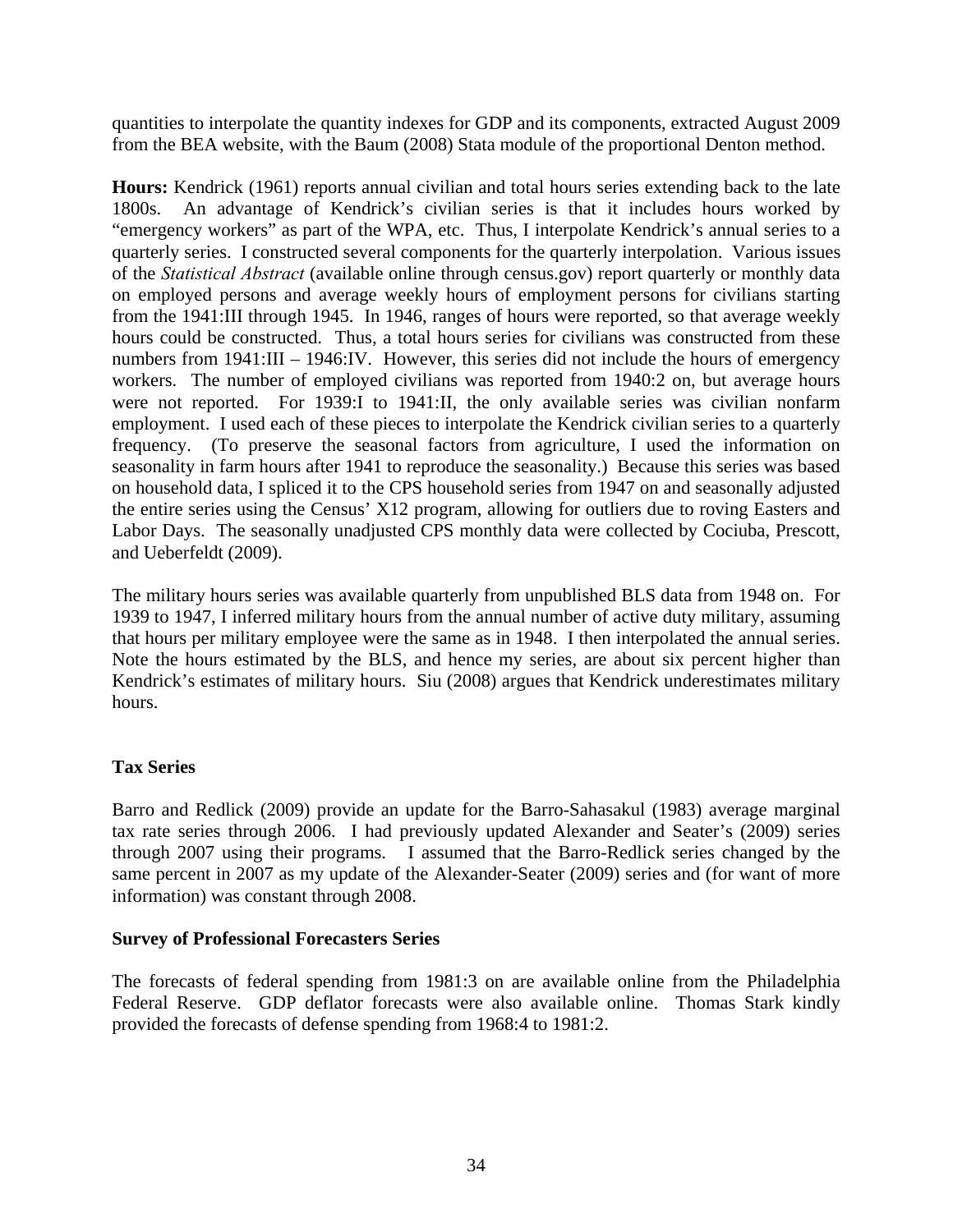quantities to interpolate the quantity indexes for GDP and its components, extracted August 2009 from the BEA website, with the Baum (2008) Stata module of the proportional Denton method.

**Hours:** Kendrick (1961) reports annual civilian and total hours series extending back to the late 1800s. An advantage of Kendrick's civilian series is that it includes hours worked by "emergency workers" as part of the WPA, etc. Thus, I interpolate Kendrick's annual series to a quarterly series. I constructed several components for the quarterly interpolation. Various issues of the *Statistical Abstract* (available online through census.gov) report quarterly or monthly data on employed persons and average weekly hours of employment persons for civilians starting from the 1941:III through 1945. In 1946, ranges of hours were reported, so that average weekly hours could be constructed. Thus, a total hours series for civilians was constructed from these numbers from 1941:III – 1946:IV. However, this series did not include the hours of emergency workers. The number of employed civilians was reported from 1940:2 on, but average hours were not reported. For 1939:I to 1941:II, the only available series was civilian nonfarm employment. I used each of these pieces to interpolate the Kendrick civilian series to a quarterly frequency. (To preserve the seasonal factors from agriculture, I used the information on seasonality in farm hours after 1941 to reproduce the seasonality.) Because this series was based on household data, I spliced it to the CPS household series from 1947 on and seasonally adjusted the entire series using the Census' X12 program, allowing for outliers due to roving Easters and Labor Days. The seasonally unadjusted CPS monthly data were collected by Cociuba, Prescott, and Ueberfeldt (2009).

The military hours series was available quarterly from unpublished BLS data from 1948 on. For 1939 to 1947, I inferred military hours from the annual number of active duty military, assuming that hours per military employee were the same as in 1948. I then interpolated the annual series. Note the hours estimated by the BLS, and hence my series, are about six percent higher than Kendrick's estimates of military hours. Siu (2008) argues that Kendrick underestimates military hours.

### Tax Series

Barro and Redlick (2009) provide an update for the Barro-Sahasakul (1983) average marginal tax rate series through 2006. I had previously updated Alexander and Seater's (2009) series through 2007 using their programs. I assumed that the Barro-Redlick series changed by the same percent in 2007 as my update of the Alexander-Seater (2009) series and (for want of more information) was constant through 2008.

### Survey of Professional Forecasters Series

The forecasts of federal spending from 1981:3 on are available online from the Philadelphia Federal Reserve. GDP deflator forecasts were also available online. Thomas Stark kindly provided the forecasts of defense spending from 1968:4 to 1981:2.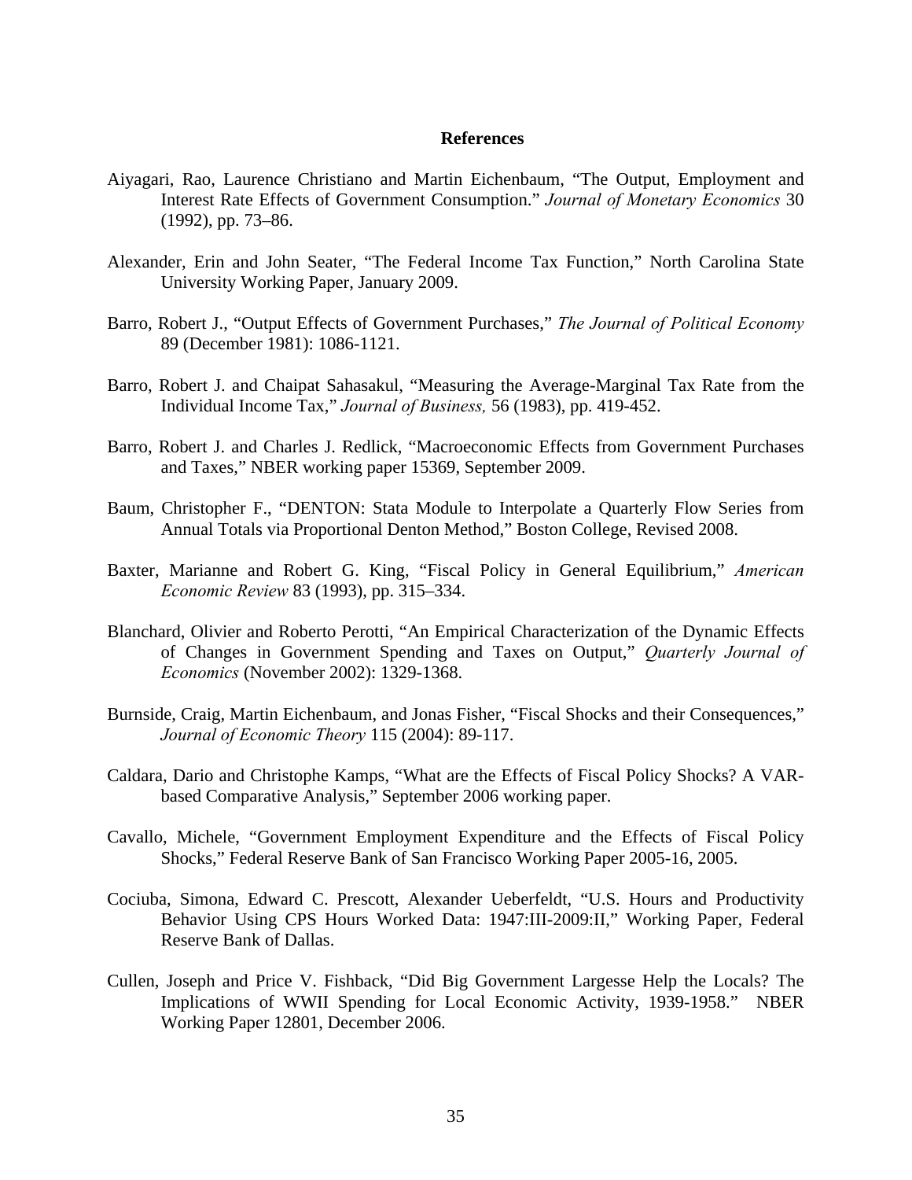# References

Aiyagari, Rao, Laurence Christiano and Martin Eichenbaum, "The Output, Employment and Interest Rate Effects of Government Consumption." *Journal of Monetary Economics* 30 (1992), pp. 73–86.

Alexander, Erin and John Seater, "The Federal Income Tax Function," North Carolina State University Working Paper, January 2009.

Barro, Robert J., "Output Effects of Government Purchases," *The Journal of Political Economy* 89 (December 1981): 1086-1121.

Barro, Robert J. and Chaipat Sahasakul, "Measuring the Average-Marginal Tax Rate from the Individual Income Tax," *Journal of Business,* 56 (1983), pp. 419-452.

Barro, Robert J. and Charles J. Redlick, "Macroeconomic Effects from Government Purchases and Taxes," NBER working paper 15369, September 2009.

Baum, Christopher F., "DENTON: Stata Module to Interpolate a Quarterly Flow Series from Annual Totals via Proportional Denton Method," Boston College, Revised 2008.

Baxter, Marianne and Robert G. King, "Fiscal Policy in General Equilibrium," *American Economic Review* 83 (1993), pp. 315–334.

Blanchard, Olivier and Roberto Perotti, "An Empirical Characterization of the Dynamic Effects of Changes in Government Spending and Taxes on Output," *Quarterly Journal of Economics* (November 2002): 1329-1368.

Burnside, Craig, Martin Eichenbaum, and Jonas Fisher, "Fiscal Shocks and their Consequences," *Journal of Economic Theory* 115 (2004): 89-117.

Caldara, Dario and Christophe Kamps, "What are the Effects of Fiscal Policy Shocks? A VAR-based Comparative Analysis," September 2006 working paper.

Cavallo, Michele, "Government Employment Expenditure and the Effects of Fiscal Policy Shocks," Federal Reserve Bank of San Francisco Working Paper 2005-16, 2005.

Cociuba, Simona, Edward C. Prescott, Alexander Ueberfeldt, "U.S. Hours and Productivity Behavior Using CPS Hours Worked Data: 1947:III-2009:II," Working Paper, Federal Reserve Bank of Dallas.

Cullen, Joseph and Price V. Fishback, "Did Big Government Largesse Help the Locals? The Implications of WWII Spending for Local Economic Activity, 1939-1958." NBER Working Paper 12801, December 2006.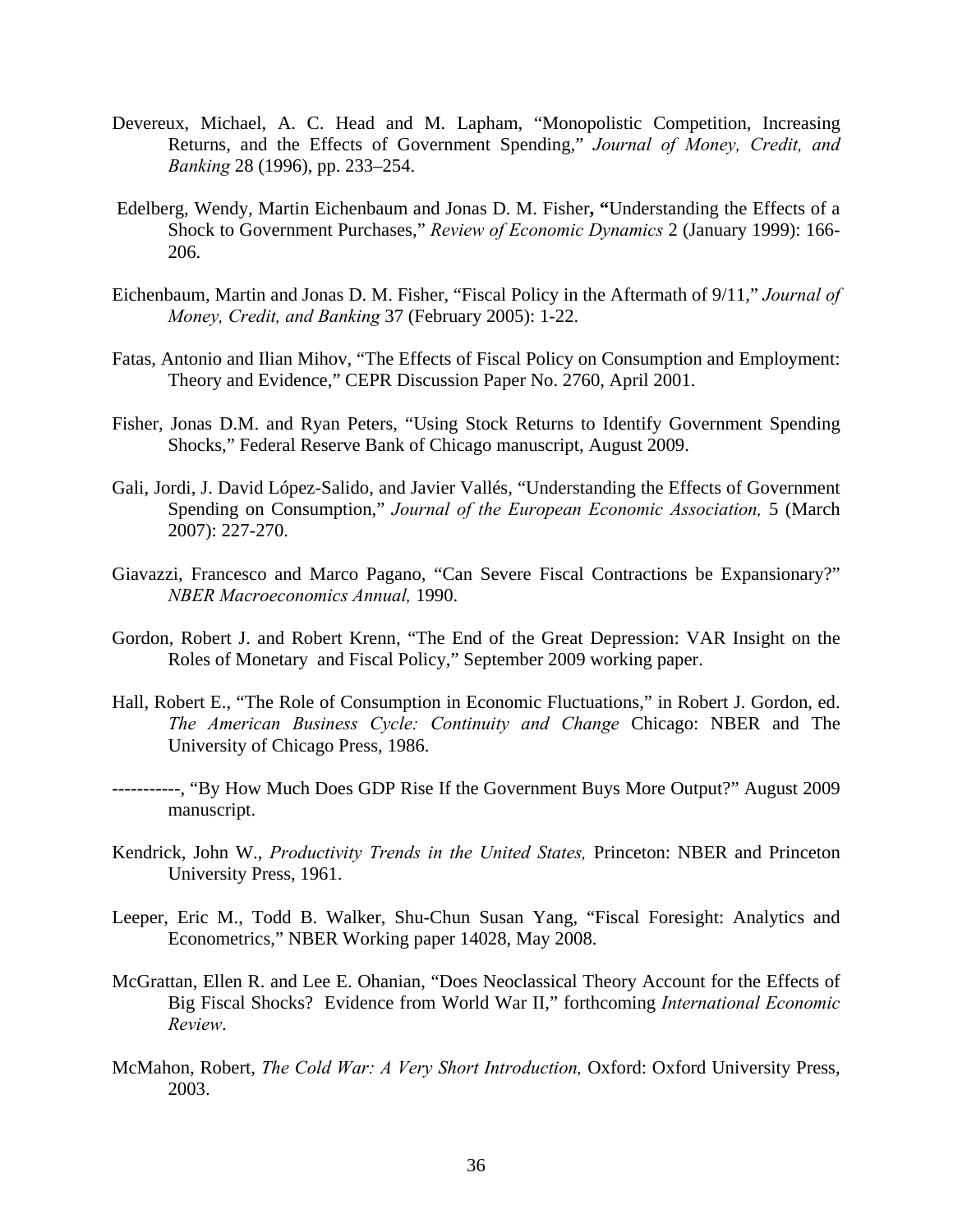Devereux, Michael, A. C. Head and M. Lapham, "Monopolistic Competition, Increasing Returns, and the Effects of Government Spending," *Journal of Money, Credit, and Banking* 28 (1996), pp. 233–254.

Edelberg, Wendy, Martin Eichenbaum and Jonas D. M. Fisher**, "**Understanding the Effects of a Shock to Government Purchases," *Review of Economic Dynamics* 2 (January 1999): 166-206.

Eichenbaum, Martin and Jonas D. M. Fisher, "Fiscal Policy in the Aftermath of 9/11," *Journal of Money, Credit, and Banking* 37 (February 2005): 1-22.

Fatas, Antonio and Ilian Mihov, "The Effects of Fiscal Policy on Consumption and Employment: Theory and Evidence," CEPR Discussion Paper No. 2760, April 2001.

Fisher, Jonas D.M. and Ryan Peters, "Using Stock Returns to Identify Government Spending Shocks," Federal Reserve Bank of Chicago manuscript, August 2009.

Gali, Jordi, J. David López-Salido, and Javier Vallés, "Understanding the Effects of Government Spending on Consumption," *Journal of the European Economic Association,* 5 (March 2007): 227-270.

Giavazzi, Francesco and Marco Pagano, "Can Severe Fiscal Contractions be Expansionary?" *NBER Macroeconomics Annual,* 1990.

Gordon, Robert J. and Robert Krenn, "The End of the Great Depression: VAR Insight on the Roles of Monetary and Fiscal Policy," September 2009 working paper.

Hall, Robert E., "The Role of Consumption in Economic Fluctuations," in Robert J. Gordon, ed. *The American Business Cycle: Continuity and Change* Chicago: NBER and The University of Chicago Press, 1986.

-----------, "By How Much Does GDP Rise If the Government Buys More Output?" August 2009 manuscript.

Kendrick, John W., *Productivity Trends in the United States,* Princeton: NBER and Princeton University Press, 1961.

Leeper, Eric M., Todd B. Walker, Shu-Chun Susan Yang, "Fiscal Foresight: Analytics and Econometrics," NBER Working paper 14028, May 2008.

McGrattan, Ellen R. and Lee E. Ohanian, "Does Neoclassical Theory Account for the Effects of Big Fiscal Shocks? Evidence from World War II," forthcoming *International Economic Review*.

McMahon, Robert, *The Cold War: A Very Short Introduction,* Oxford: Oxford University Press, 2003.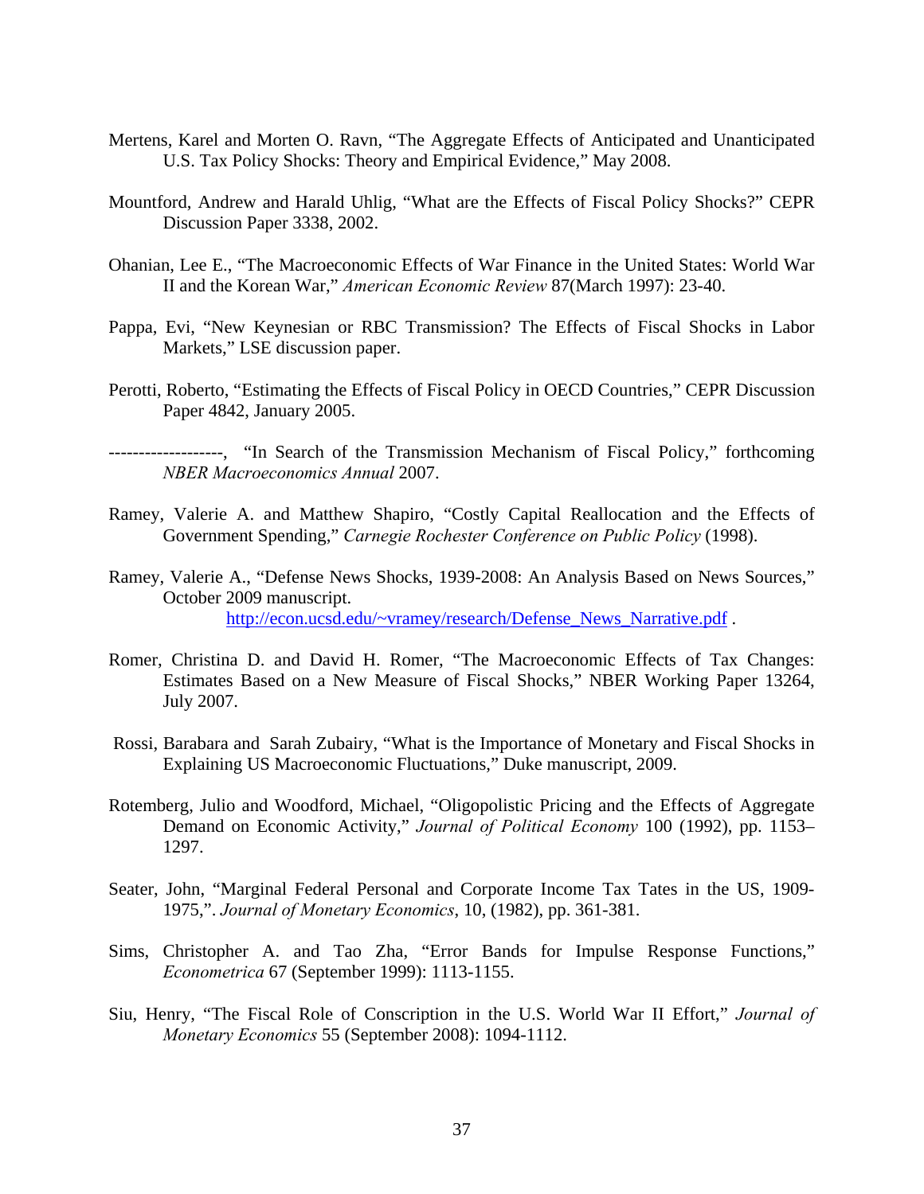Mertens, Karel and Morten O. Ravn, "The Aggregate Effects of Anticipated and Unanticipated U.S. Tax Policy Shocks: Theory and Empirical Evidence," May 2008.

Mountford, Andrew and Harald Uhlig, "What are the Effects of Fiscal Policy Shocks?" CEPR Discussion Paper 3338, 2002.

Ohanian, Lee E., "The Macroeconomic Effects of War Finance in the United States: World War II and the Korean War," *American Economic Review* 87(March 1997): 23-40.

Pappa, Evi, "New Keynesian or RBC Transmission? The Effects of Fiscal Shocks in Labor Markets," LSE discussion paper.

Perotti, Roberto, "Estimating the Effects of Fiscal Policy in OECD Countries," CEPR Discussion Paper 4842, January 2005.

-------------------, "In Search of the Transmission Mechanism of Fiscal Policy," forthcoming *NBER Macroeconomics Annual* 2007.

Ramey, Valerie A. and Matthew Shapiro, "Costly Capital Reallocation and the Effects of Government Spending," *Carnegie Rochester Conference on Public Policy* (1998).

Ramey, Valerie A., "Defense News Shocks, 1939-2008: An Analysis Based on News Sources," October 2009 manuscript. http://econ.ucsd.edu/~vramey/research/Defense_News_Narrative.pdf .

Romer, Christina D. and David H. Romer, "The Macroeconomic Effects of Tax Changes: Estimates Based on a New Measure of Fiscal Shocks," NBER Working Paper 13264, July 2007.

Rossi, Barabara and Sarah Zubairy, "What is the Importance of Monetary and Fiscal Shocks in Explaining US Macroeconomic Fluctuations," Duke manuscript, 2009.

Rotemberg, Julio and Woodford, Michael, "Oligopolistic Pricing and the Effects of Aggregate Demand on Economic Activity," *Journal of Political Economy* 100 (1992), pp. 1153–1297.

Seater, John, "Marginal Federal Personal and Corporate Income Tax Tates in the US, 1909-1975,". *Journal of Monetary Economics*, 10, (1982), pp. 361-381.

Sims, Christopher A. and Tao Zha, "Error Bands for Impulse Response Functions," *Econometrica* 67 (September 1999): 1113-1155.

Siu, Henry, "The Fiscal Role of Conscription in the U.S. World War II Effort," *Journal of Monetary Economics* 55 (September 2008): 1094-1112.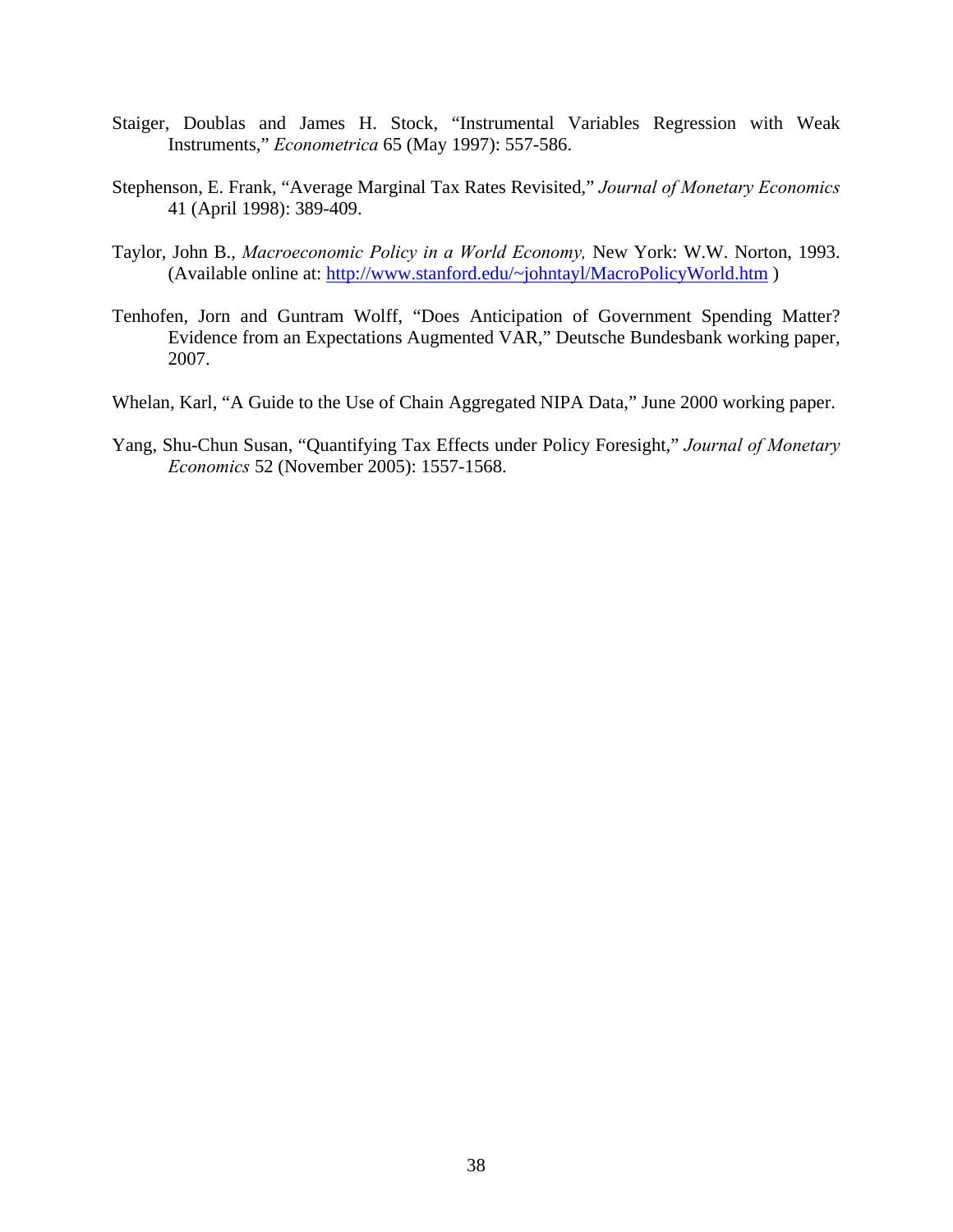Staiger, Doublas and James H. Stock, "Instrumental Variables Regression with Weak Instruments," *Econometrica* 65 (May 1997): 557-586.

Stephenson, E. Frank, "Average Marginal Tax Rates Revisited," *Journal of Monetary Economics* 41 (April 1998): 389-409.

Taylor, John B., *Macroeconomic Policy in a World Economy,* New York: W.W. Norton, 1993. (Available online at: http://www.stanford.edu/~johntayl/MacroPolicyWorld.htm )

Tenhofen, Jorn and Guntram Wolff, "Does Anticipation of Government Spending Matter? Evidence from an Expectations Augmented VAR," Deutsche Bundesbank working paper, 2007.

Whelan, Karl, "A Guide to the Use of Chain Aggregated NIPA Data," June 2000 working paper.

Yang, Shu-Chun Susan, "Quantifying Tax Effects under Policy Foresight," *Journal of Monetary Economics* 52 (November 2005): 1557-1568.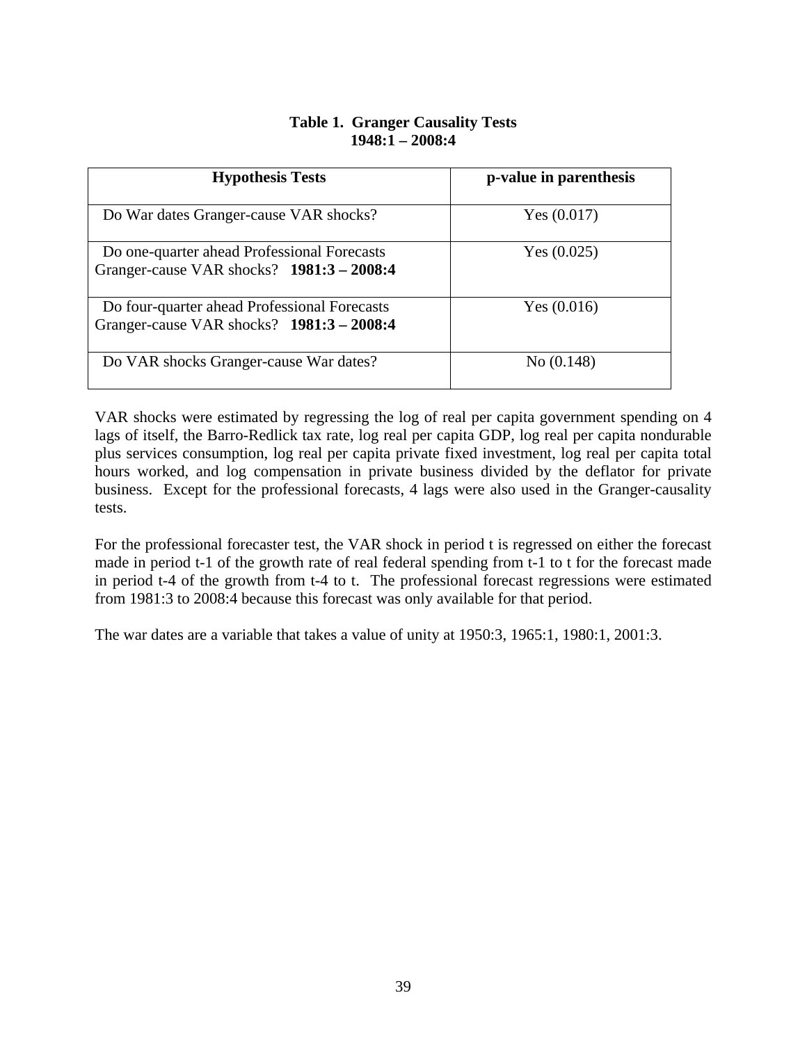**Table 1. Granger Causality Tests**
**1948:1 – 2008:4**

| Hypothesis Tests | p-value in parenthesis |
| --- | --- |
| Do War dates Granger-cause VAR shocks? | Yes (0.017) |
| Do one-quarter ahead Professional Forecasts Granger-cause VAR shocks? **1981:3 – 2008:4** | Yes (0.025) |
| Do four-quarter ahead Professional Forecasts Granger-cause VAR shocks? **1981:3 – 2008:4** | Yes (0.016) |
| Do VAR shocks Granger-cause War dates? | No (0.148) |

VAR shocks were estimated by regressing the log of real per capita government spending on 4 lags of itself, the Barro-Redlick tax rate, log real per capita GDP, log real per capita nondurable plus services consumption, log real per capita private fixed investment, log real per capita total hours worked, and log compensation in private business divided by the deflator for private business. Except for the professional forecasts, 4 lags were also used in the Granger-causality tests.

For the professional forecaster test, the VAR shock in period t is regressed on either the forecast made in period t-1 of the growth rate of real federal spending from t-1 to t for the forecast made in period t-4 of the growth from t-4 to t. The professional forecast regressions were estimated from 1981:3 to 2008:4 because this forecast was only available for that period.

The war dates are a variable that takes a value of unity at 1950:3, 1965:1, 1980:1, 2001:3.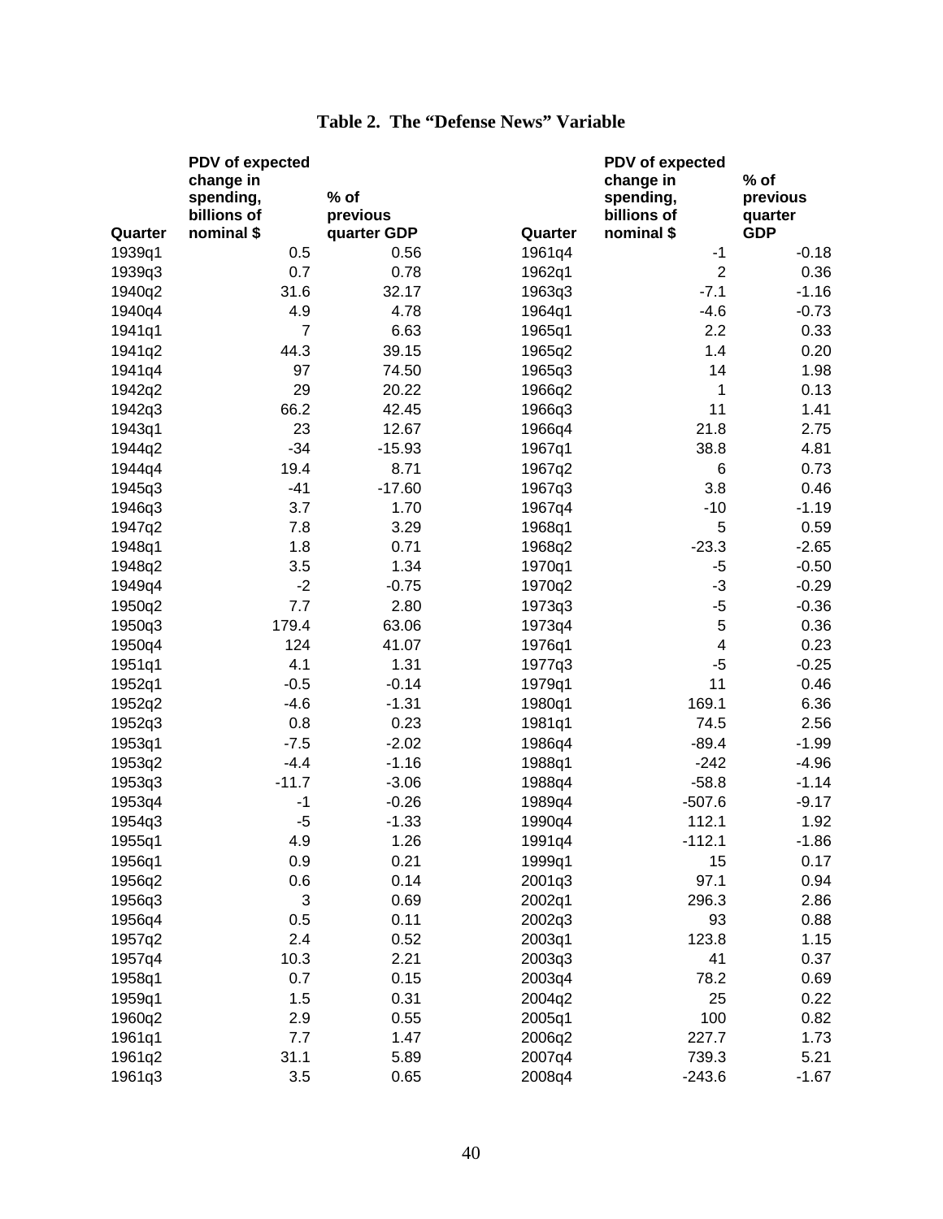**Table 2. The "Defense News" Variable**

| Quarter | PDV of expected change in spending, billions of nominal $ | % of previous quarter GDP | Quarter | PDV of expected change in spending, billions of nominal $ | % of previous quarter GDP |
|---|---|---|---|---|---|
| 1939q1 | 0.5 | 0.56 | 1961q4 | -1 | -0.18 |
| 1939q3 | 0.7 | 0.78 | 1962q1 | 2 | 0.36 |
| 1940q2 | 31.6 | 32.17 | 1963q3 | -7.1 | -1.16 |
| 1940q4 | 4.9 | 4.78 | 1964q1 | -4.6 | -0.73 |
| 1941q1 | 7 | 6.63 | 1965q1 | 2.2 | 0.33 |
| 1941q2 | 44.3 | 39.15 | 1965q2 | 1.4 | 0.20 |
| 1941q4 | 97 | 74.50 | 1965q3 | 14 | 1.98 |
| 1942q2 | 29 | 20.22 | 1966q2 | 1 | 0.13 |
| 1942q3 | 66.2 | 42.45 | 1966q3 | 11 | 1.41 |
| 1943q1 | 23 | 12.67 | 1966q4 | 21.8 | 2.75 |
| 1944q2 | -34 | -15.93 | 1967q1 | 38.8 | 4.81 |
| 1944q4 | 19.4 | 8.71 | 1967q2 | 6 | 0.73 |
| 1945q3 | -41 | -17.60 | 1967q3 | 3.8 | 0.46 |
| 1946q3 | 3.7 | 1.70 | 1967q4 | -10 | -1.19 |
| 1947q2 | 7.8 | 3.29 | 1968q1 | 5 | 0.59 |
| 1948q1 | 1.8 | 0.71 | 1968q2 | -23.3 | -2.65 |
| 1948q2 | 3.5 | 1.34 | 1970q1 | -5 | -0.50 |
| 1949q4 | -2 | -0.75 | 1970q2 | -3 | -0.29 |
| 1950q2 | 7.7 | 2.80 | 1973q3 | -5 | -0.36 |
| 1950q3 | 179.4 | 63.06 | 1973q4 | 5 | 0.36 |
| 1950q4 | 124 | 41.07 | 1976q1 | 4 | 0.23 |
| 1951q1 | 4.1 | 1.31 | 1977q3 | -5 | -0.25 |
| 1952q1 | -0.5 | -0.14 | 1979q1 | 11 | 0.46 |
| 1952q2 | -4.6 | -1.31 | 1980q1 | 169.1 | 6.36 |
| 1952q3 | 0.8 | 0.23 | 1981q1 | 74.5 | 2.56 |
| 1953q1 | -7.5 | -2.02 | 1986q4 | -89.4 | -1.99 |
| 1953q2 | -4.4 | -1.16 | 1988q1 | -242 | -4.96 |
| 1953q3 | -11.7 | -3.06 | 1988q4 | -58.8 | -1.14 |
| 1953q4 | -1 | -0.26 | 1989q4 | -507.6 | -9.17 |
| 1954q3 | -5 | -1.33 | 1990q4 | 112.1 | 1.92 |
| 1955q1 | 4.9 | 1.26 | 1991q4 | -112.1 | -1.86 |
| 1956q1 | 0.9 | 0.21 | 1999q1 | 15 | 0.17 |
| 1956q2 | 0.6 | 0.14 | 2001q3 | 97.1 | 0.94 |
| 1956q3 | 3 | 0.69 | 2002q1 | 296.3 | 2.86 |
| 1956q4 | 0.5 | 0.11 | 2002q3 | 93 | 0.88 |
| 1957q2 | 2.4 | 0.52 | 2003q1 | 123.8 | 1.15 |
| 1957q4 | 10.3 | 2.21 | 2003q3 | 41 | 0.37 |
| 1958q1 | 0.7 | 0.15 | 2003q4 | 78.2 | 0.69 |
| 1959q1 | 1.5 | 0.31 | 2004q2 | 25 | 0.22 |
| 1960q2 | 2.9 | 0.55 | 2005q1 | 100 | 0.82 |
| 1961q1 | 7.7 | 1.47 | 2006q2 | 227.7 | 1.73 |
| 1961q2 | 31.1 | 5.89 | 2007q4 | 739.3 | 5.21 |
| 1961q3 | 3.5 | 0.65 | 2008q4 | -243.6 | -1.67 |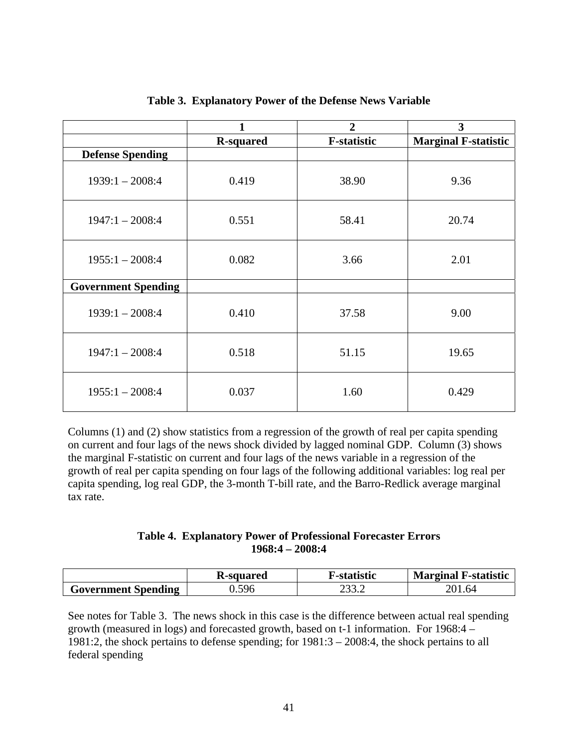**Table 3. Explanatory Power of the Defense News Variable**

| | 1 | 2 | 3 |
|---|---|---|---|
| | **R-squared** | **F-statistic** | **Marginal F-statistic** |
| **Defense Spending** | | | |
| 1939:1 – 2008:4 | 0.419 | 38.90 | 9.36 |
| 1947:1 – 2008:4 | 0.551 | 58.41 | 20.74 |
| 1955:1 – 2008:4 | 0.082 | 3.66 | 2.01 |
| **Government Spending** | | | |
| 1939:1 – 2008:4 | 0.410 | 37.58 | 9.00 |
| 1947:1 – 2008:4 | 0.518 | 51.15 | 19.65 |
| 1955:1 – 2008:4 | 0.037 | 1.60 | 0.429 |

Columns (1) and (2) show statistics from a regression of the growth of real per capita spending on current and four lags of the news shock divided by lagged nominal GDP. Column (3) shows the marginal F-statistic on current and four lags of the news variable in a regression of the growth of real per capita spending on four lags of the following additional variables: log real per capita spending, log real GDP, the 3-month T-bill rate, and the Barro-Redlick average marginal tax rate.

**Table 4. Explanatory Power of Professional Forecaster Errors**
**1968:4 – 2008:4**

| | **R-squared** | **F-statistic** | **Marginal F-statistic** |
|---|---|---|---|
| **Government Spending** | 0.596 | 233.2 | 201.64 |

See notes for Table 3. The news shock in this case is the difference between actual real spending growth (measured in logs) and forecasted growth, based on t-1 information. For 1968:4 – 1981:2, the shock pertains to defense spending; for 1981:3 – 2008:4, the shock pertains to all federal spending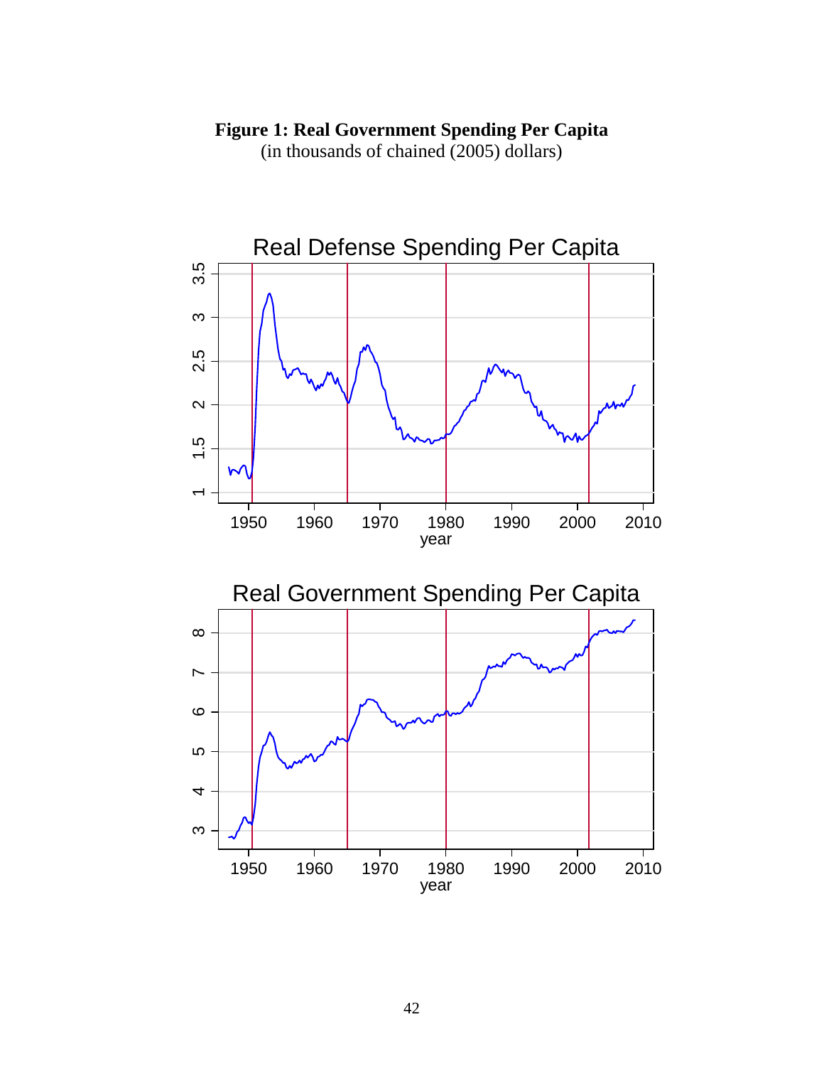**Figure 1: Real Government Spending Per Capita**
(in thousands of chained (2005) dollars)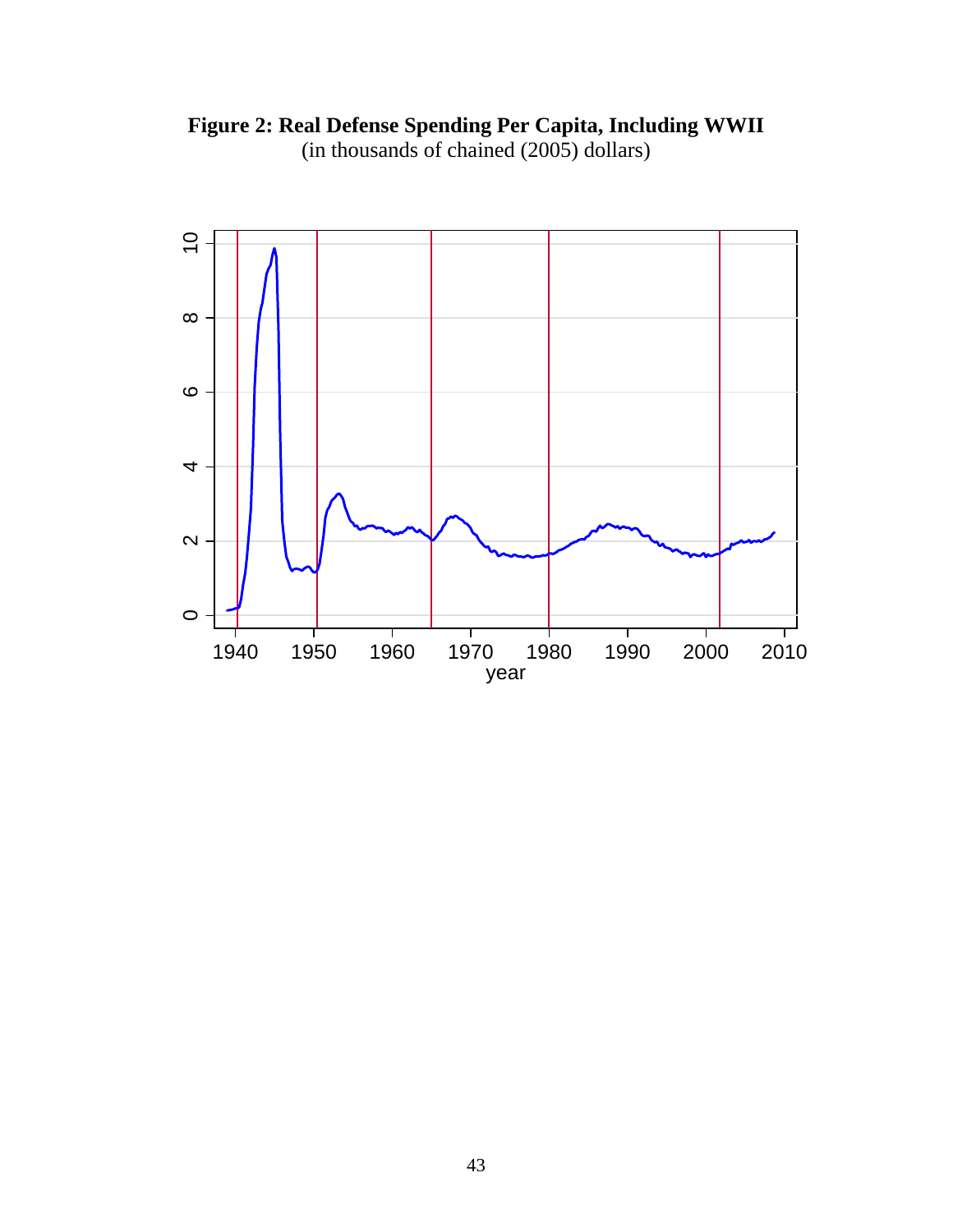**Figure 2: Real Defense Spending Per Capita, Including WWII**
(in thousands of chained (2005) dollars)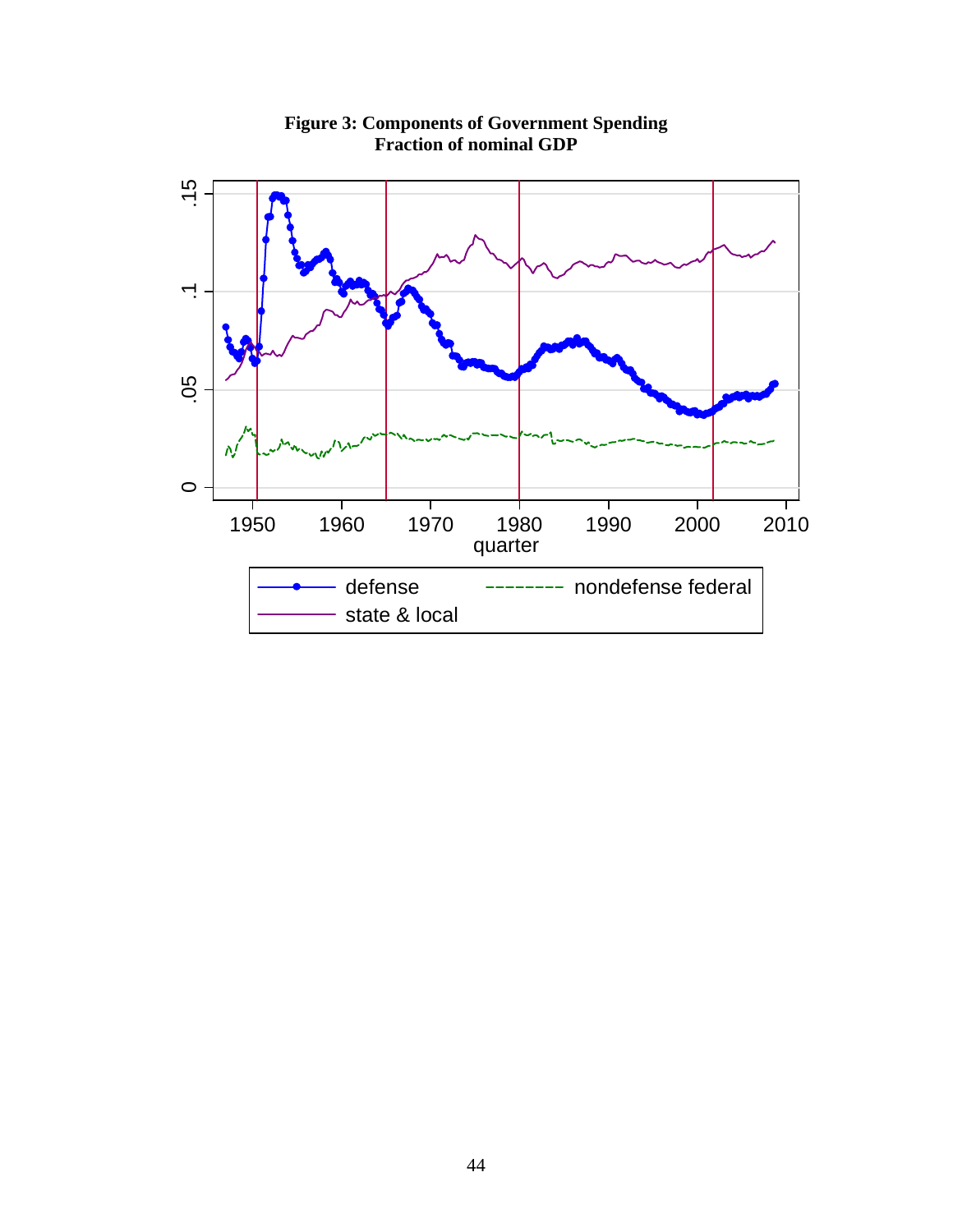**Figure 3: Components of Government Spending**
**Fraction of nominal GDP**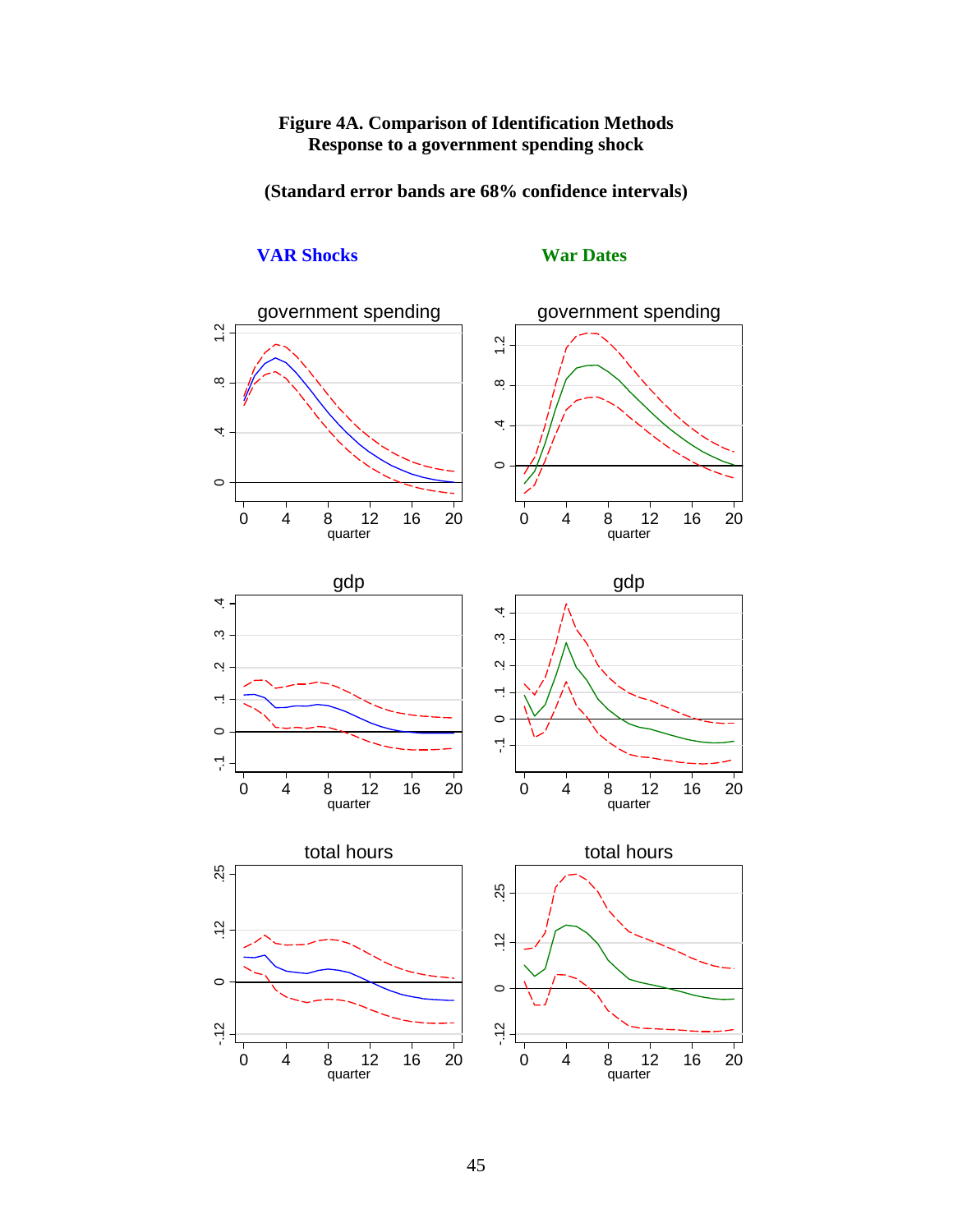**Figure 4A. Comparison of Identification Methods**
**Response to a government spending shock**

**(Standard error bands are 68% confidence intervals)**

**VAR Shocks** | **War Dates**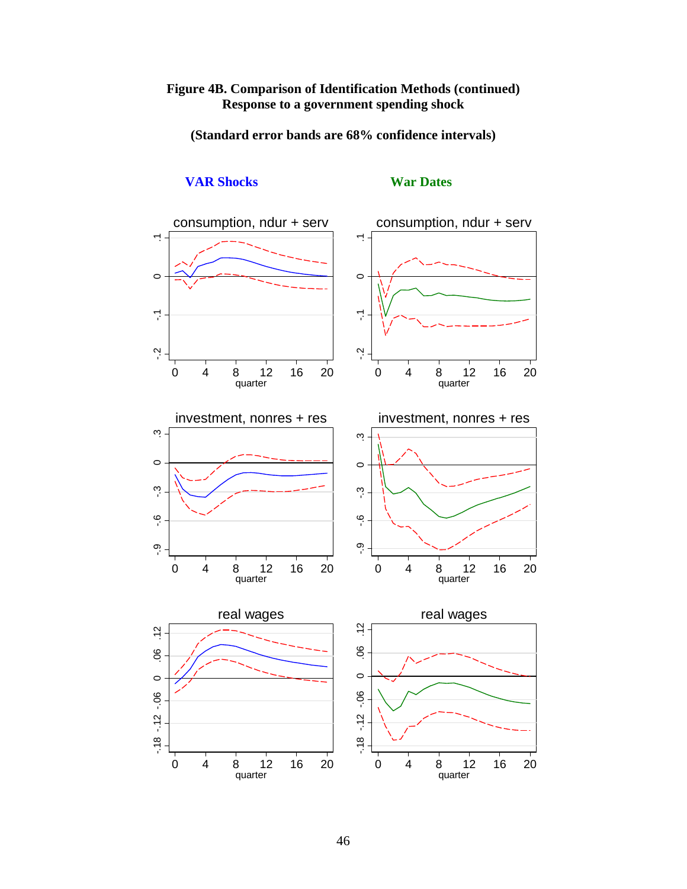**Figure 4B. Comparison of Identification Methods (continued)**
**Response to a government spending shock**

**(Standard error bands are 68% confidence intervals)**

**VAR Shocks** **War Dates**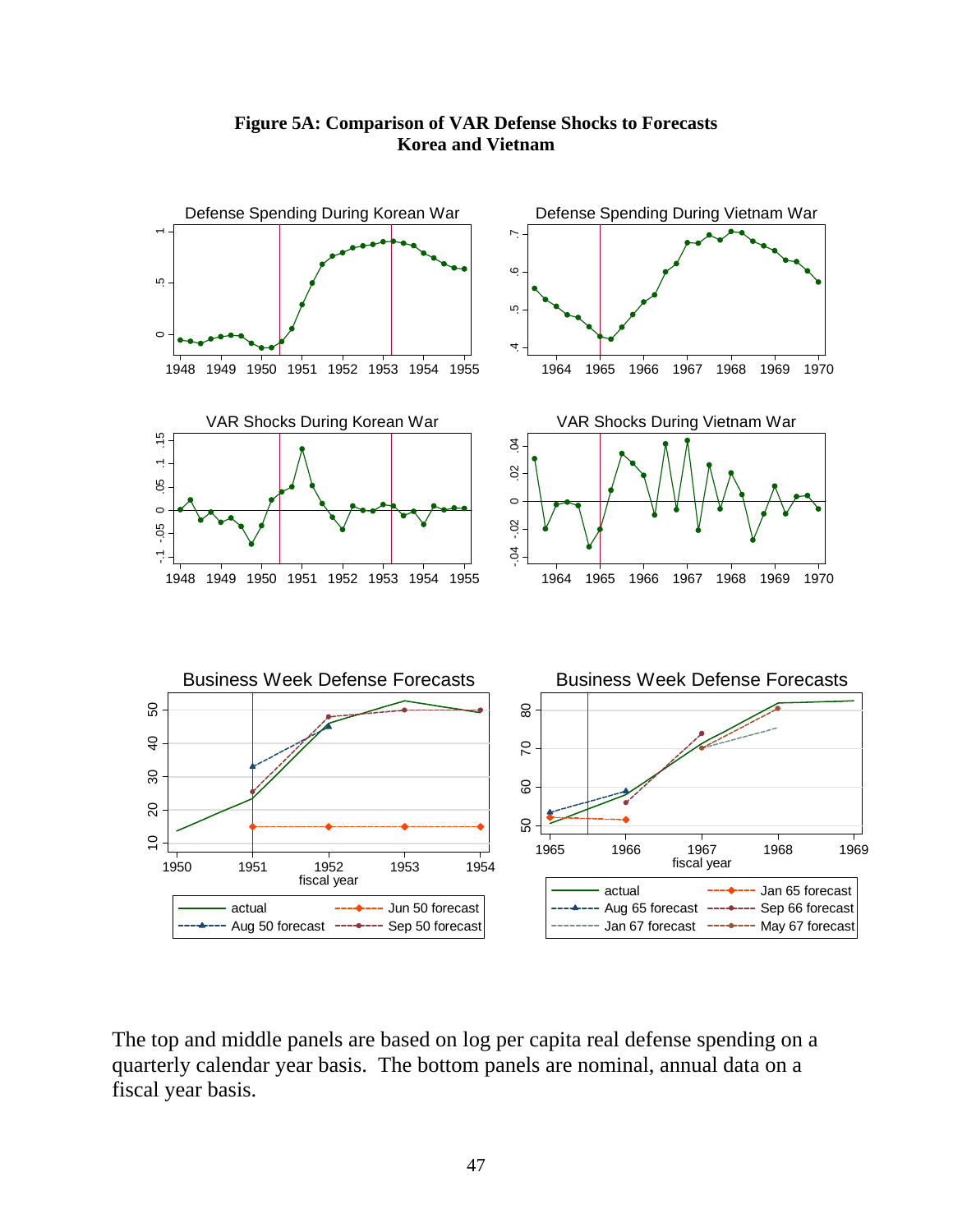**Figure 5A: Comparison of VAR Defense Shocks to Forecasts**
**Korea and Vietnam**

The top and middle panels are based on log per capita real defense spending on a quarterly calendar year basis. The bottom panels are nominal, annual data on a fiscal year basis.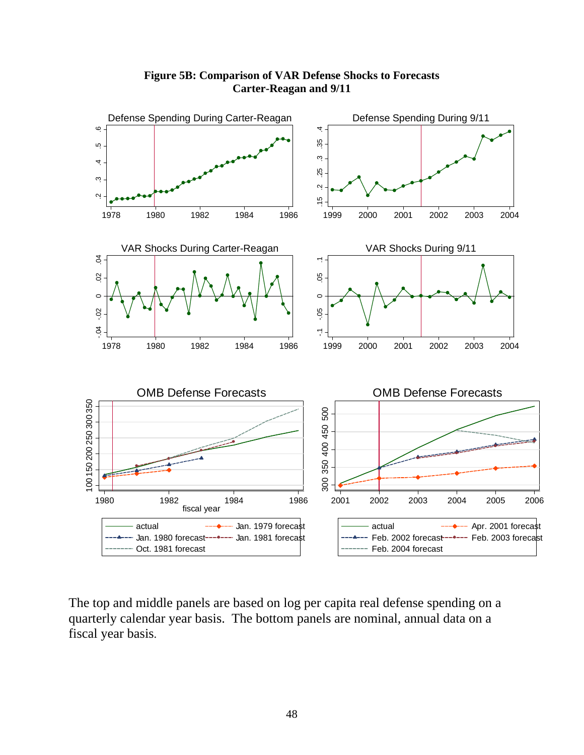**Figure 5B: Comparison of VAR Defense Shocks to Forecasts**
**Carter-Reagan and 9/11**

The top and middle panels are based on log per capita real defense spending on a quarterly calendar year basis. The bottom panels are nominal, annual data on a fiscal year basis.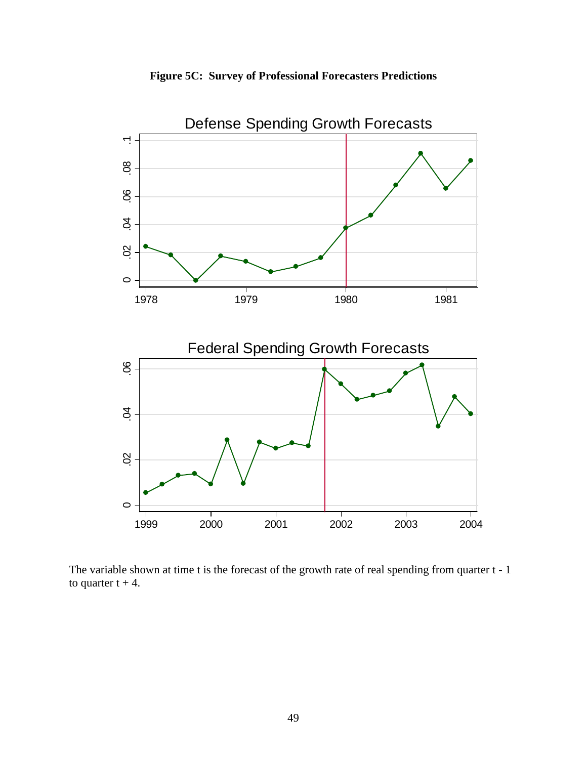**Figure 5C: Survey of Professional Forecasters Predictions**

The variable shown at time t is the forecast of the growth rate of real spending from quarter t - 1 to quarter t + 4.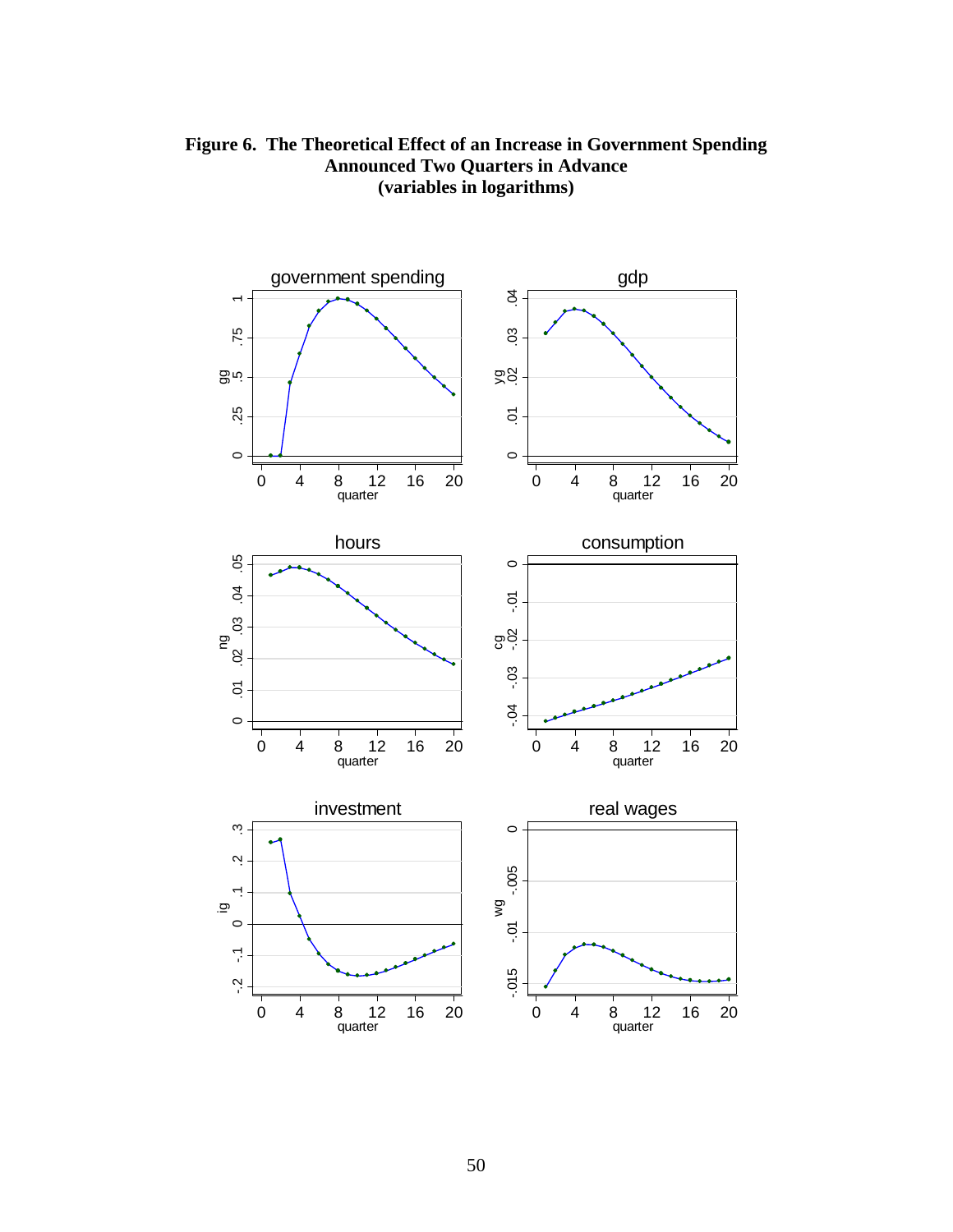**Figure 6. The Theoretical Effect of an Increase in Government Spending Announced Two Quarters in Advance (variables in logarithms)**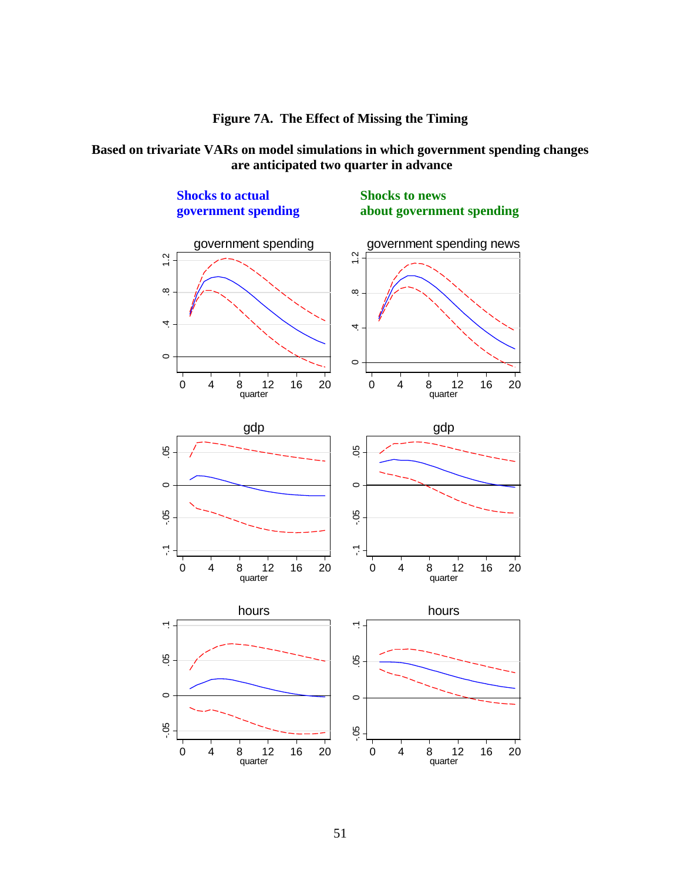**Figure 7A. The Effect of Missing the Timing**

**Based on trivariate VARs on model simulations in which government spending changes are anticipated two quarter in advance**

**Shocks to actual government spending**

**Shocks to news about government spending**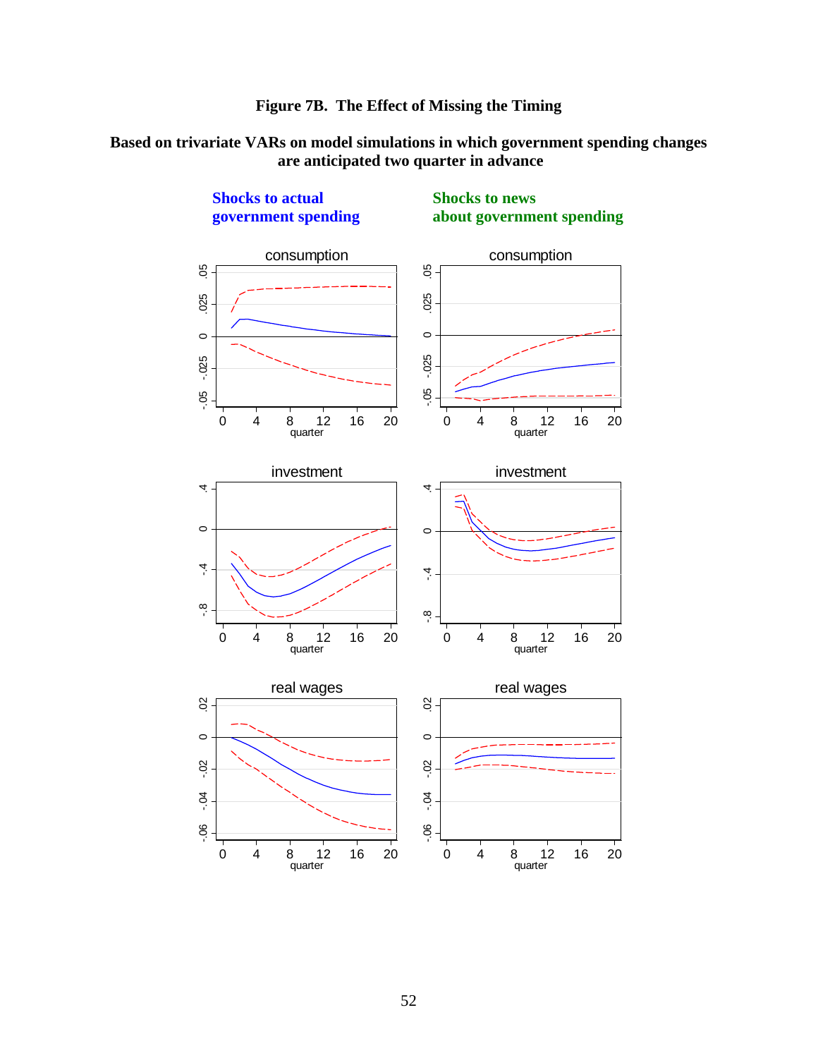**Figure 7B. The Effect of Missing the Timing**

**Based on trivariate VARs on model simulations in which government spending changes are anticipated two quarter in advance**

**Shocks to actual government spending** | **Shocks to news about government spending**

consumption | consumption

investment | investment

real wages | real wages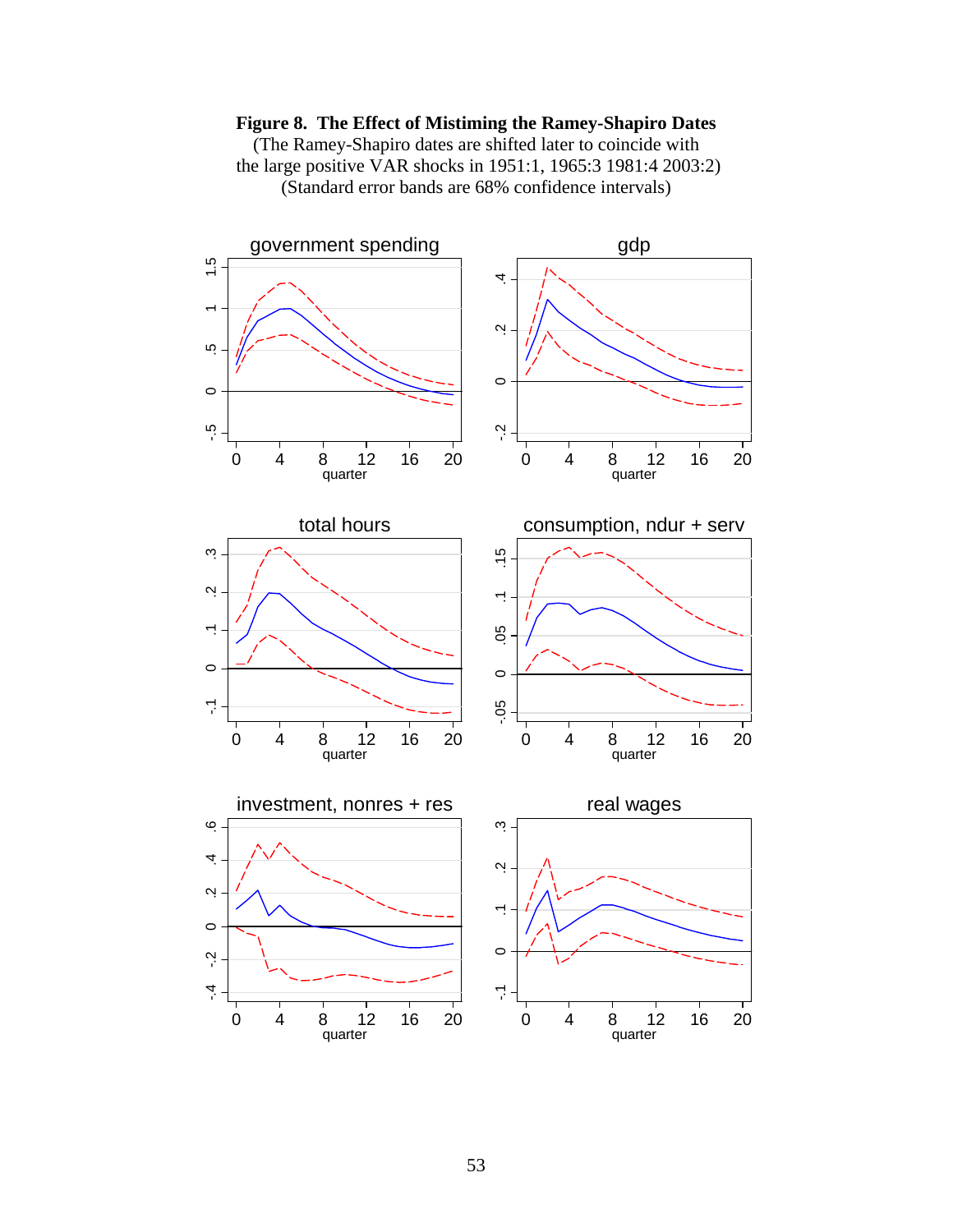**Figure 8. The Effect of Mistiming the Ramey-Shapiro Dates**
(The Ramey-Shapiro dates are shifted later to coincide with the large positive VAR shocks in 1951:1, 1965:3 1981:4 2003:2)
(Standard error bands are 68% confidence intervals)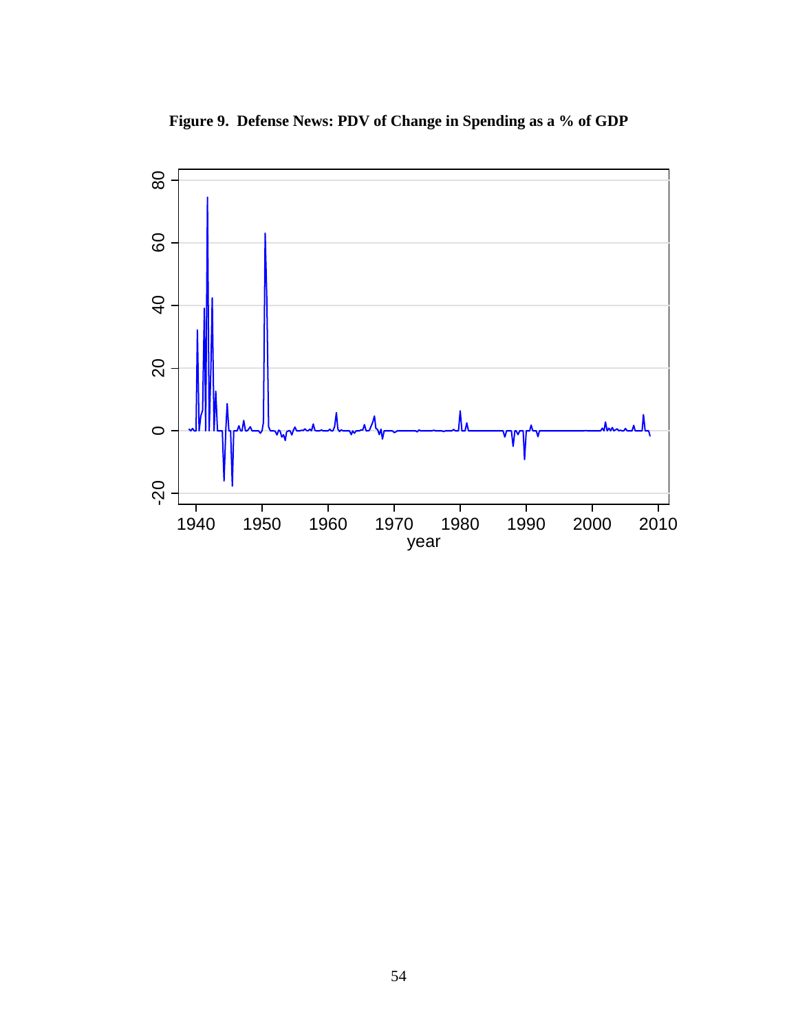**Figure 9. Defense News: PDV of Change in Spending as a % of GDP**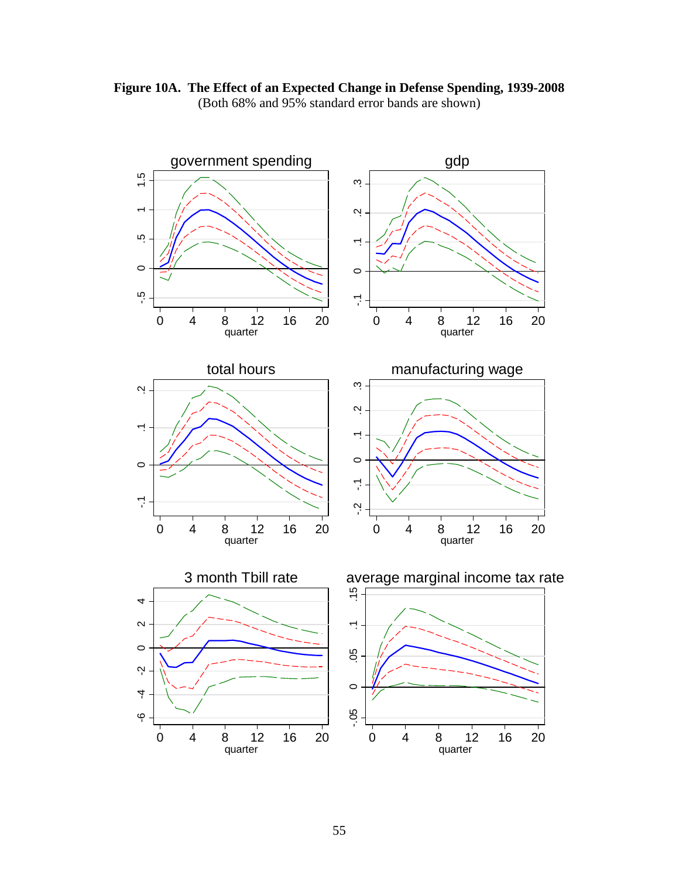**Figure 10A. The Effect of an Expected Change in Defense Spending, 1939-2008**
(Both 68% and 95% standard error bands are shown)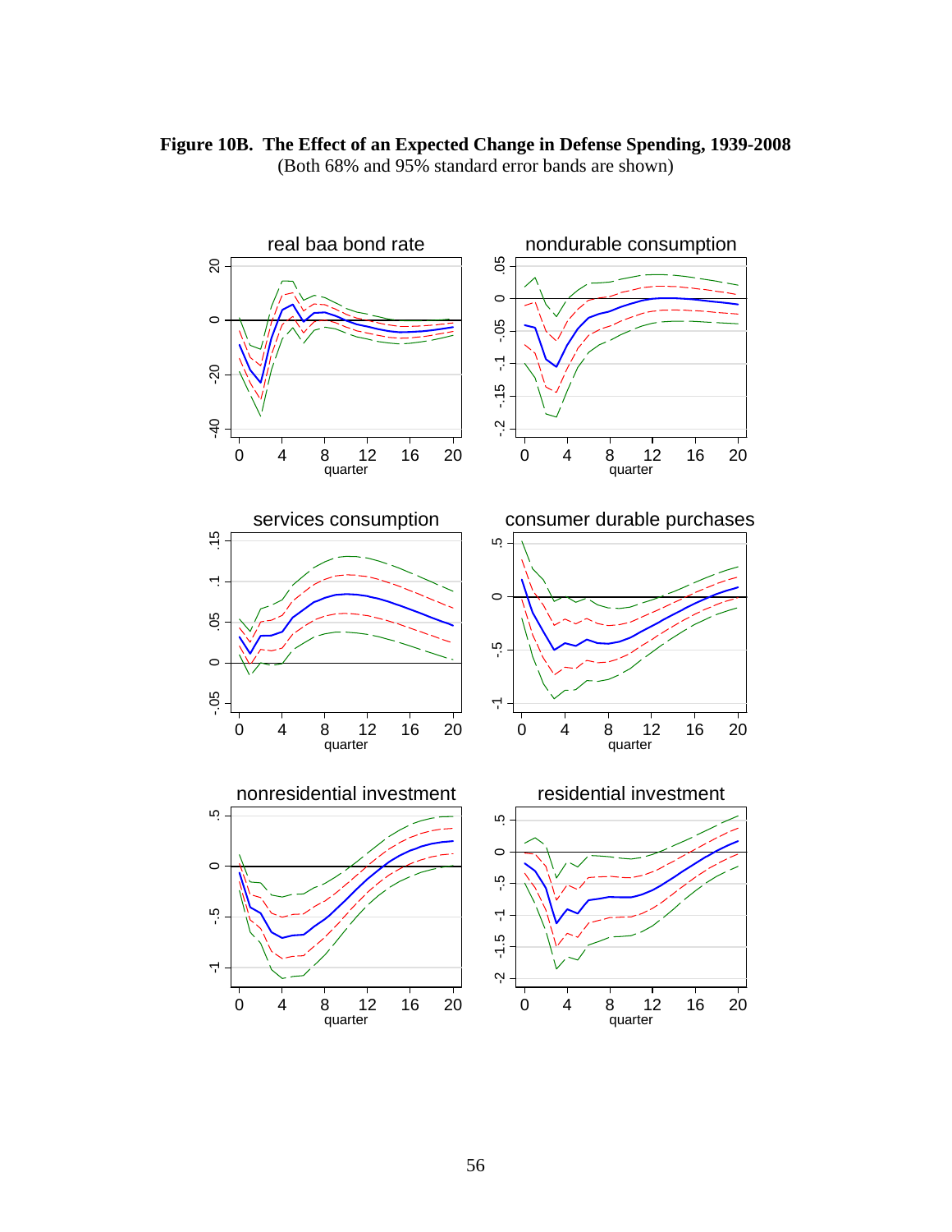**Figure 10B. The Effect of an Expected Change in Defense Spending, 1939-2008**

(Both 68% and 95% standard error bands are shown)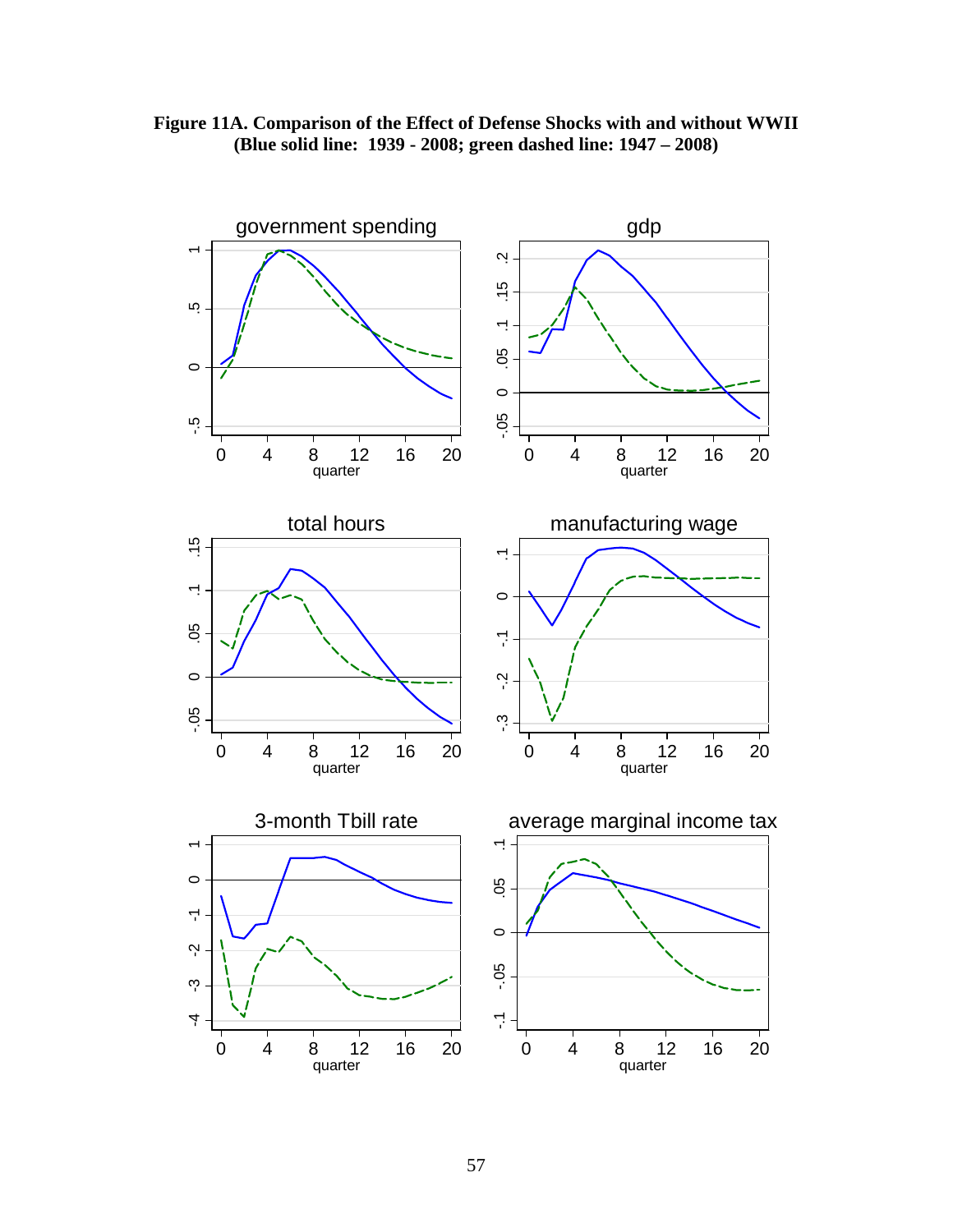**Figure 11A. Comparison of the Effect of Defense Shocks with and without WWII**
**(Blue solid line: 1939 - 2008; green dashed line: 1947 – 2008)**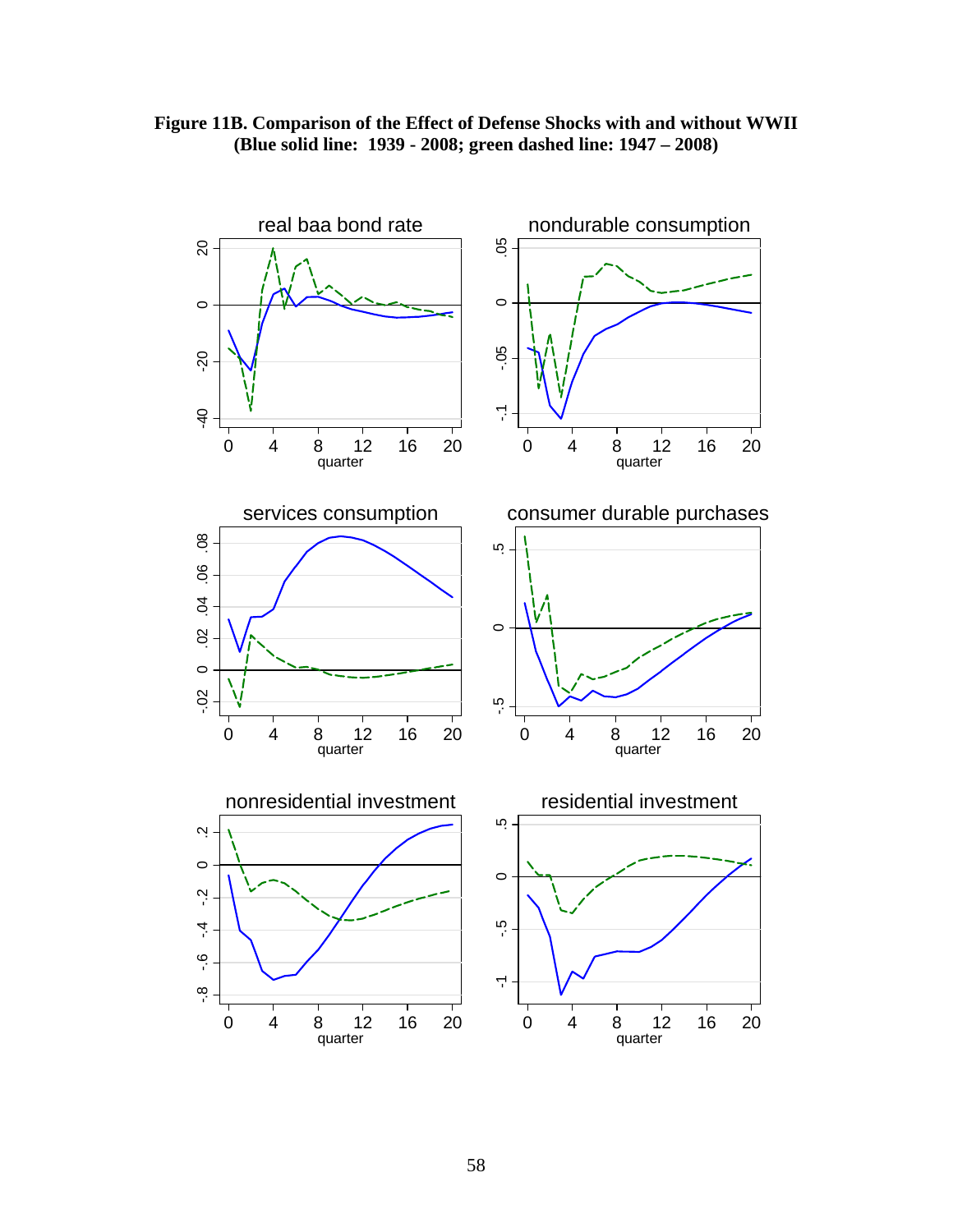**Figure 11B. Comparison of the Effect of Defense Shocks with and without WWII (Blue solid line: 1939 - 2008; green dashed line: 1947 – 2008)**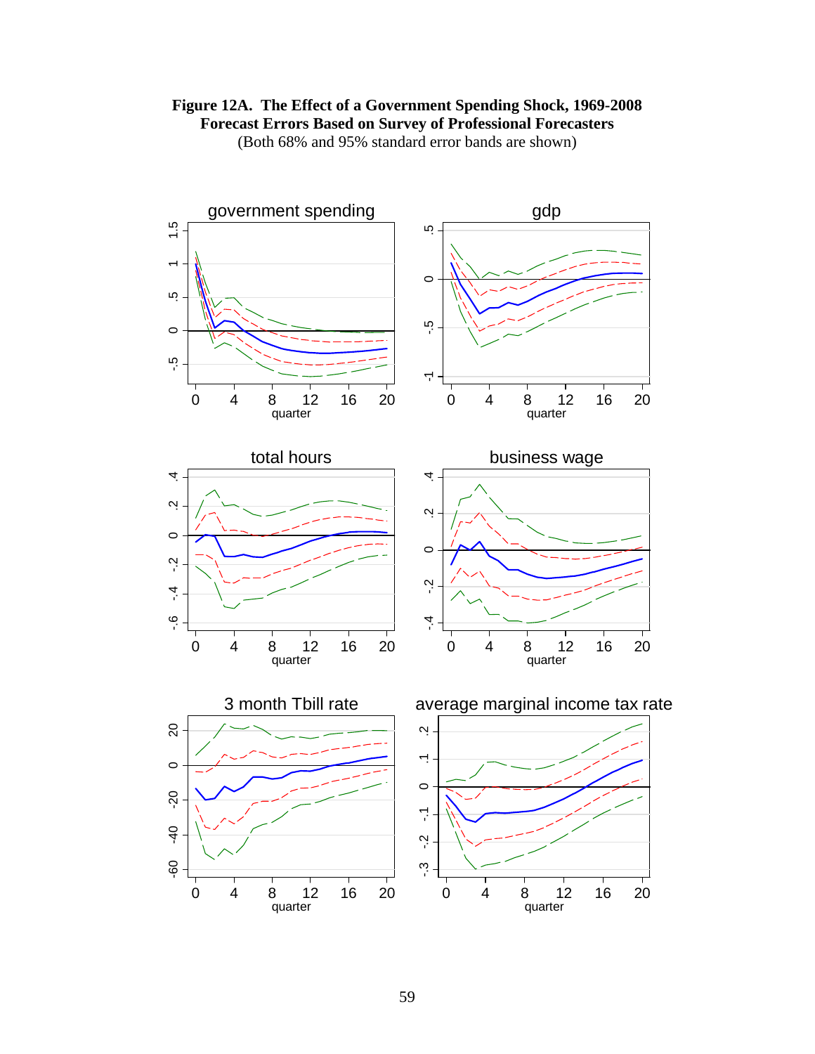**Figure 12A. The Effect of a Government Spending Shock, 1969-2008**
**Forecast Errors Based on Survey of Professional Forecasters**
(Both 68% and 95% standard error bands are shown)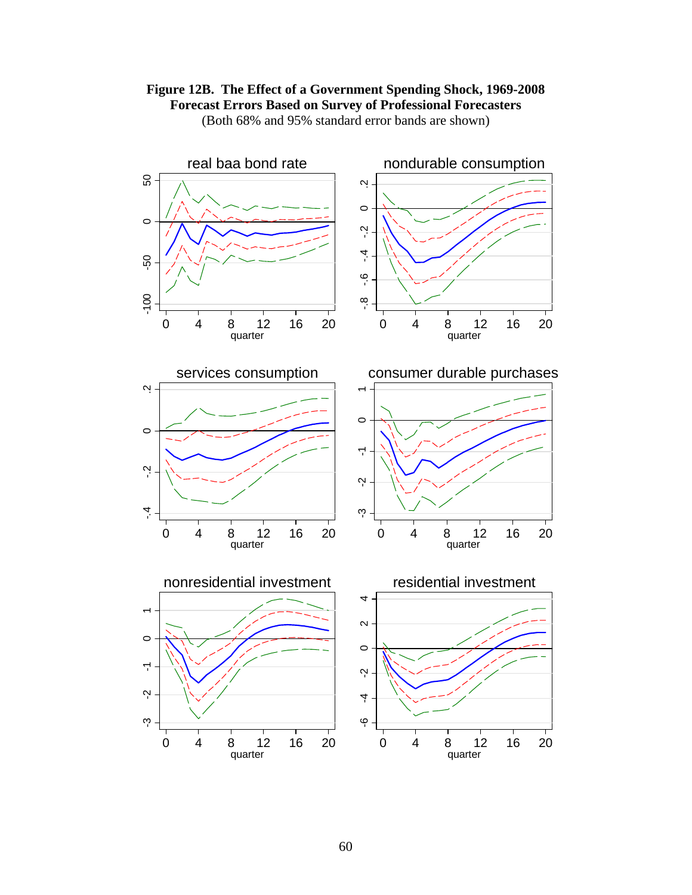**Figure 12B. The Effect of a Government Spending Shock, 1969-2008**
**Forecast Errors Based on Survey of Professional Forecasters**
(Both 68% and 95% standard error bands are shown)

real baa bond rate

50
0
-50
-100

0 4 8 12 16 20
quarter

nondurable consumption

.2
0
-.2
-.4
-.6
-.8

0 4 8 12 16 20
quarter

services consumption

.2
0
-.2
-.4

0 4 8 12 16 20
quarter

consumer durable purchases

1
0
-1
-2
-3

0 4 8 12 16 20
quarter

nonresidential investment

1
0
-1
-2
-3

0 4 8 12 16 20
quarter

residential investment

4
2
0
-2
-4
-6

0 4 8 12 16 20
quarter